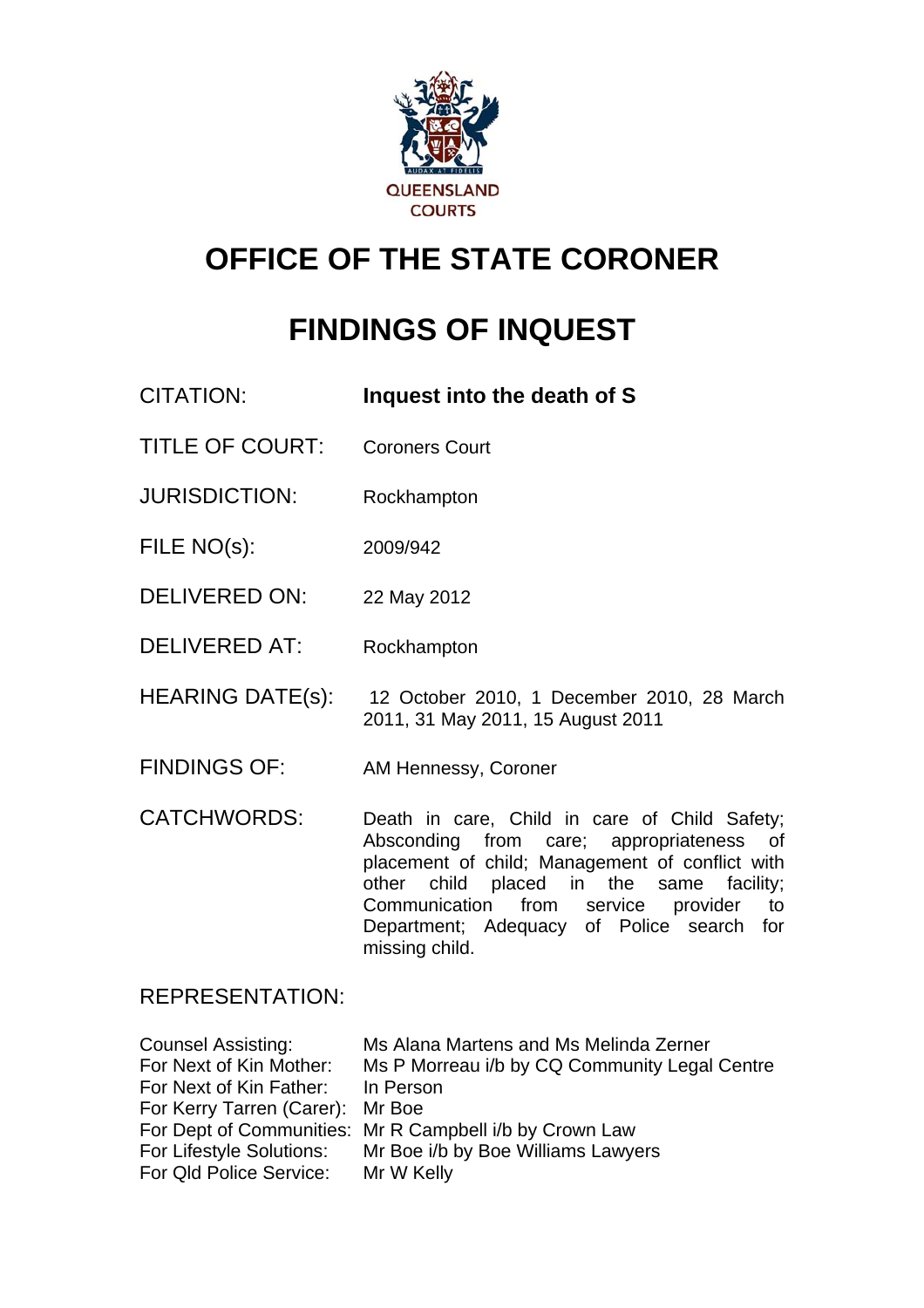QUEENSLAND COURTS

# OFFICE OF THE STATE CORONER

# FINDINGS OF INQUEST

| | |
|---|---|
| CITATION: | **Inquest into the death of S** |
| TITLE OF COURT: | Coroners Court |
| JURISDICTION: | Rockhampton |
| FILE NO(s): | 2009/942 |
| DELIVERED ON: | 22 May 2012 |
| DELIVERED AT: | Rockhampton |
| HEARING DATE(s): | 12 October 2010, 1 December 2010, 28 March 2011, 31 May 2011, 15 August 2011 |
| FINDINGS OF: | AM Hennessy, Coroner |
| CATCHWORDS: | Death in care, Child in care of Child Safety; Absconding from care; appropriateness of placement of child; Management of conflict with other child placed in the same facility; Communication from service provider to Department; Adequacy of Police search for missing child. |

REPRESENTATION:

| | |
|---|---|
| Counsel Assisting: | Ms Alana Martens and Ms Melinda Zerner |
| For Next of Kin Mother: | Ms P Morreau i/b by CQ Community Legal Centre |
| For Next of Kin Father: | In Person |
| For Kerry Tarren (Carer): | Mr Boe |
| For Dept of Communities: | Mr R Campbell i/b by Crown Law |
| For Lifestyle Solutions: | Mr Boe i/b by Boe Williams Lawyers |
| For Qld Police Service: | Mr W Kelly |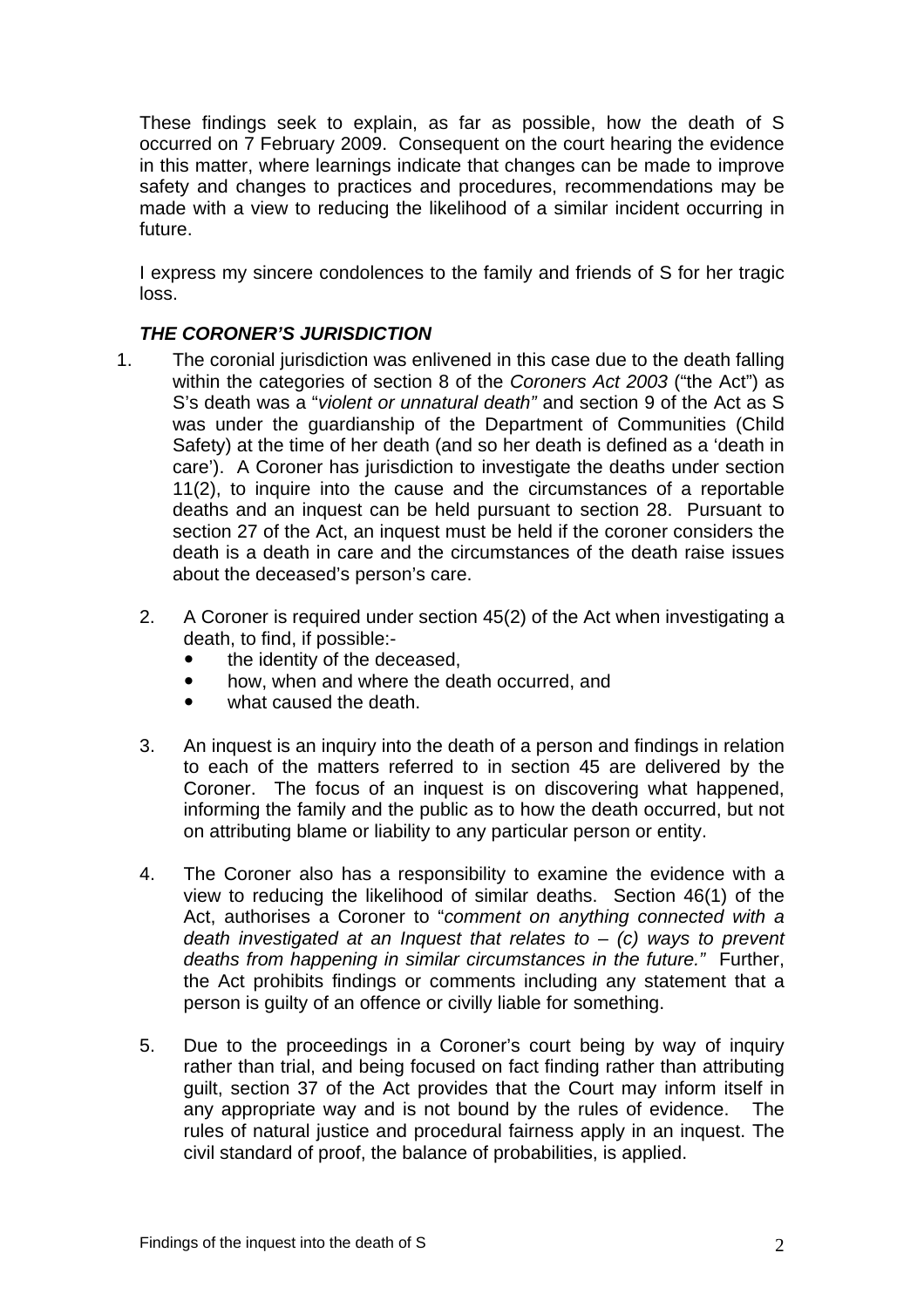These findings seek to explain, as far as possible, how the death of S occurred on 7 February 2009. Consequent on the court hearing the evidence in this matter, where learnings indicate that changes can be made to improve safety and changes to practices and procedures, recommendations may be made with a view to reducing the likelihood of a similar incident occurring in future.

I express my sincere condolences to the family and friends of S for her tragic loss.

### *THE CORONER'S JURISDICTION*

1. The coronial jurisdiction was enlivened in this case due to the death falling within the categories of section 8 of the *Coroners Act 2003* ("the Act") as S's death was a "*violent or unnatural death"* and section 9 of the Act as S was under the guardianship of the Department of Communities (Child Safety) at the time of her death (and so her death is defined as a 'death in care'). A Coroner has jurisdiction to investigate the deaths under section 11(2), to inquire into the cause and the circumstances of a reportable deaths and an inquest can be held pursuant to section 28. Pursuant to section 27 of the Act, an inquest must be held if the coroner considers the death is a death in care and the circumstances of the death raise issues about the deceased's person's care.

2. A Coroner is required under section 45(2) of the Act when investigating a death, to find, if possible:-
   - the identity of the deceased,
   - how, when and where the death occurred, and
   - what caused the death.

3. An inquest is an inquiry into the death of a person and findings in relation to each of the matters referred to in section 45 are delivered by the Coroner. The focus of an inquest is on discovering what happened, informing the family and the public as to how the death occurred, but not on attributing blame or liability to any particular person or entity.

4. The Coroner also has a responsibility to examine the evidence with a view to reducing the likelihood of similar deaths. Section 46(1) of the Act, authorises a Coroner to "*comment on anything connected with a death investigated at an Inquest that relates to – (c) ways to prevent deaths from happening in similar circumstances in the future."* Further, the Act prohibits findings or comments including any statement that a person is guilty of an offence or civilly liable for something.

5. Due to the proceedings in a Coroner's court being by way of inquiry rather than trial, and being focused on fact finding rather than attributing guilt, section 37 of the Act provides that the Court may inform itself in any appropriate way and is not bound by the rules of evidence. The rules of natural justice and procedural fairness apply in an inquest. The civil standard of proof, the balance of probabilities, is applied.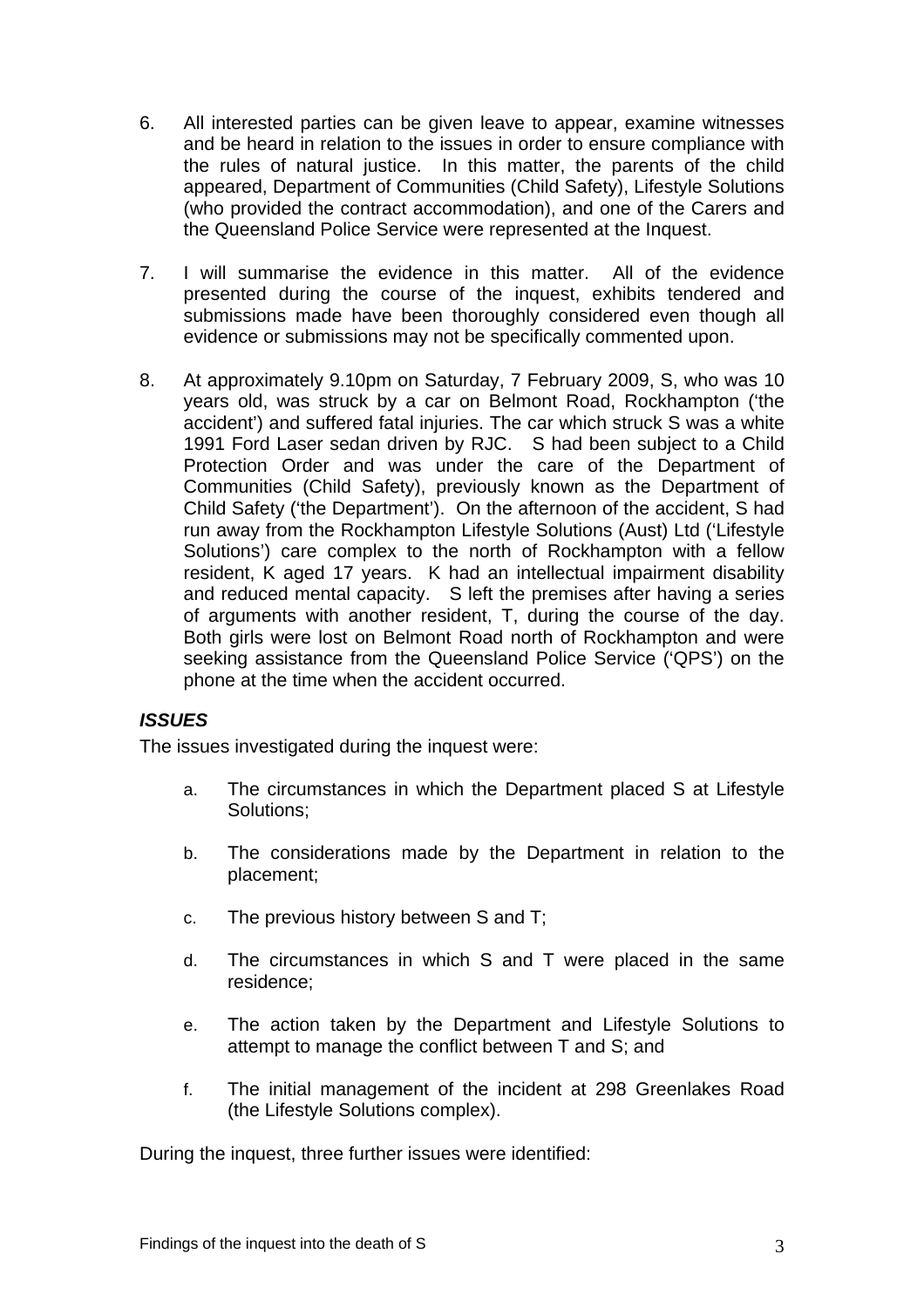6. All interested parties can be given leave to appear, examine witnesses and be heard in relation to the issues in order to ensure compliance with the rules of natural justice. In this matter, the parents of the child appeared, Department of Communities (Child Safety), Lifestyle Solutions (who provided the contract accommodation), and one of the Carers and the Queensland Police Service were represented at the Inquest.

7. I will summarise the evidence in this matter. All of the evidence presented during the course of the inquest, exhibits tendered and submissions made have been thoroughly considered even though all evidence or submissions may not be specifically commented upon.

8. At approximately 9.10pm on Saturday, 7 February 2009, S, who was 10 years old, was struck by a car on Belmont Road, Rockhampton ('the accident') and suffered fatal injuries. The car which struck S was a white 1991 Ford Laser sedan driven by RJC. S had been subject to a Child Protection Order and was under the care of the Department of Communities (Child Safety), previously known as the Department of Child Safety ('the Department'). On the afternoon of the accident, S had run away from the Rockhampton Lifestyle Solutions (Aust) Ltd ('Lifestyle Solutions') care complex to the north of Rockhampton with a fellow resident, K aged 17 years. K had an intellectual impairment disability and reduced mental capacity. S left the premises after having a series of arguments with another resident, T, during the course of the day. Both girls were lost on Belmont Road north of Rockhampton and were seeking assistance from the Queensland Police Service ('QPS') on the phone at the time when the accident occurred.

### *ISSUES*

The issues investigated during the inquest were:

a. The circumstances in which the Department placed S at Lifestyle Solutions;

b. The considerations made by the Department in relation to the placement;

c. The previous history between S and T;

d. The circumstances in which S and T were placed in the same residence;

e. The action taken by the Department and Lifestyle Solutions to attempt to manage the conflict between T and S; and

f. The initial management of the incident at 298 Greenlakes Road (the Lifestyle Solutions complex).

During the inquest, three further issues were identified: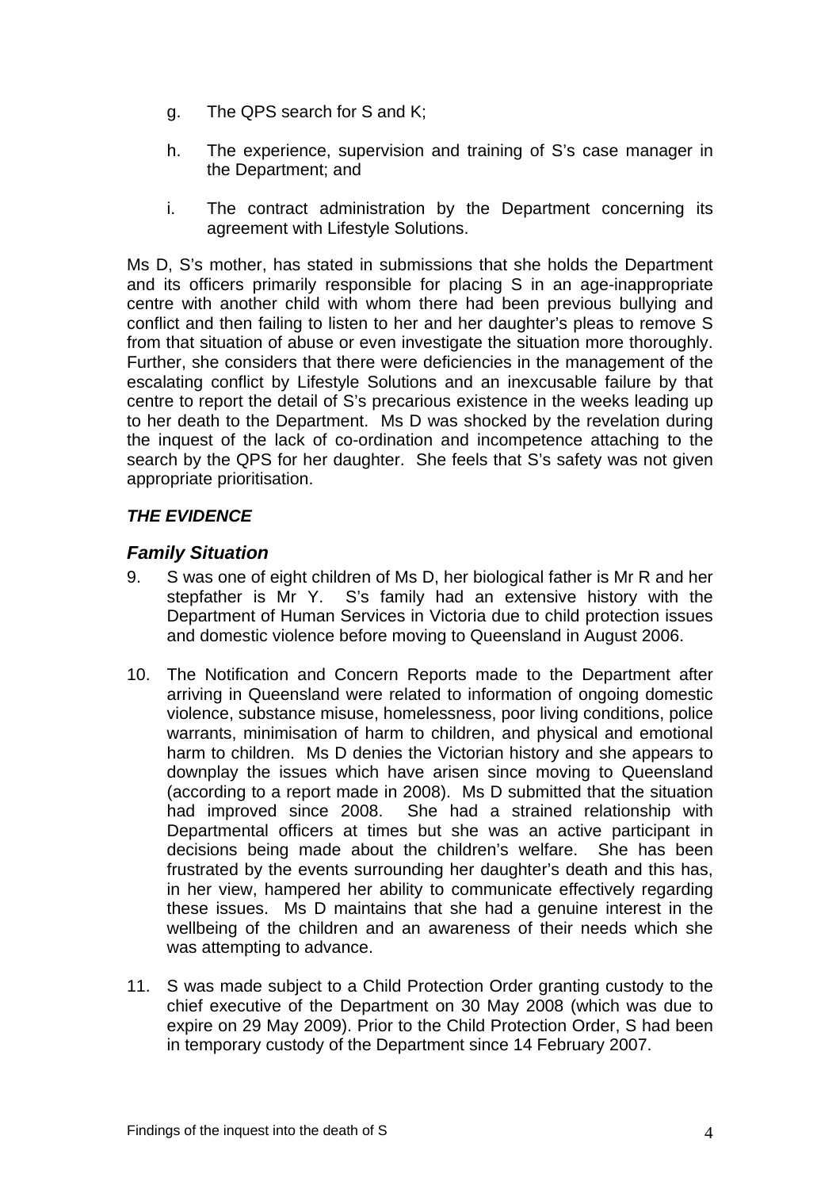g. The QPS search for S and K;

h. The experience, supervision and training of S's case manager in the Department; and

i. The contract administration by the Department concerning its agreement with Lifestyle Solutions.

Ms D, S's mother, has stated in submissions that she holds the Department and its officers primarily responsible for placing S in an age-inappropriate centre with another child with whom there had been previous bullying and conflict and then failing to listen to her and her daughter's pleas to remove S from that situation of abuse or even investigate the situation more thoroughly. Further, she considers that there were deficiencies in the management of the escalating conflict by Lifestyle Solutions and an inexcusable failure by that centre to report the detail of S's precarious existence in the weeks leading up to her death to the Department. Ms D was shocked by the revelation during the inquest of the lack of co-ordination and incompetence attaching to the search by the QPS for her daughter. She feels that S's safety was not given appropriate prioritisation.

## *THE EVIDENCE*

### *Family Situation*

9. S was one of eight children of Ms D, her biological father is Mr R and her stepfather is Mr Y. S's family had an extensive history with the Department of Human Services in Victoria due to child protection issues and domestic violence before moving to Queensland in August 2006.

10. The Notification and Concern Reports made to the Department after arriving in Queensland were related to information of ongoing domestic violence, substance misuse, homelessness, poor living conditions, police warrants, minimisation of harm to children, and physical and emotional harm to children. Ms D denies the Victorian history and she appears to downplay the issues which have arisen since moving to Queensland (according to a report made in 2008). Ms D submitted that the situation had improved since 2008. She had a strained relationship with Departmental officers at times but she was an active participant in decisions being made about the children's welfare. She has been frustrated by the events surrounding her daughter's death and this has, in her view, hampered her ability to communicate effectively regarding these issues. Ms D maintains that she had a genuine interest in the wellbeing of the children and an awareness of their needs which she was attempting to advance.

11. S was made subject to a Child Protection Order granting custody to the chief executive of the Department on 30 May 2008 (which was due to expire on 29 May 2009). Prior to the Child Protection Order, S had been in temporary custody of the Department since 14 February 2007.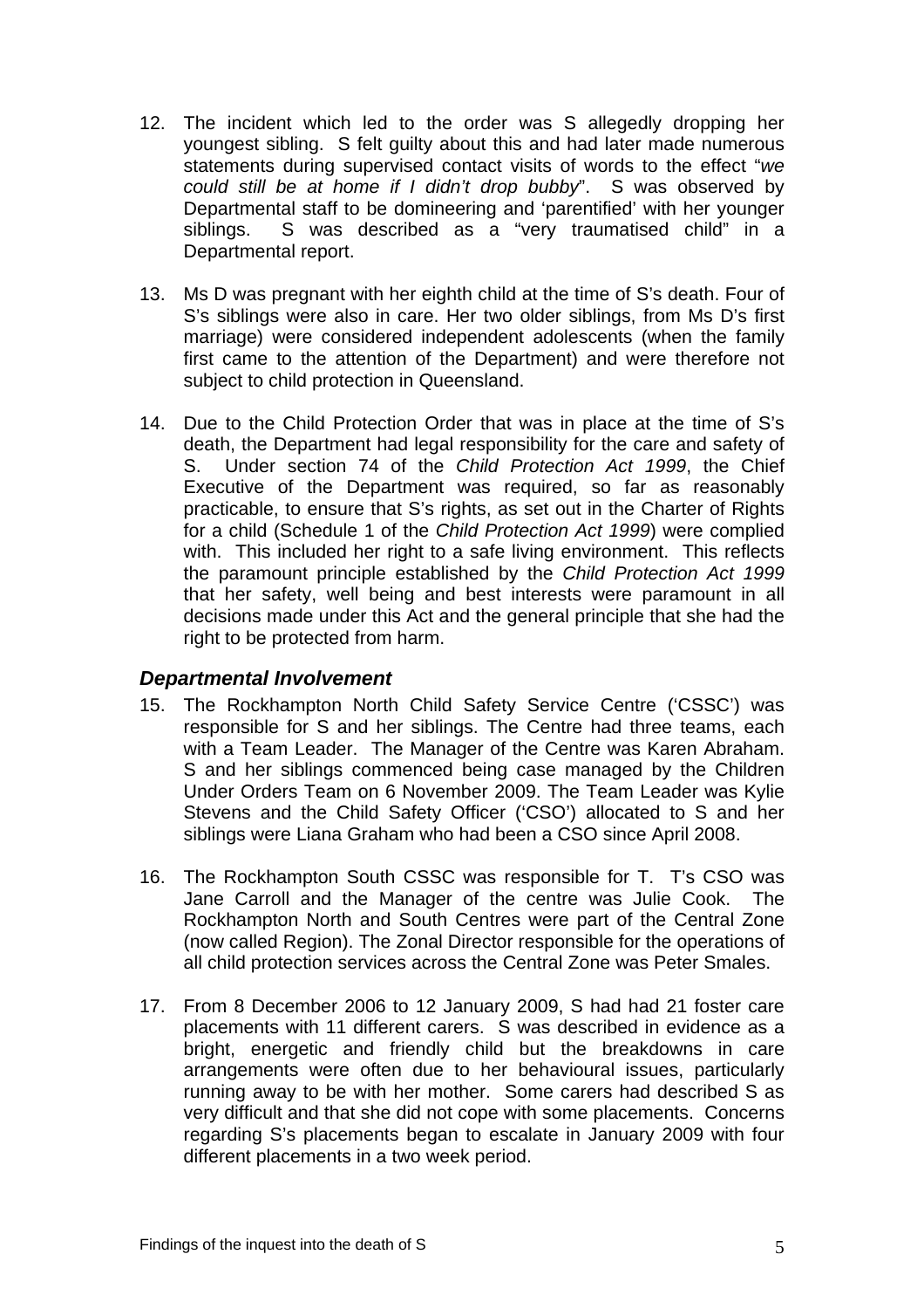12. The incident which led to the order was S allegedly dropping her youngest sibling. S felt guilty about this and had later made numerous statements during supervised contact visits of words to the effect "*we could still be at home if I didn't drop bubby*". S was observed by Departmental staff to be domineering and 'parentified' with her younger siblings. S was described as a "very traumatised child" in a Departmental report.

13. Ms D was pregnant with her eighth child at the time of S's death. Four of S's siblings were also in care. Her two older siblings, from Ms D's first marriage) were considered independent adolescents (when the family first came to the attention of the Department) and were therefore not subject to child protection in Queensland.

14. Due to the Child Protection Order that was in place at the time of S's death, the Department had legal responsibility for the care and safety of S. Under section 74 of the *Child Protection Act 1999*, the Chief Executive of the Department was required, so far as reasonably practicable, to ensure that S's rights, as set out in the Charter of Rights for a child (Schedule 1 of the *Child Protection Act 1999*) were complied with. This included her right to a safe living environment. This reflects the paramount principle established by the *Child Protection Act 1999* that her safety, well being and best interests were paramount in all decisions made under this Act and the general principle that she had the right to be protected from harm.

### *Departmental Involvement*

15. The Rockhampton North Child Safety Service Centre ('CSSC') was responsible for S and her siblings. The Centre had three teams, each with a Team Leader. The Manager of the Centre was Karen Abraham. S and her siblings commenced being case managed by the Children Under Orders Team on 6 November 2009. The Team Leader was Kylie Stevens and the Child Safety Officer ('CSO') allocated to S and her siblings were Liana Graham who had been a CSO since April 2008.

16. The Rockhampton South CSSC was responsible for T. T's CSO was Jane Carroll and the Manager of the centre was Julie Cook. The Rockhampton North and South Centres were part of the Central Zone (now called Region). The Zonal Director responsible for the operations of all child protection services across the Central Zone was Peter Smales.

17. From 8 December 2006 to 12 January 2009, S had had 21 foster care placements with 11 different carers. S was described in evidence as a bright, energetic and friendly child but the breakdowns in care arrangements were often due to her behavioural issues, particularly running away to be with her mother. Some carers had described S as very difficult and that she did not cope with some placements. Concerns regarding S's placements began to escalate in January 2009 with four different placements in a two week period.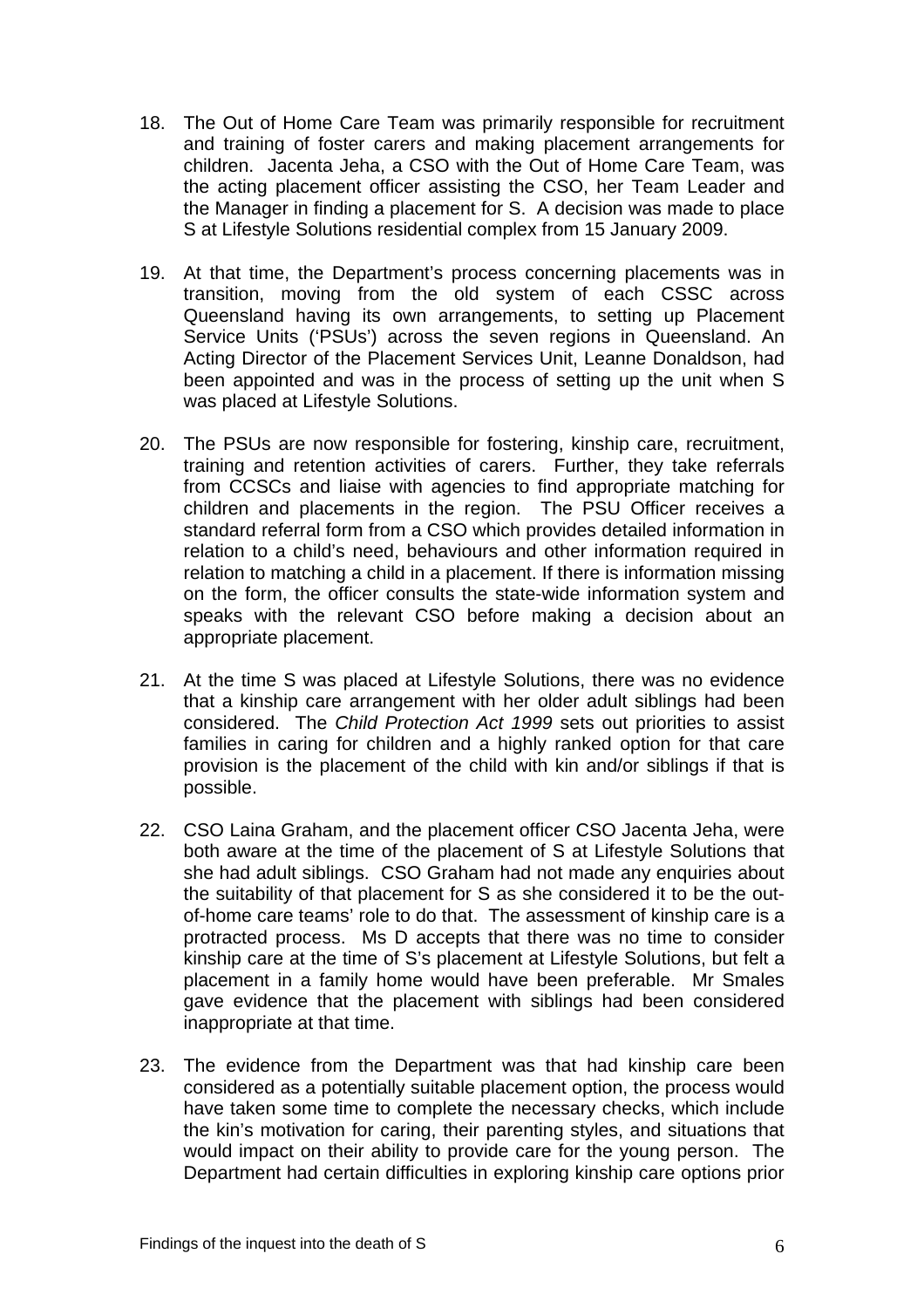18. The Out of Home Care Team was primarily responsible for recruitment and training of foster carers and making placement arrangements for children. Jacenta Jeha, a CSO with the Out of Home Care Team, was the acting placement officer assisting the CSO, her Team Leader and the Manager in finding a placement for S. A decision was made to place S at Lifestyle Solutions residential complex from 15 January 2009.

19. At that time, the Department's process concerning placements was in transition, moving from the old system of each CSSC across Queensland having its own arrangements, to setting up Placement Service Units ('PSUs') across the seven regions in Queensland. An Acting Director of the Placement Services Unit, Leanne Donaldson, had been appointed and was in the process of setting up the unit when S was placed at Lifestyle Solutions.

20. The PSUs are now responsible for fostering, kinship care, recruitment, training and retention activities of carers. Further, they take referrals from CCSCs and liaise with agencies to find appropriate matching for children and placements in the region. The PSU Officer receives a standard referral form from a CSO which provides detailed information in relation to a child's need, behaviours and other information required in relation to matching a child in a placement. If there is information missing on the form, the officer consults the state-wide information system and speaks with the relevant CSO before making a decision about an appropriate placement.

21. At the time S was placed at Lifestyle Solutions, there was no evidence that a kinship care arrangement with her older adult siblings had been considered. The *Child Protection Act 1999* sets out priorities to assist families in caring for children and a highly ranked option for that care provision is the placement of the child with kin and/or siblings if that is possible.

22. CSO Laina Graham, and the placement officer CSO Jacenta Jeha, were both aware at the time of the placement of S at Lifestyle Solutions that she had adult siblings. CSO Graham had not made any enquiries about the suitability of that placement for S as she considered it to be the out-of-home care teams' role to do that. The assessment of kinship care is a protracted process. Ms D accepts that there was no time to consider kinship care at the time of S's placement at Lifestyle Solutions, but felt a placement in a family home would have been preferable. Mr Smales gave evidence that the placement with siblings had been considered inappropriate at that time.

23. The evidence from the Department was that had kinship care been considered as a potentially suitable placement option, the process would have taken some time to complete the necessary checks, which include the kin's motivation for caring, their parenting styles, and situations that would impact on their ability to provide care for the young person. The Department had certain difficulties in exploring kinship care options prior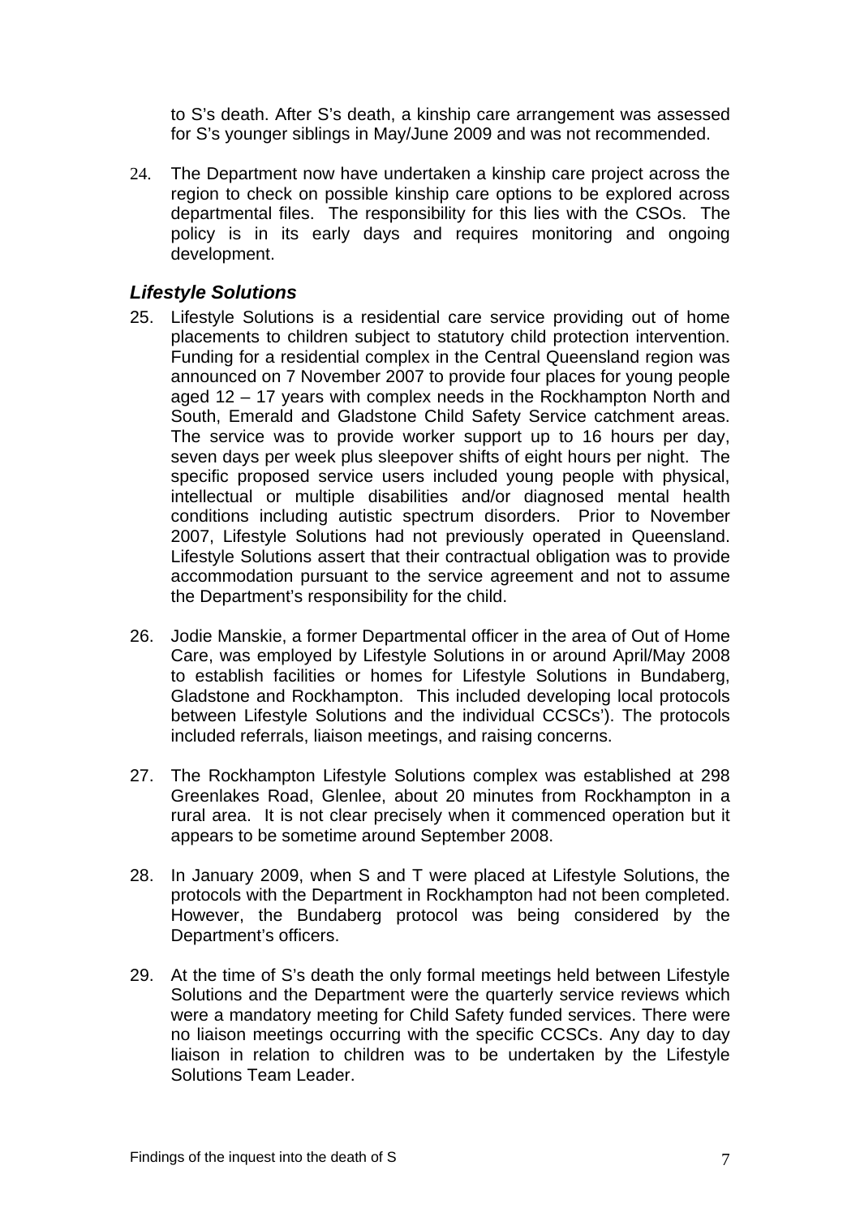to S's death. After S's death, a kinship care arrangement was assessed for S's younger siblings in May/June 2009 and was not recommended.

24. The Department now have undertaken a kinship care project across the region to check on possible kinship care options to be explored across departmental files. The responsibility for this lies with the CSOs. The policy is in its early days and requires monitoring and ongoing development.

### *Lifestyle Solutions*

25. Lifestyle Solutions is a residential care service providing out of home placements to children subject to statutory child protection intervention. Funding for a residential complex in the Central Queensland region was announced on 7 November 2007 to provide four places for young people aged 12 – 17 years with complex needs in the Rockhampton North and South, Emerald and Gladstone Child Safety Service catchment areas. The service was to provide worker support up to 16 hours per day, seven days per week plus sleepover shifts of eight hours per night. The specific proposed service users included young people with physical, intellectual or multiple disabilities and/or diagnosed mental health conditions including autistic spectrum disorders. Prior to November 2007, Lifestyle Solutions had not previously operated in Queensland. Lifestyle Solutions assert that their contractual obligation was to provide accommodation pursuant to the service agreement and not to assume the Department's responsibility for the child.

26. Jodie Manskie, a former Departmental officer in the area of Out of Home Care, was employed by Lifestyle Solutions in or around April/May 2008 to establish facilities or homes for Lifestyle Solutions in Bundaberg, Gladstone and Rockhampton. This included developing local protocols between Lifestyle Solutions and the individual CCSCs'). The protocols included referrals, liaison meetings, and raising concerns.

27. The Rockhampton Lifestyle Solutions complex was established at 298 Greenlakes Road, Glenlee, about 20 minutes from Rockhampton in a rural area. It is not clear precisely when it commenced operation but it appears to be sometime around September 2008.

28. In January 2009, when S and T were placed at Lifestyle Solutions, the protocols with the Department in Rockhampton had not been completed. However, the Bundaberg protocol was being considered by the Department's officers.

29. At the time of S's death the only formal meetings held between Lifestyle Solutions and the Department were the quarterly service reviews which were a mandatory meeting for Child Safety funded services. There were no liaison meetings occurring with the specific CCSCs. Any day to day liaison in relation to children was to be undertaken by the Lifestyle Solutions Team Leader.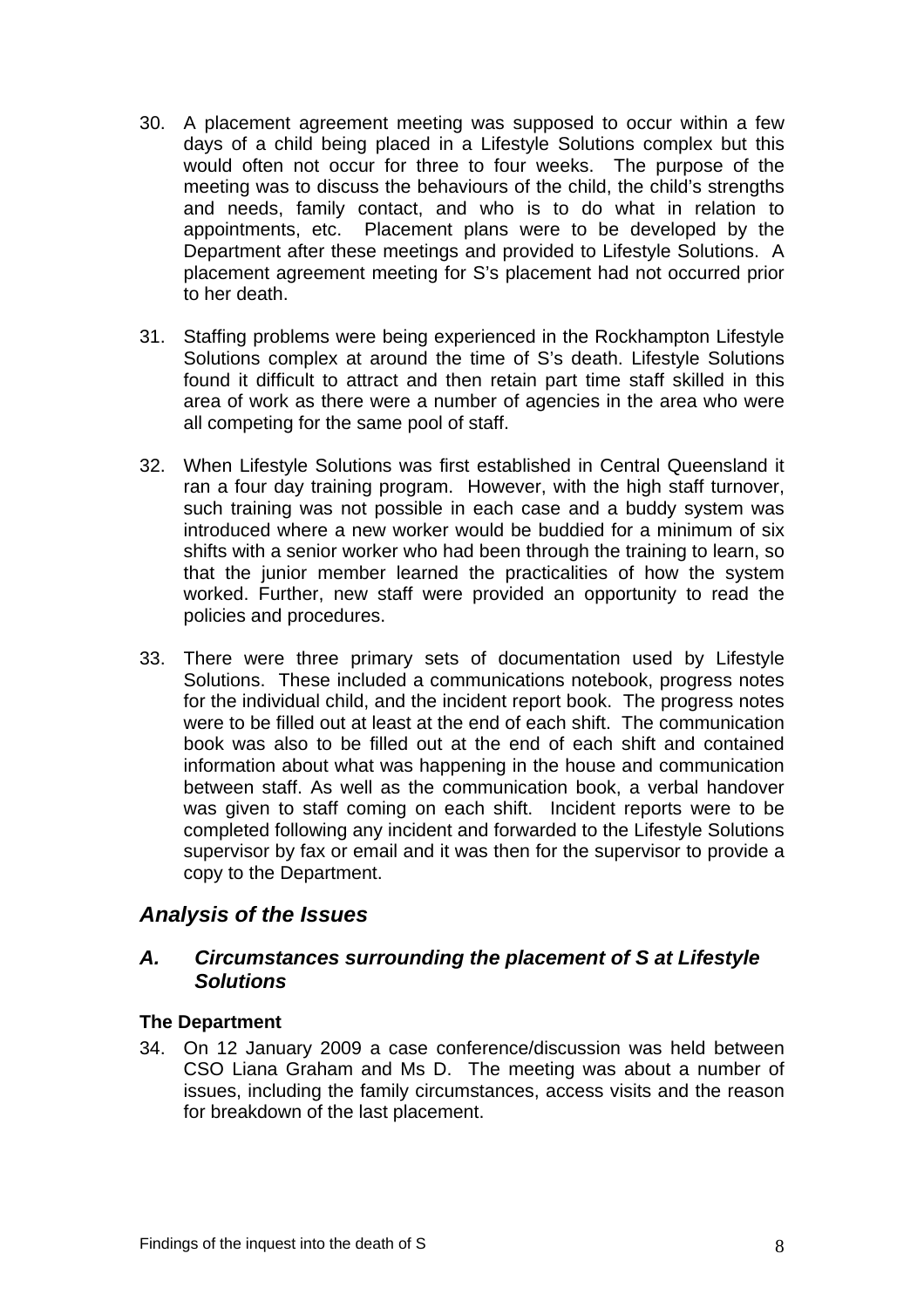30. A placement agreement meeting was supposed to occur within a few days of a child being placed in a Lifestyle Solutions complex but this would often not occur for three to four weeks. The purpose of the meeting was to discuss the behaviours of the child, the child's strengths and needs, family contact, and who is to do what in relation to appointments, etc. Placement plans were to be developed by the Department after these meetings and provided to Lifestyle Solutions. A placement agreement meeting for S's placement had not occurred prior to her death.

31. Staffing problems were being experienced in the Rockhampton Lifestyle Solutions complex at around the time of S's death. Lifestyle Solutions found it difficult to attract and then retain part time staff skilled in this area of work as there were a number of agencies in the area who were all competing for the same pool of staff.

32. When Lifestyle Solutions was first established in Central Queensland it ran a four day training program. However, with the high staff turnover, such training was not possible in each case and a buddy system was introduced where a new worker would be buddied for a minimum of six shifts with a senior worker who had been through the training to learn, so that the junior member learned the practicalities of how the system worked. Further, new staff were provided an opportunity to read the policies and procedures.

33. There were three primary sets of documentation used by Lifestyle Solutions. These included a communications notebook, progress notes for the individual child, and the incident report book. The progress notes were to be filled out at least at the end of each shift. The communication book was also to be filled out at the end of each shift and contained information about what was happening in the house and communication between staff. As well as the communication book, a verbal handover was given to staff coming on each shift. Incident reports were to be completed following any incident and forwarded to the Lifestyle Solutions supervisor by fax or email and it was then for the supervisor to provide a copy to the Department.

## *Analysis of the Issues*

### *A. Circumstances surrounding the placement of S at Lifestyle Solutions*

**The Department**

34. On 12 January 2009 a case conference/discussion was held between CSO Liana Graham and Ms D. The meeting was about a number of issues, including the family circumstances, access visits and the reason for breakdown of the last placement.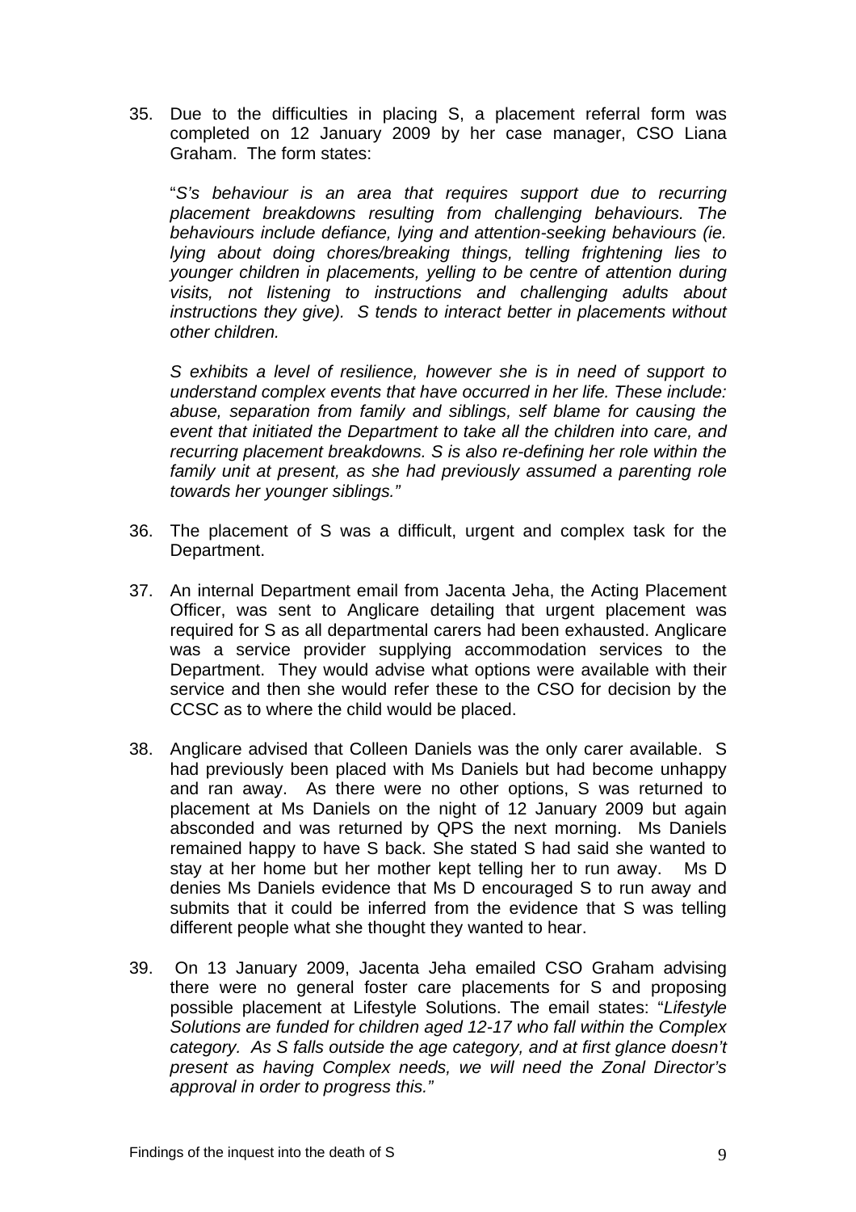35. Due to the difficulties in placing S, a placement referral form was completed on 12 January 2009 by her case manager, CSO Liana Graham. The form states:

    "*S's behaviour is an area that requires support due to recurring placement breakdowns resulting from challenging behaviours. The behaviours include defiance, lying and attention-seeking behaviours (ie. lying about doing chores/breaking things, telling frightening lies to younger children in placements, yelling to be centre of attention during visits, not listening to instructions and challenging adults about instructions they give). S tends to interact better in placements without other children.*

    *S exhibits a level of resilience, however she is in need of support to understand complex events that have occurred in her life. These include: abuse, separation from family and siblings, self blame for causing the event that initiated the Department to take all the children into care, and recurring placement breakdowns. S is also re-defining her role within the family unit at present, as she had previously assumed a parenting role towards her younger siblings."*

36. The placement of S was a difficult, urgent and complex task for the Department.

37. An internal Department email from Jacenta Jeha, the Acting Placement Officer, was sent to Anglicare detailing that urgent placement was required for S as all departmental carers had been exhausted. Anglicare was a service provider supplying accommodation services to the Department. They would advise what options were available with their service and then she would refer these to the CSO for decision by the CCSC as to where the child would be placed.

38. Anglicare advised that Colleen Daniels was the only carer available. S had previously been placed with Ms Daniels but had become unhappy and ran away. As there were no other options, S was returned to placement at Ms Daniels on the night of 12 January 2009 but again absconded and was returned by QPS the next morning. Ms Daniels remained happy to have S back. She stated S had said she wanted to stay at her home but her mother kept telling her to run away. Ms D denies Ms Daniels evidence that Ms D encouraged S to run away and submits that it could be inferred from the evidence that S was telling different people what she thought they wanted to hear.

39. On 13 January 2009, Jacenta Jeha emailed CSO Graham advising there were no general foster care placements for S and proposing possible placement at Lifestyle Solutions. The email states: "*Lifestyle Solutions are funded for children aged 12-17 who fall within the Complex category. As S falls outside the age category, and at first glance doesn't present as having Complex needs, we will need the Zonal Director's approval in order to progress this."*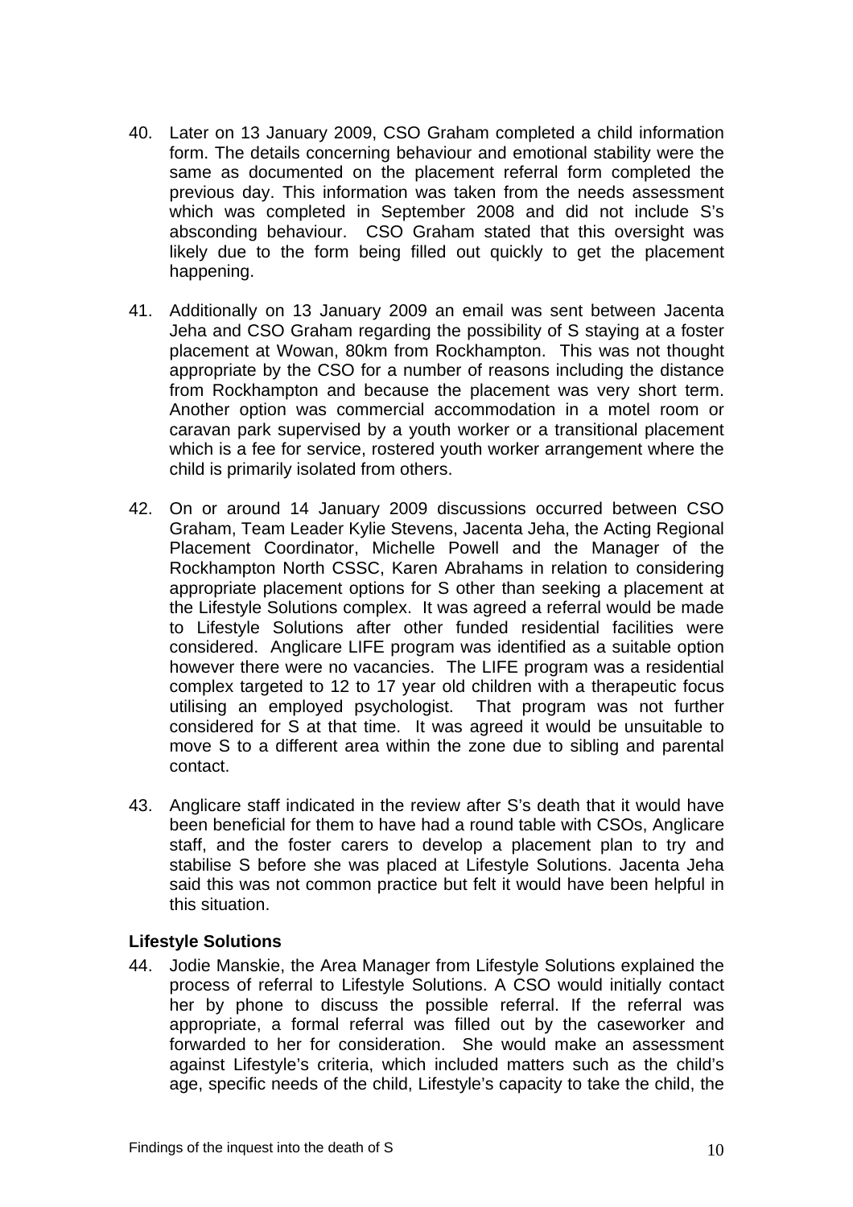40. Later on 13 January 2009, CSO Graham completed a child information form. The details concerning behaviour and emotional stability were the same as documented on the placement referral form completed the previous day. This information was taken from the needs assessment which was completed in September 2008 and did not include S's absconding behaviour. CSO Graham stated that this oversight was likely due to the form being filled out quickly to get the placement happening.

41. Additionally on 13 January 2009 an email was sent between Jacenta Jeha and CSO Graham regarding the possibility of S staying at a foster placement at Wowan, 80km from Rockhampton. This was not thought appropriate by the CSO for a number of reasons including the distance from Rockhampton and because the placement was very short term. Another option was commercial accommodation in a motel room or caravan park supervised by a youth worker or a transitional placement which is a fee for service, rostered youth worker arrangement where the child is primarily isolated from others.

42. On or around 14 January 2009 discussions occurred between CSO Graham, Team Leader Kylie Stevens, Jacenta Jeha, the Acting Regional Placement Coordinator, Michelle Powell and the Manager of the Rockhampton North CSSC, Karen Abrahams in relation to considering appropriate placement options for S other than seeking a placement at the Lifestyle Solutions complex. It was agreed a referral would be made to Lifestyle Solutions after other funded residential facilities were considered. Anglicare LIFE program was identified as a suitable option however there were no vacancies. The LIFE program was a residential complex targeted to 12 to 17 year old children with a therapeutic focus utilising an employed psychologist. That program was not further considered for S at that time. It was agreed it would be unsuitable to move S to a different area within the zone due to sibling and parental contact.

43. Anglicare staff indicated in the review after S's death that it would have been beneficial for them to have had a round table with CSOs, Anglicare staff, and the foster carers to develop a placement plan to try and stabilise S before she was placed at Lifestyle Solutions. Jacenta Jeha said this was not common practice but felt it would have been helpful in this situation.

### Lifestyle Solutions

44. Jodie Manskie, the Area Manager from Lifestyle Solutions explained the process of referral to Lifestyle Solutions. A CSO would initially contact her by phone to discuss the possible referral. If the referral was appropriate, a formal referral was filled out by the caseworker and forwarded to her for consideration. She would make an assessment against Lifestyle's criteria, which included matters such as the child's age, specific needs of the child, Lifestyle's capacity to take the child, the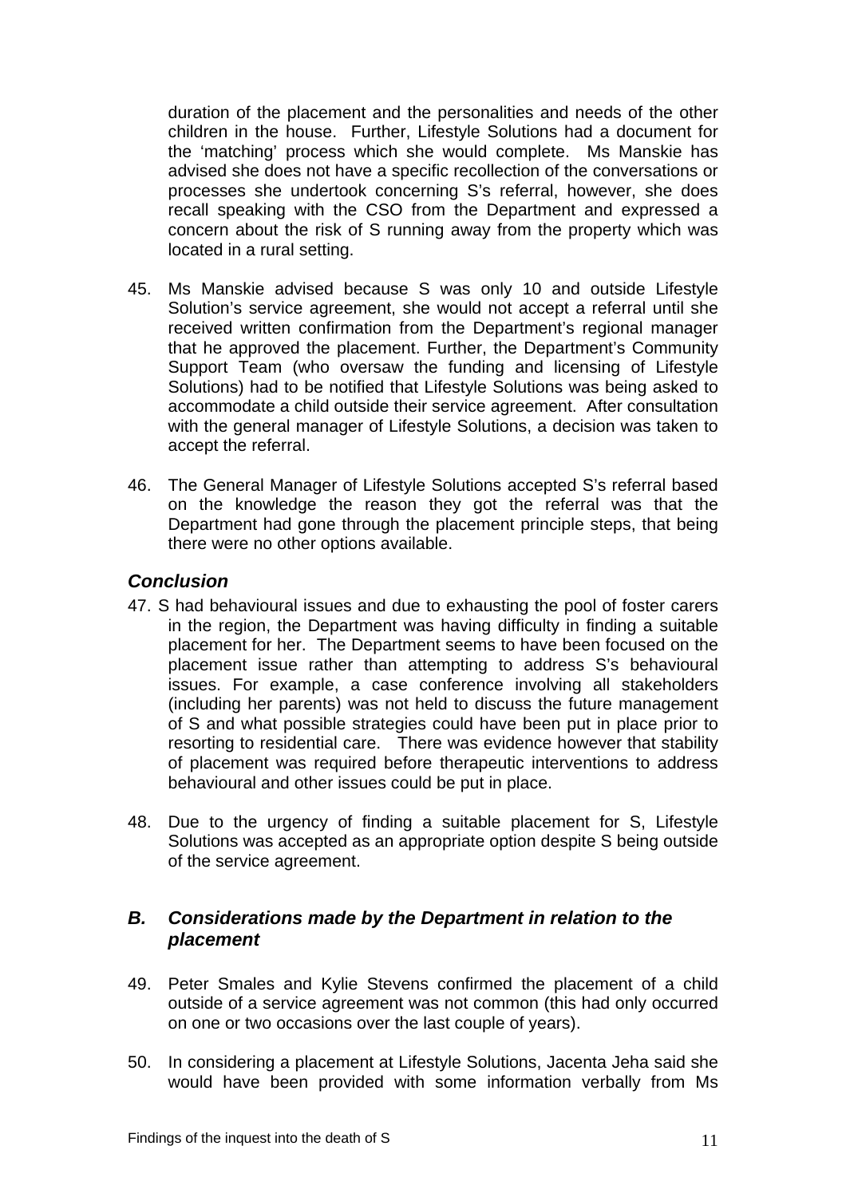duration of the placement and the personalities and needs of the other children in the house. Further, Lifestyle Solutions had a document for the 'matching' process which she would complete. Ms Manskie has advised she does not have a specific recollection of the conversations or processes she undertook concerning S's referral, however, she does recall speaking with the CSO from the Department and expressed a concern about the risk of S running away from the property which was located in a rural setting.

45. Ms Manskie advised because S was only 10 and outside Lifestyle Solution's service agreement, she would not accept a referral until she received written confirmation from the Department's regional manager that he approved the placement. Further, the Department's Community Support Team (who oversaw the funding and licensing of Lifestyle Solutions) had to be notified that Lifestyle Solutions was being asked to accommodate a child outside their service agreement. After consultation with the general manager of Lifestyle Solutions, a decision was taken to accept the referral.

46. The General Manager of Lifestyle Solutions accepted S's referral based on the knowledge the reason they got the referral was that the Department had gone through the placement principle steps, that being there were no other options available.

### *Conclusion*

47. S had behavioural issues and due to exhausting the pool of foster carers in the region, the Department was having difficulty in finding a suitable placement for her. The Department seems to have been focused on the placement issue rather than attempting to address S's behavioural issues. For example, a case conference involving all stakeholders (including her parents) was not held to discuss the future management of S and what possible strategies could have been put in place prior to resorting to residential care. There was evidence however that stability of placement was required before therapeutic interventions to address behavioural and other issues could be put in place.

48. Due to the urgency of finding a suitable placement for S, Lifestyle Solutions was accepted as an appropriate option despite S being outside of the service agreement.

## *B. Considerations made by the Department in relation to the placement*

49. Peter Smales and Kylie Stevens confirmed the placement of a child outside of a service agreement was not common (this had only occurred on one or two occasions over the last couple of years).

50. In considering a placement at Lifestyle Solutions, Jacenta Jeha said she would have been provided with some information verbally from Ms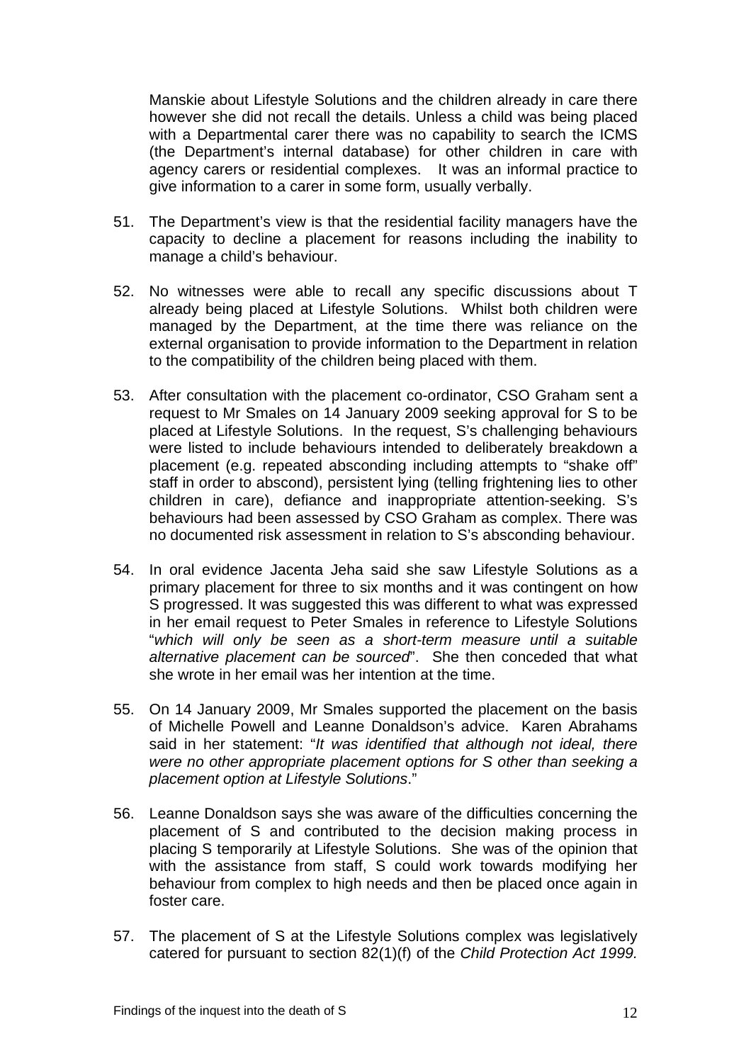Manskie about Lifestyle Solutions and the children already in care there however she did not recall the details. Unless a child was being placed with a Departmental carer there was no capability to search the ICMS (the Department's internal database) for other children in care with agency carers or residential complexes. It was an informal practice to give information to a carer in some form, usually verbally.

51. The Department's view is that the residential facility managers have the capacity to decline a placement for reasons including the inability to manage a child's behaviour.

52. No witnesses were able to recall any specific discussions about T already being placed at Lifestyle Solutions. Whilst both children were managed by the Department, at the time there was reliance on the external organisation to provide information to the Department in relation to the compatibility of the children being placed with them.

53. After consultation with the placement co-ordinator, CSO Graham sent a request to Mr Smales on 14 January 2009 seeking approval for S to be placed at Lifestyle Solutions. In the request, S's challenging behaviours were listed to include behaviours intended to deliberately breakdown a placement (e.g. repeated absconding including attempts to "shake off" staff in order to abscond), persistent lying (telling frightening lies to other children in care), defiance and inappropriate attention-seeking. S's behaviours had been assessed by CSO Graham as complex. There was no documented risk assessment in relation to S's absconding behaviour.

54. In oral evidence Jacenta Jeha said she saw Lifestyle Solutions as a primary placement for three to six months and it was contingent on how S progressed. It was suggested this was different to what was expressed in her email request to Peter Smales in reference to Lifestyle Solutions "*which will only be seen as a short-term measure until a suitable alternative placement can be sourced*". She then conceded that what she wrote in her email was her intention at the time.

55. On 14 January 2009, Mr Smales supported the placement on the basis of Michelle Powell and Leanne Donaldson's advice. Karen Abrahams said in her statement: "*It was identified that although not ideal, there were no other appropriate placement options for S other than seeking a placement option at Lifestyle Solutions*."

56. Leanne Donaldson says she was aware of the difficulties concerning the placement of S and contributed to the decision making process in placing S temporarily at Lifestyle Solutions. She was of the opinion that with the assistance from staff, S could work towards modifying her behaviour from complex to high needs and then be placed once again in foster care.

57. The placement of S at the Lifestyle Solutions complex was legislatively catered for pursuant to section 82(1)(f) of the *Child Protection Act 1999.*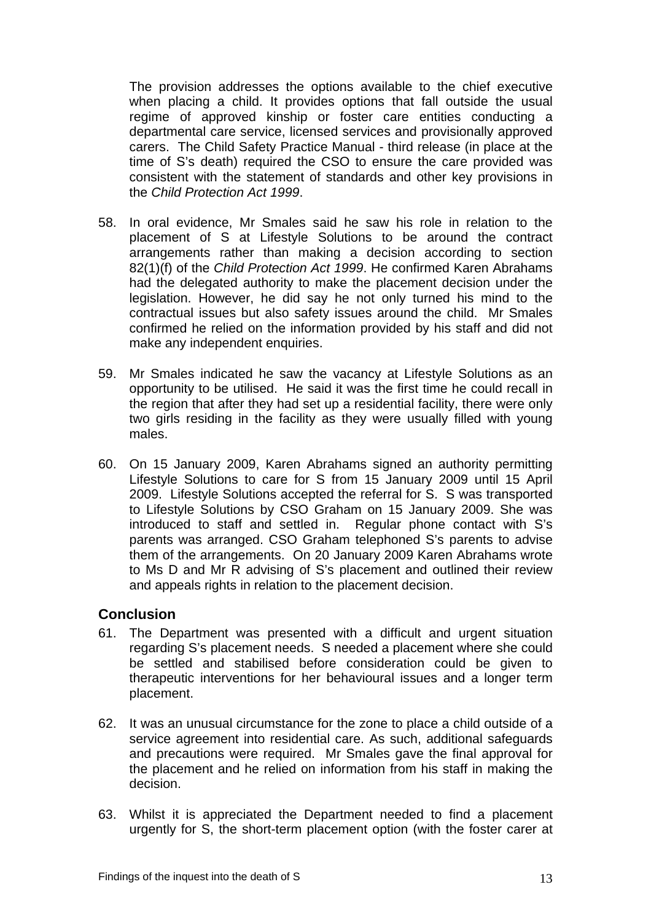The provision addresses the options available to the chief executive when placing a child. It provides options that fall outside the usual regime of approved kinship or foster care entities conducting a departmental care service, licensed services and provisionally approved carers. The Child Safety Practice Manual - third release (in place at the time of S's death) required the CSO to ensure the care provided was consistent with the statement of standards and other key provisions in the *Child Protection Act 1999*.

58. In oral evidence, Mr Smales said he saw his role in relation to the placement of S at Lifestyle Solutions to be around the contract arrangements rather than making a decision according to section 82(1)(f) of the *Child Protection Act 1999*. He confirmed Karen Abrahams had the delegated authority to make the placement decision under the legislation. However, he did say he not only turned his mind to the contractual issues but also safety issues around the child. Mr Smales confirmed he relied on the information provided by his staff and did not make any independent enquiries.

59. Mr Smales indicated he saw the vacancy at Lifestyle Solutions as an opportunity to be utilised. He said it was the first time he could recall in the region that after they had set up a residential facility, there were only two girls residing in the facility as they were usually filled with young males.

60. On 15 January 2009, Karen Abrahams signed an authority permitting Lifestyle Solutions to care for S from 15 January 2009 until 15 April 2009. Lifestyle Solutions accepted the referral for S. S was transported to Lifestyle Solutions by CSO Graham on 15 January 2009. She was introduced to staff and settled in. Regular phone contact with S's parents was arranged. CSO Graham telephoned S's parents to advise them of the arrangements. On 20 January 2009 Karen Abrahams wrote to Ms D and Mr R advising of S's placement and outlined their review and appeals rights in relation to the placement decision.

## Conclusion

61. The Department was presented with a difficult and urgent situation regarding S's placement needs. S needed a placement where she could be settled and stabilised before consideration could be given to therapeutic interventions for her behavioural issues and a longer term placement.

62. It was an unusual circumstance for the zone to place a child outside of a service agreement into residential care. As such, additional safeguards and precautions were required. Mr Smales gave the final approval for the placement and he relied on information from his staff in making the decision.

63. Whilst it is appreciated the Department needed to find a placement urgently for S, the short-term placement option (with the foster carer at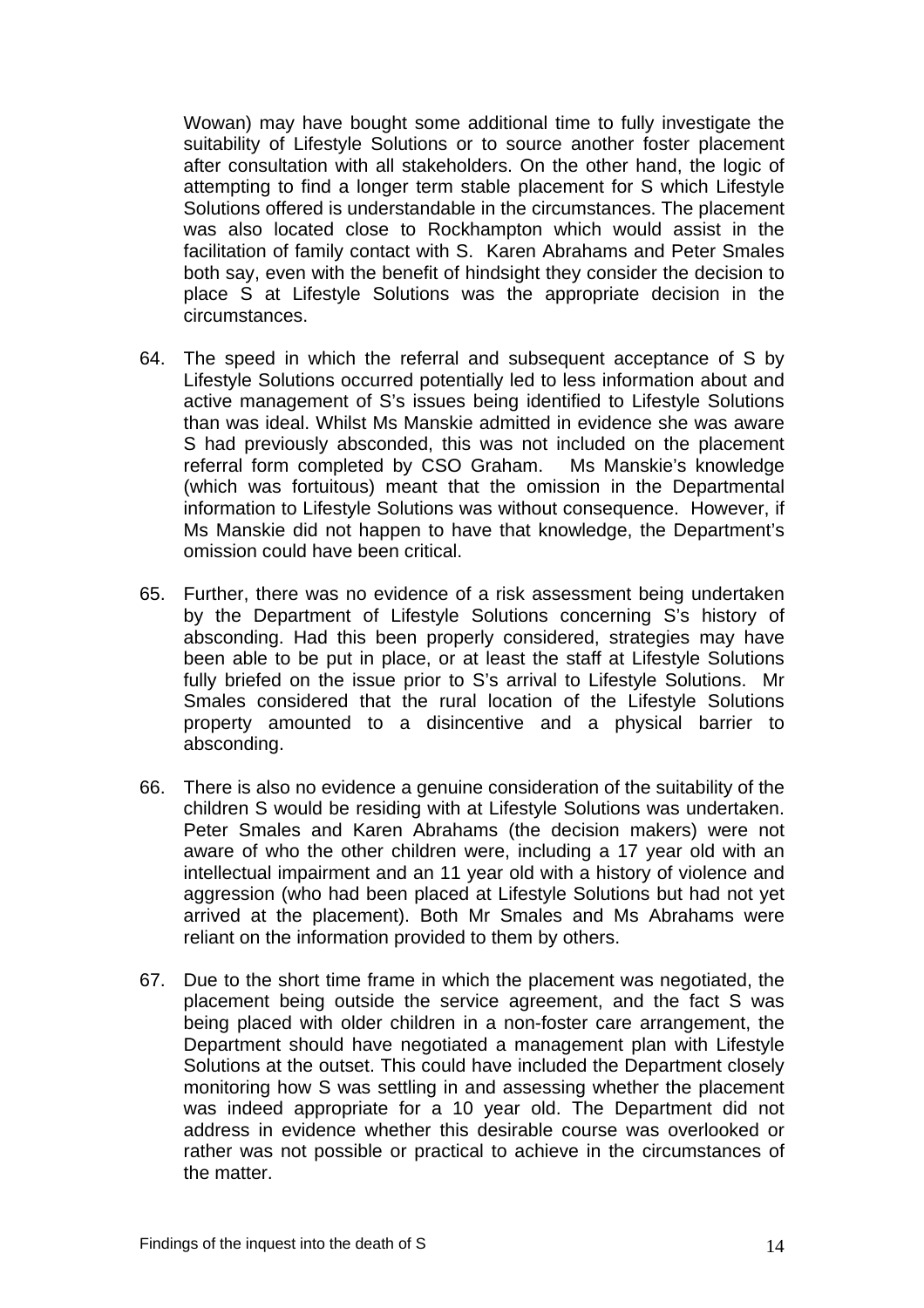Wowan) may have bought some additional time to fully investigate the suitability of Lifestyle Solutions or to source another foster placement after consultation with all stakeholders. On the other hand, the logic of attempting to find a longer term stable placement for S which Lifestyle Solutions offered is understandable in the circumstances. The placement was also located close to Rockhampton which would assist in the facilitation of family contact with S. Karen Abrahams and Peter Smales both say, even with the benefit of hindsight they consider the decision to place S at Lifestyle Solutions was the appropriate decision in the circumstances.

64. The speed in which the referral and subsequent acceptance of S by Lifestyle Solutions occurred potentially led to less information about and active management of S's issues being identified to Lifestyle Solutions than was ideal. Whilst Ms Manskie admitted in evidence she was aware S had previously absconded, this was not included on the placement referral form completed by CSO Graham. Ms Manskie's knowledge (which was fortuitous) meant that the omission in the Departmental information to Lifestyle Solutions was without consequence. However, if Ms Manskie did not happen to have that knowledge, the Department's omission could have been critical.

65. Further, there was no evidence of a risk assessment being undertaken by the Department of Lifestyle Solutions concerning S's history of absconding. Had this been properly considered, strategies may have been able to be put in place, or at least the staff at Lifestyle Solutions fully briefed on the issue prior to S's arrival to Lifestyle Solutions. Mr Smales considered that the rural location of the Lifestyle Solutions property amounted to a disincentive and a physical barrier to absconding.

66. There is also no evidence a genuine consideration of the suitability of the children S would be residing with at Lifestyle Solutions was undertaken. Peter Smales and Karen Abrahams (the decision makers) were not aware of who the other children were, including a 17 year old with an intellectual impairment and an 11 year old with a history of violence and aggression (who had been placed at Lifestyle Solutions but had not yet arrived at the placement). Both Mr Smales and Ms Abrahams were reliant on the information provided to them by others.

67. Due to the short time frame in which the placement was negotiated, the placement being outside the service agreement, and the fact S was being placed with older children in a non-foster care arrangement, the Department should have negotiated a management plan with Lifestyle Solutions at the outset. This could have included the Department closely monitoring how S was settling in and assessing whether the placement was indeed appropriate for a 10 year old. The Department did not address in evidence whether this desirable course was overlooked or rather was not possible or practical to achieve in the circumstances of the matter.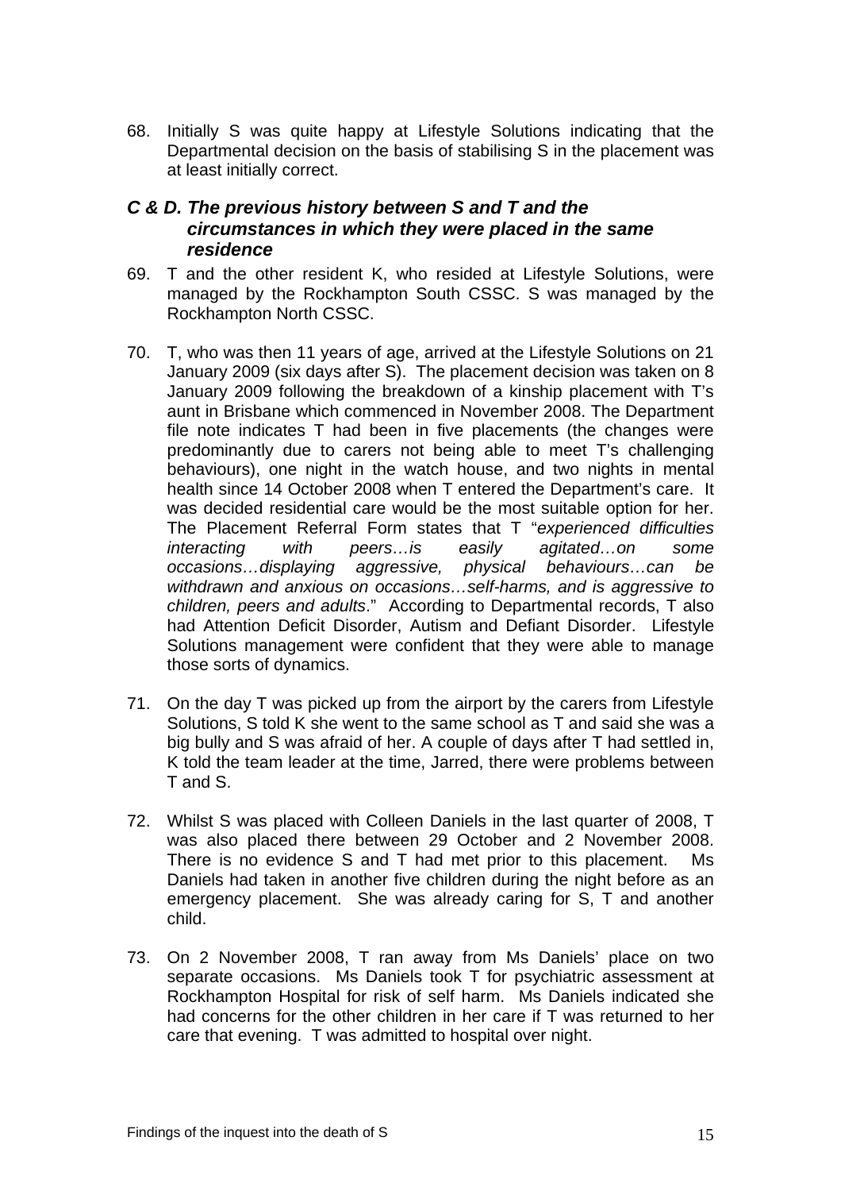68. Initially S was quite happy at Lifestyle Solutions indicating that the Departmental decision on the basis of stabilising S in the placement was at least initially correct.

### *C & D. The previous history between S and T and the circumstances in which they were placed in the same residence*

69. T and the other resident K, who resided at Lifestyle Solutions, were managed by the Rockhampton South CSSC. S was managed by the Rockhampton North CSSC.

70. T, who was then 11 years of age, arrived at the Lifestyle Solutions on 21 January 2009 (six days after S). The placement decision was taken on 8 January 2009 following the breakdown of a kinship placement with T's aunt in Brisbane which commenced in November 2008. The Department file note indicates T had been in five placements (the changes were predominantly due to carers not being able to meet T's challenging behaviours), one night in the watch house, and two nights in mental health since 14 October 2008 when T entered the Department's care. It was decided residential care would be the most suitable option for her. The Placement Referral Form states that T "*experienced difficulties interacting with peers…is easily agitated…on some occasions…displaying aggressive, physical behaviours…can be withdrawn and anxious on occasions…self-harms, and is aggressive to children, peers and adults*." According to Departmental records, T also had Attention Deficit Disorder, Autism and Defiant Disorder. Lifestyle Solutions management were confident that they were able to manage those sorts of dynamics.

71. On the day T was picked up from the airport by the carers from Lifestyle Solutions, S told K she went to the same school as T and said she was a big bully and S was afraid of her. A couple of days after T had settled in, K told the team leader at the time, Jarred, there were problems between T and S.

72. Whilst S was placed with Colleen Daniels in the last quarter of 2008, T was also placed there between 29 October and 2 November 2008. There is no evidence S and T had met prior to this placement. Ms Daniels had taken in another five children during the night before as an emergency placement. She was already caring for S, T and another child.

73. On 2 November 2008, T ran away from Ms Daniels' place on two separate occasions. Ms Daniels took T for psychiatric assessment at Rockhampton Hospital for risk of self harm. Ms Daniels indicated she had concerns for the other children in her care if T was returned to her care that evening. T was admitted to hospital over night.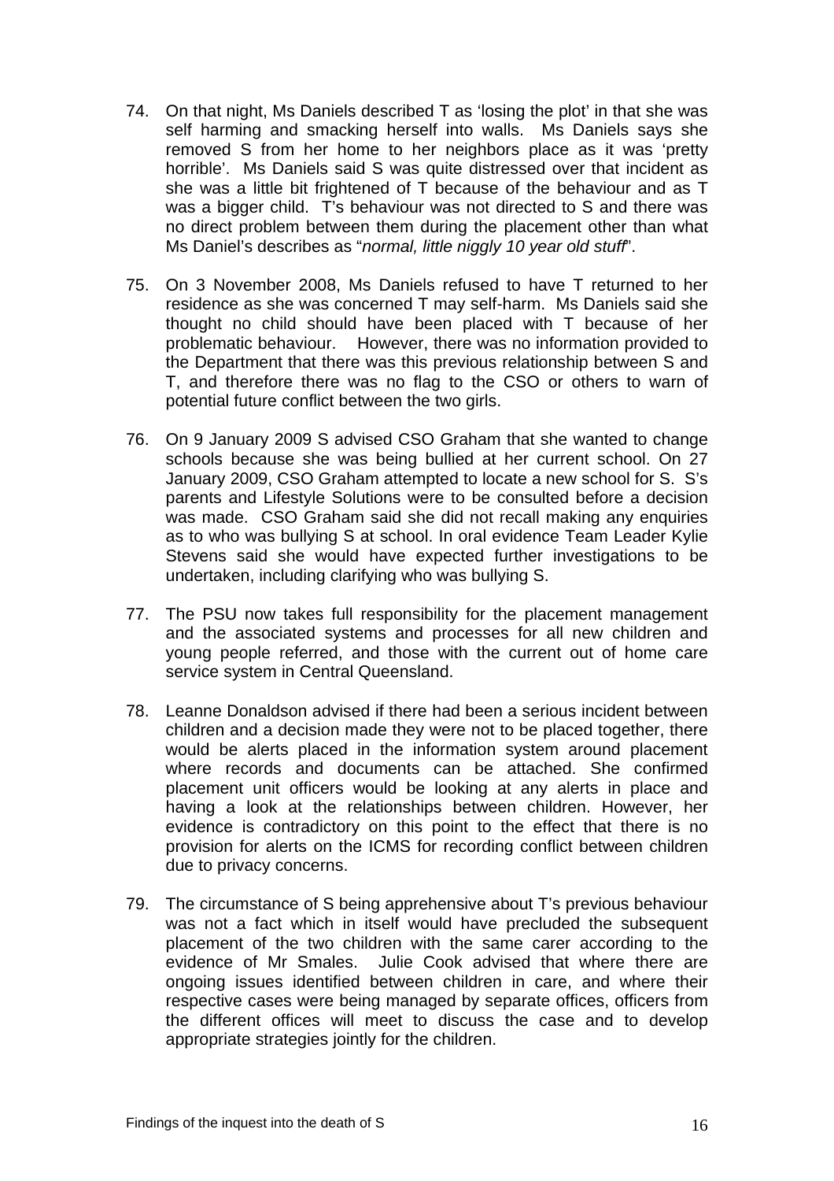74. On that night, Ms Daniels described T as 'losing the plot' in that she was self harming and smacking herself into walls. Ms Daniels says she removed S from her home to her neighbors place as it was 'pretty horrible'. Ms Daniels said S was quite distressed over that incident as she was a little bit frightened of T because of the behaviour and as T was a bigger child. T's behaviour was not directed to S and there was no direct problem between them during the placement other than what Ms Daniel's describes as "*normal, little niggly 10 year old stuff*".

75. On 3 November 2008, Ms Daniels refused to have T returned to her residence as she was concerned T may self-harm. Ms Daniels said she thought no child should have been placed with T because of her problematic behaviour. However, there was no information provided to the Department that there was this previous relationship between S and T, and therefore there was no flag to the CSO or others to warn of potential future conflict between the two girls.

76. On 9 January 2009 S advised CSO Graham that she wanted to change schools because she was being bullied at her current school. On 27 January 2009, CSO Graham attempted to locate a new school for S. S's parents and Lifestyle Solutions were to be consulted before a decision was made. CSO Graham said she did not recall making any enquiries as to who was bullying S at school. In oral evidence Team Leader Kylie Stevens said she would have expected further investigations to be undertaken, including clarifying who was bullying S.

77. The PSU now takes full responsibility for the placement management and the associated systems and processes for all new children and young people referred, and those with the current out of home care service system in Central Queensland.

78. Leanne Donaldson advised if there had been a serious incident between children and a decision made they were not to be placed together, there would be alerts placed in the information system around placement where records and documents can be attached. She confirmed placement unit officers would be looking at any alerts in place and having a look at the relationships between children. However, her evidence is contradictory on this point to the effect that there is no provision for alerts on the ICMS for recording conflict between children due to privacy concerns.

79. The circumstance of S being apprehensive about T's previous behaviour was not a fact which in itself would have precluded the subsequent placement of the two children with the same carer according to the evidence of Mr Smales. Julie Cook advised that where there are ongoing issues identified between children in care, and where their respective cases were being managed by separate offices, officers from the different offices will meet to discuss the case and to develop appropriate strategies jointly for the children.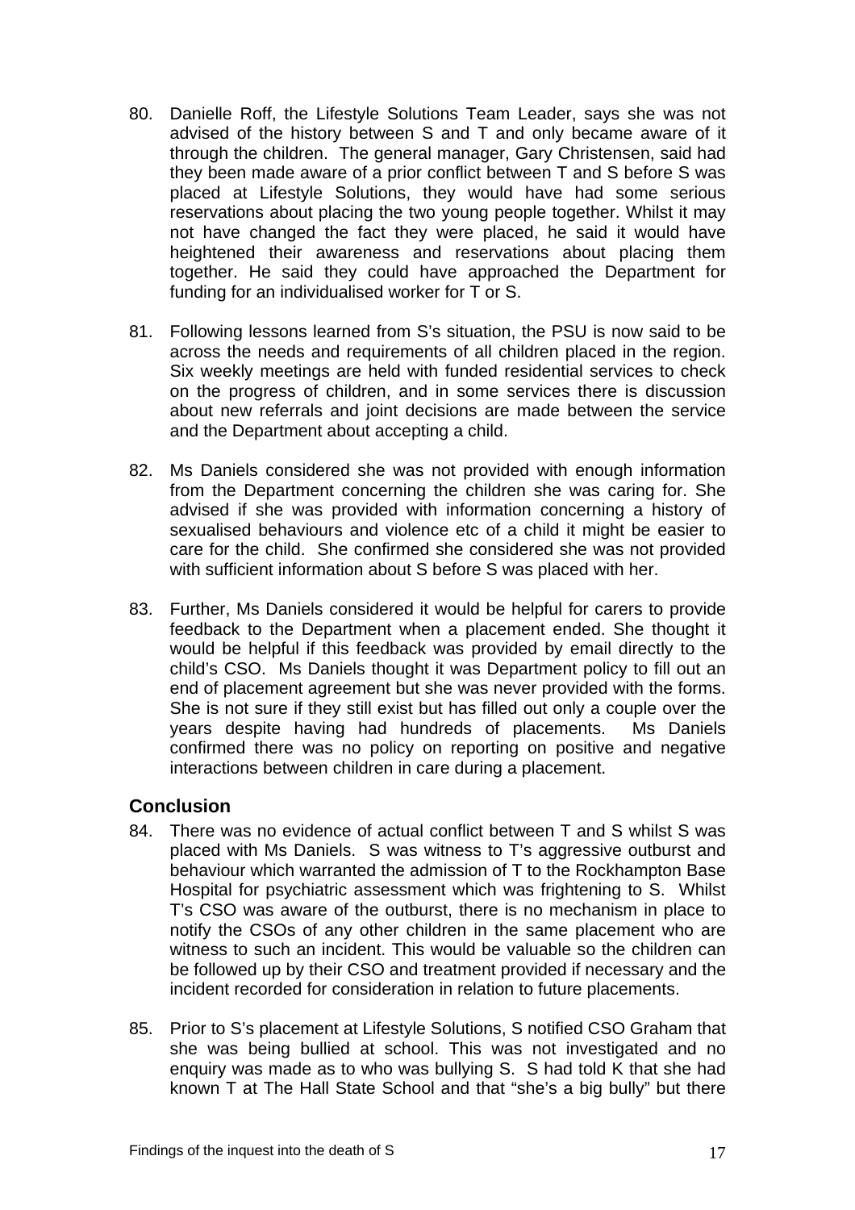80. Danielle Roff, the Lifestyle Solutions Team Leader, says she was not advised of the history between S and T and only became aware of it through the children. The general manager, Gary Christensen, said had they been made aware of a prior conflict between T and S before S was placed at Lifestyle Solutions, they would have had some serious reservations about placing the two young people together. Whilst it may not have changed the fact they were placed, he said it would have heightened their awareness and reservations about placing them together. He said they could have approached the Department for funding for an individualised worker for T or S.

81. Following lessons learned from S's situation, the PSU is now said to be across the needs and requirements of all children placed in the region. Six weekly meetings are held with funded residential services to check on the progress of children, and in some services there is discussion about new referrals and joint decisions are made between the service and the Department about accepting a child.

82. Ms Daniels considered she was not provided with enough information from the Department concerning the children she was caring for. She advised if she was provided with information concerning a history of sexualised behaviours and violence etc of a child it might be easier to care for the child. She confirmed she considered she was not provided with sufficient information about S before S was placed with her.

83. Further, Ms Daniels considered it would be helpful for carers to provide feedback to the Department when a placement ended. She thought it would be helpful if this feedback was provided by email directly to the child's CSO. Ms Daniels thought it was Department policy to fill out an end of placement agreement but she was never provided with the forms. She is not sure if they still exist but has filled out only a couple over the years despite having had hundreds of placements. Ms Daniels confirmed there was no policy on reporting on positive and negative interactions between children in care during a placement.

## Conclusion

84. There was no evidence of actual conflict between T and S whilst S was placed with Ms Daniels. S was witness to T's aggressive outburst and behaviour which warranted the admission of T to the Rockhampton Base Hospital for psychiatric assessment which was frightening to S. Whilst T's CSO was aware of the outburst, there is no mechanism in place to notify the CSOs of any other children in the same placement who are witness to such an incident. This would be valuable so the children can be followed up by their CSO and treatment provided if necessary and the incident recorded for consideration in relation to future placements.

85. Prior to S's placement at Lifestyle Solutions, S notified CSO Graham that she was being bullied at school. This was not investigated and no enquiry was made as to who was bullying S. S had told K that she had known T at The Hall State School and that "she's a big bully" but there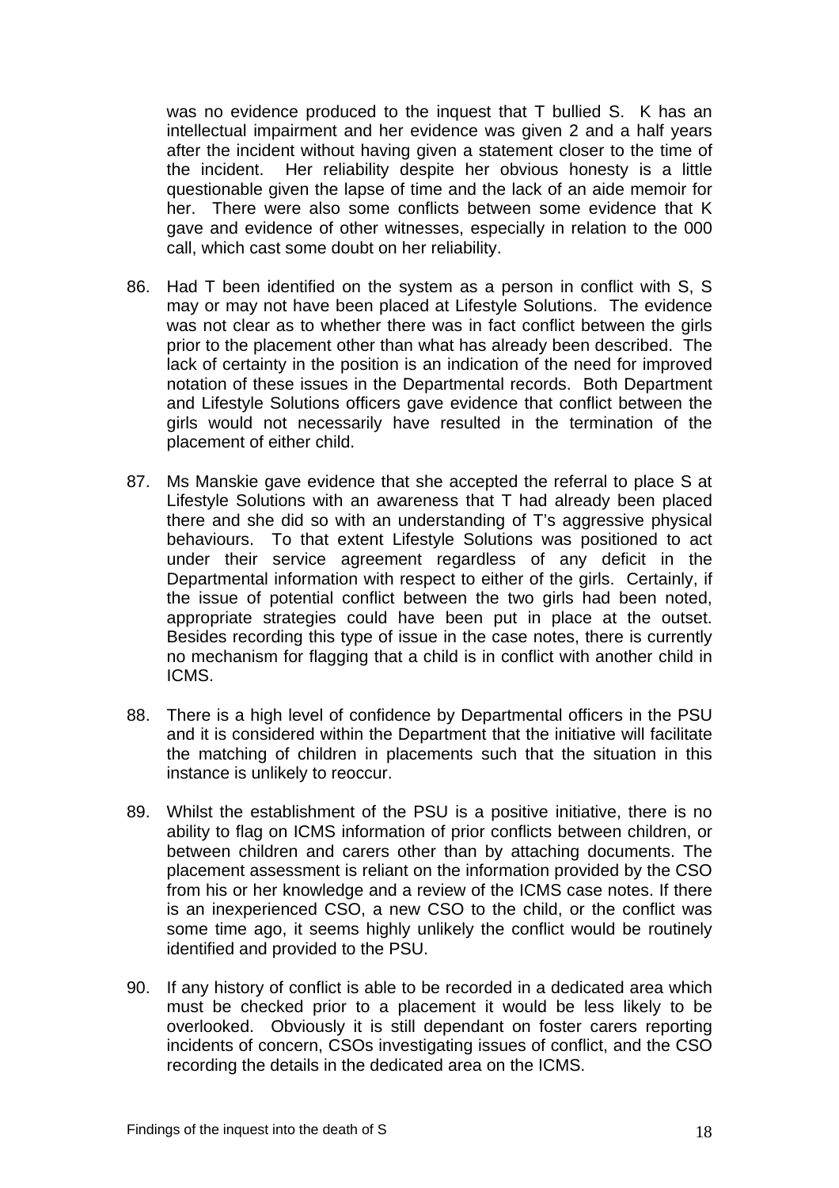was no evidence produced to the inquest that T bullied S. K has an intellectual impairment and her evidence was given 2 and a half years after the incident without having given a statement closer to the time of the incident. Her reliability despite her obvious honesty is a little questionable given the lapse of time and the lack of an aide memoir for her. There were also some conflicts between some evidence that K gave and evidence of other witnesses, especially in relation to the 000 call, which cast some doubt on her reliability.

86. Had T been identified on the system as a person in conflict with S, S may or may not have been placed at Lifestyle Solutions. The evidence was not clear as to whether there was in fact conflict between the girls prior to the placement other than what has already been described. The lack of certainty in the position is an indication of the need for improved notation of these issues in the Departmental records. Both Department and Lifestyle Solutions officers gave evidence that conflict between the girls would not necessarily have resulted in the termination of the placement of either child.

87. Ms Manskie gave evidence that she accepted the referral to place S at Lifestyle Solutions with an awareness that T had already been placed there and she did so with an understanding of T's aggressive physical behaviours. To that extent Lifestyle Solutions was positioned to act under their service agreement regardless of any deficit in the Departmental information with respect to either of the girls. Certainly, if the issue of potential conflict between the two girls had been noted, appropriate strategies could have been put in place at the outset. Besides recording this type of issue in the case notes, there is currently no mechanism for flagging that a child is in conflict with another child in ICMS.

88. There is a high level of confidence by Departmental officers in the PSU and it is considered within the Department that the initiative will facilitate the matching of children in placements such that the situation in this instance is unlikely to reoccur.

89. Whilst the establishment of the PSU is a positive initiative, there is no ability to flag on ICMS information of prior conflicts between children, or between children and carers other than by attaching documents. The placement assessment is reliant on the information provided by the CSO from his or her knowledge and a review of the ICMS case notes. If there is an inexperienced CSO, a new CSO to the child, or the conflict was some time ago, it seems highly unlikely the conflict would be routinely identified and provided to the PSU.

90. If any history of conflict is able to be recorded in a dedicated area which must be checked prior to a placement it would be less likely to be overlooked. Obviously it is still dependant on foster carers reporting incidents of concern, CSOs investigating issues of conflict, and the CSO recording the details in the dedicated area on the ICMS.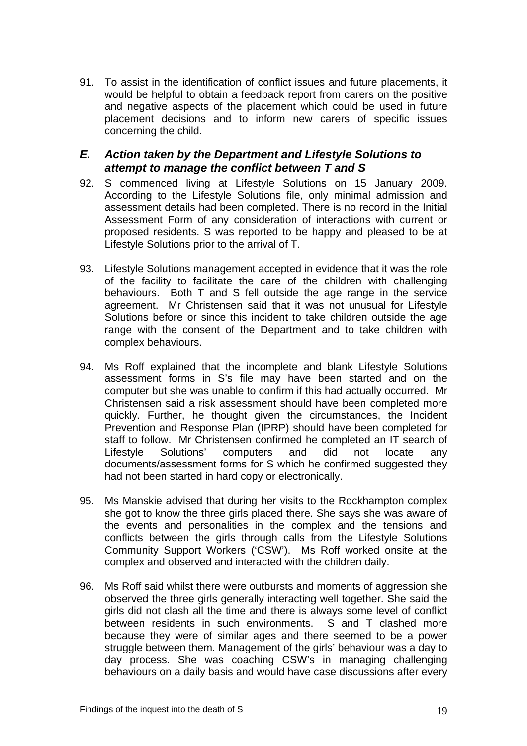91. To assist in the identification of conflict issues and future placements, it would be helpful to obtain a feedback report from carers on the positive and negative aspects of the placement which could be used in future placement decisions and to inform new carers of specific issues concerning the child.

### *E. Action taken by the Department and Lifestyle Solutions to attempt to manage the conflict between T and S*

92. S commenced living at Lifestyle Solutions on 15 January 2009. According to the Lifestyle Solutions file, only minimal admission and assessment details had been completed. There is no record in the Initial Assessment Form of any consideration of interactions with current or proposed residents. S was reported to be happy and pleased to be at Lifestyle Solutions prior to the arrival of T.

93. Lifestyle Solutions management accepted in evidence that it was the role of the facility to facilitate the care of the children with challenging behaviours. Both T and S fell outside the age range in the service agreement. Mr Christensen said that it was not unusual for Lifestyle Solutions before or since this incident to take children outside the age range with the consent of the Department and to take children with complex behaviours.

94. Ms Roff explained that the incomplete and blank Lifestyle Solutions assessment forms in S's file may have been started and on the computer but she was unable to confirm if this had actually occurred. Mr Christensen said a risk assessment should have been completed more quickly. Further, he thought given the circumstances, the Incident Prevention and Response Plan (IPRP) should have been completed for staff to follow. Mr Christensen confirmed he completed an IT search of Lifestyle Solutions' computers and did not locate any documents/assessment forms for S which he confirmed suggested they had not been started in hard copy or electronically.

95. Ms Manskie advised that during her visits to the Rockhampton complex she got to know the three girls placed there. She says she was aware of the events and personalities in the complex and the tensions and conflicts between the girls through calls from the Lifestyle Solutions Community Support Workers ('CSW'). Ms Roff worked onsite at the complex and observed and interacted with the children daily.

96. Ms Roff said whilst there were outbursts and moments of aggression she observed the three girls generally interacting well together. She said the girls did not clash all the time and there is always some level of conflict between residents in such environments. S and T clashed more because they were of similar ages and there seemed to be a power struggle between them. Management of the girls' behaviour was a day to day process. She was coaching CSW's in managing challenging behaviours on a daily basis and would have case discussions after every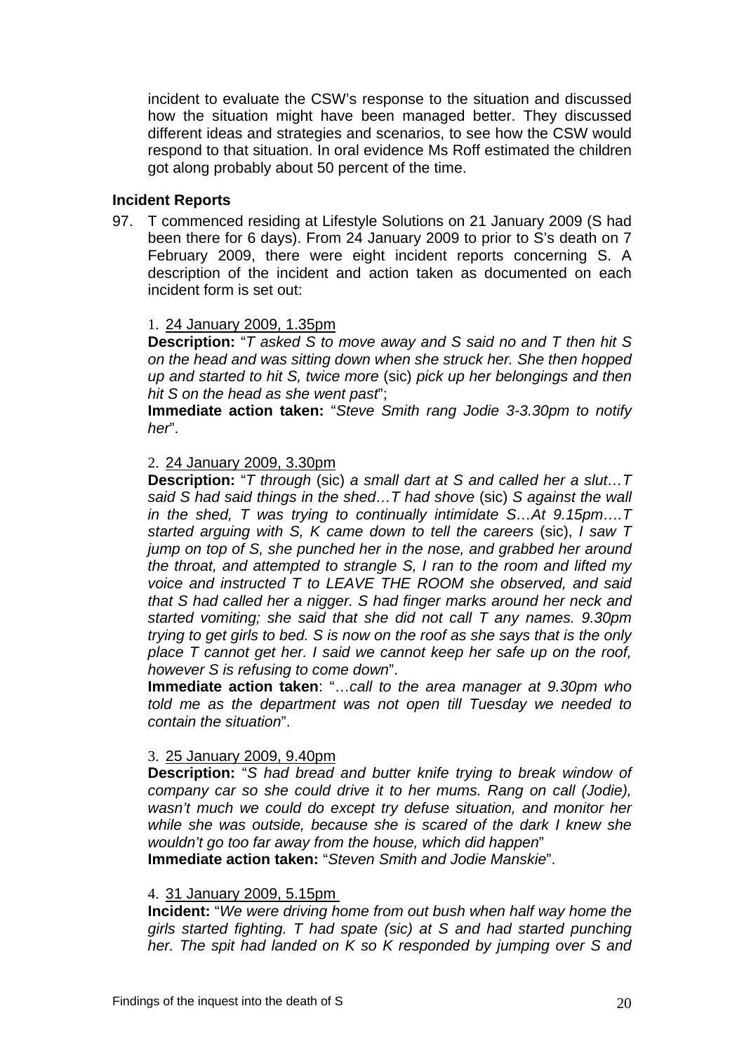incident to evaluate the CSW's response to the situation and discussed how the situation might have been managed better. They discussed different ideas and strategies and scenarios, to see how the CSW would respond to that situation. In oral evidence Ms Roff estimated the children got along probably about 50 percent of the time.

### Incident Reports

97. T commenced residing at Lifestyle Solutions on 21 January 2009 (S had been there for 6 days). From 24 January 2009 to prior to S's death on 7 February 2009, there were eight incident reports concerning S. A description of the incident and action taken as documented on each incident form is set out:

    1. 24 January 2009, 1.35pm

       **Description:** "*T asked S to move away and S said no and T then hit S on the head and was sitting down when she struck her. She then hopped up and started to hit S, twice more* (sic) *pick up her belongings and then hit S on the head as she went past*";

       **Immediate action taken:** "*Steve Smith rang Jodie 3-3.30pm to notify her*".

    2. 24 January 2009, 3.30pm

       **Description:** "*T through* (sic) *a small dart at S and called her a slut…T said S had said things in the shed…T had shove* (sic) *S against the wall in the shed, T was trying to continually intimidate S…At 9.15pm….T started arguing with S, K came down to tell the careers* (sic), *I saw T jump on top of S, she punched her in the nose, and grabbed her around the throat, and attempted to strangle S, I ran to the room and lifted my voice and instructed T to LEAVE THE ROOM she observed, and said that S had called her a nigger. S had finger marks around her neck and started vomiting; she said that she did not call T any names. 9.30pm trying to get girls to bed. S is now on the roof as she says that is the only place T cannot get her. I said we cannot keep her safe up on the roof, however S is refusing to come down*".

       **Immediate action taken**: "…*call to the area manager at 9.30pm who told me as the department was not open till Tuesday we needed to contain the situation*".

    3. 25 January 2009, 9.40pm

       **Description:** "*S had bread and butter knife trying to break window of company car so she could drive it to her mums. Rang on call (Jodie), wasn't much we could do except try defuse situation, and monitor her while she was outside, because she is scared of the dark I knew she wouldn't go too far away from the house, which did happen*"

       **Immediate action taken:** "*Steven Smith and Jodie Manskie*".

    4. 31 January 2009, 5.15pm

       **Incident:** "*We were driving home from out bush when half way home the girls started fighting. T had spate (sic) at S and had started punching her. The spit had landed on K so K responded by jumping over S and*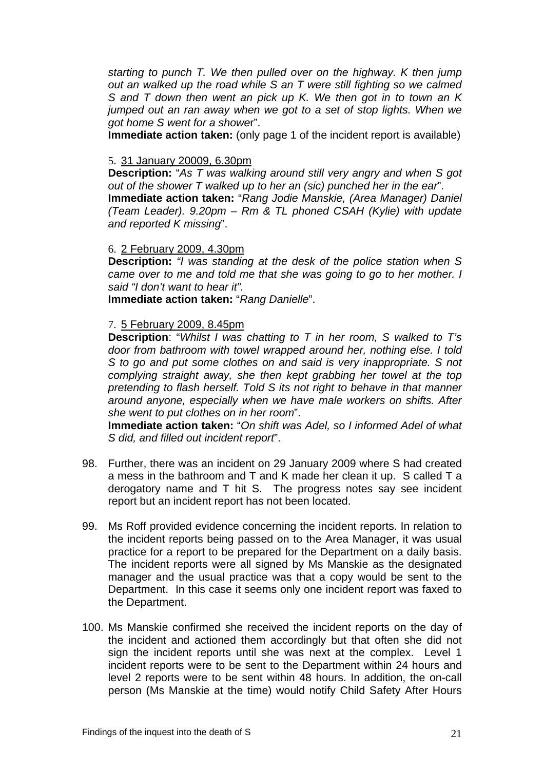*starting to punch T. We then pulled over on the highway. K then jump out an walked up the road while S an T were still fighting so we calmed S and T down then went an pick up K. We then got in to town an K jumped out an ran away when we got to a set of stop lights. When we got home S went for a shower*".
**Immediate action taken:** (only page 1 of the incident report is available)

5. 31 January 20009, 6.30pm
**Description:** "*As T was walking around still very angry and when S got out of the shower T walked up to her an (sic) punched her in the ear*".
**Immediate action taken:** "*Rang Jodie Manskie, (Area Manager) Daniel (Team Leader). 9.20pm – Rm & TL phoned CSAH (Kylie) with update and reported K missing*".

6. 2 February 2009, 4.30pm
**Description:** *"I was standing at the desk of the police station when S came over to me and told me that she was going to go to her mother. I said "I don't want to hear it".*
**Immediate action taken:** "*Rang Danielle*".

7. 5 February 2009, 8.45pm
**Description**: "*Whilst I was chatting to T in her room, S walked to T's door from bathroom with towel wrapped around her, nothing else. I told S to go and put some clothes on and said is very inappropriate. S not complying straight away, she then kept grabbing her towel at the top pretending to flash herself. Told S its not right to behave in that manner around anyone, especially when we have male workers on shifts. After she went to put clothes on in her room*".
**Immediate action taken:** "*On shift was Adel, so I informed Adel of what S did, and filled out incident report*".

98. Further, there was an incident on 29 January 2009 where S had created a mess in the bathroom and T and K made her clean it up. S called T a derogatory name and T hit S. The progress notes say see incident report but an incident report has not been located.

99. Ms Roff provided evidence concerning the incident reports. In relation to the incident reports being passed on to the Area Manager, it was usual practice for a report to be prepared for the Department on a daily basis. The incident reports were all signed by Ms Manskie as the designated manager and the usual practice was that a copy would be sent to the Department. In this case it seems only one incident report was faxed to the Department.

100. Ms Manskie confirmed she received the incident reports on the day of the incident and actioned them accordingly but that often she did not sign the incident reports until she was next at the complex. Level 1 incident reports were to be sent to the Department within 24 hours and level 2 reports were to be sent within 48 hours. In addition, the on-call person (Ms Manskie at the time) would notify Child Safety After Hours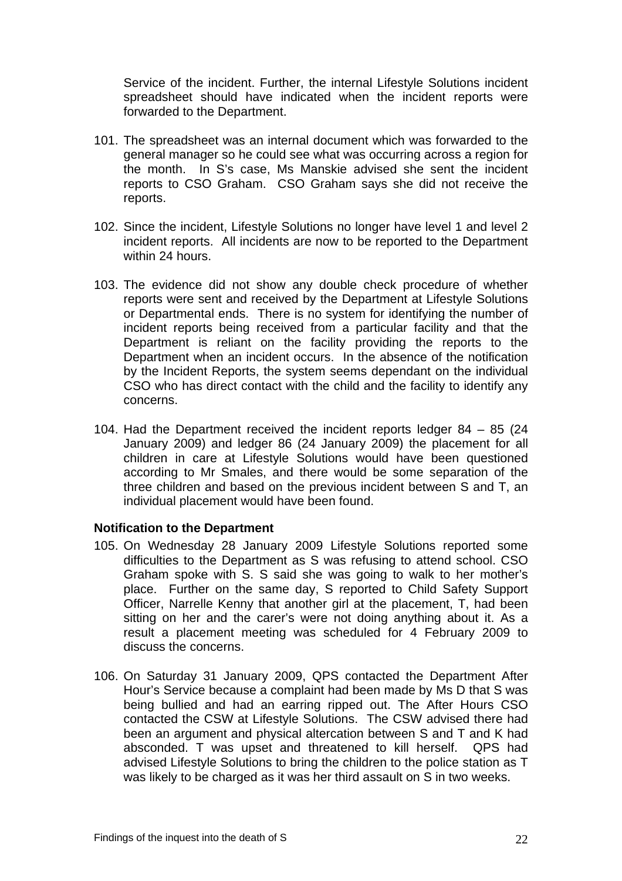Service of the incident. Further, the internal Lifestyle Solutions incident spreadsheet should have indicated when the incident reports were forwarded to the Department.

101. The spreadsheet was an internal document which was forwarded to the general manager so he could see what was occurring across a region for the month. In S's case, Ms Manskie advised she sent the incident reports to CSO Graham. CSO Graham says she did not receive the reports.

102. Since the incident, Lifestyle Solutions no longer have level 1 and level 2 incident reports. All incidents are now to be reported to the Department within 24 hours.

103. The evidence did not show any double check procedure of whether reports were sent and received by the Department at Lifestyle Solutions or Departmental ends. There is no system for identifying the number of incident reports being received from a particular facility and that the Department is reliant on the facility providing the reports to the Department when an incident occurs. In the absence of the notification by the Incident Reports, the system seems dependant on the individual CSO who has direct contact with the child and the facility to identify any concerns.

104. Had the Department received the incident reports ledger 84 – 85 (24 January 2009) and ledger 86 (24 January 2009) the placement for all children in care at Lifestyle Solutions would have been questioned according to Mr Smales, and there would be some separation of the three children and based on the previous incident between S and T, an individual placement would have been found.

**Notification to the Department**

105. On Wednesday 28 January 2009 Lifestyle Solutions reported some difficulties to the Department as S was refusing to attend school. CSO Graham spoke with S. S said she was going to walk to her mother's place. Further on the same day, S reported to Child Safety Support Officer, Narrelle Kenny that another girl at the placement, T, had been sitting on her and the carer's were not doing anything about it. As a result a placement meeting was scheduled for 4 February 2009 to discuss the concerns.

106. On Saturday 31 January 2009, QPS contacted the Department After Hour's Service because a complaint had been made by Ms D that S was being bullied and had an earring ripped out. The After Hours CSO contacted the CSW at Lifestyle Solutions. The CSW advised there had been an argument and physical altercation between S and T and K had absconded. T was upset and threatened to kill herself. QPS had advised Lifestyle Solutions to bring the children to the police station as T was likely to be charged as it was her third assault on S in two weeks.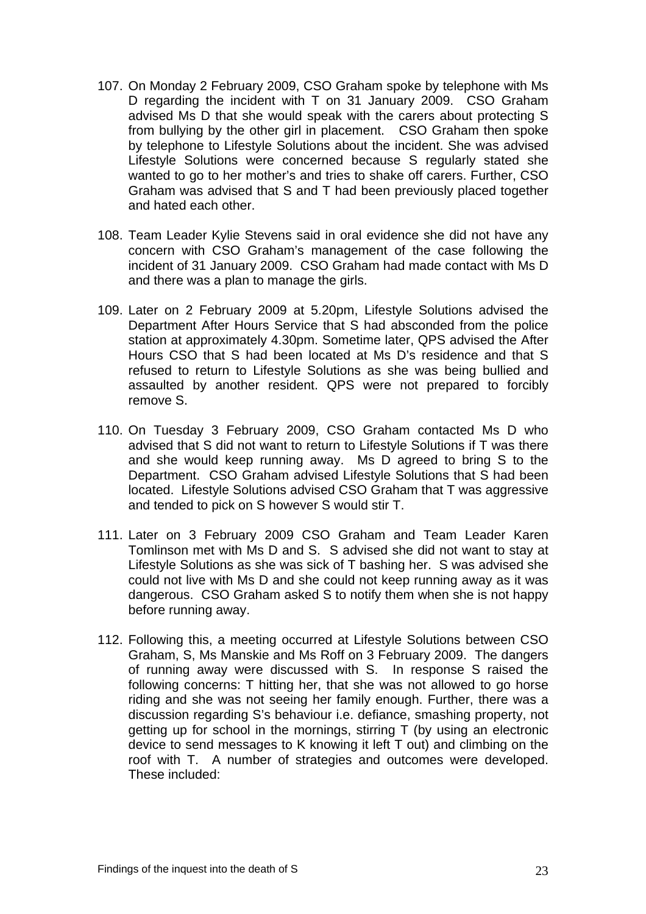107. On Monday 2 February 2009, CSO Graham spoke by telephone with Ms D regarding the incident with T on 31 January 2009. CSO Graham advised Ms D that she would speak with the carers about protecting S from bullying by the other girl in placement. CSO Graham then spoke by telephone to Lifestyle Solutions about the incident. She was advised Lifestyle Solutions were concerned because S regularly stated she wanted to go to her mother's and tries to shake off carers. Further, CSO Graham was advised that S and T had been previously placed together and hated each other.

108. Team Leader Kylie Stevens said in oral evidence she did not have any concern with CSO Graham's management of the case following the incident of 31 January 2009. CSO Graham had made contact with Ms D and there was a plan to manage the girls.

109. Later on 2 February 2009 at 5.20pm, Lifestyle Solutions advised the Department After Hours Service that S had absconded from the police station at approximately 4.30pm. Sometime later, QPS advised the After Hours CSO that S had been located at Ms D's residence and that S refused to return to Lifestyle Solutions as she was being bullied and assaulted by another resident. QPS were not prepared to forcibly remove S.

110. On Tuesday 3 February 2009, CSO Graham contacted Ms D who advised that S did not want to return to Lifestyle Solutions if T was there and she would keep running away. Ms D agreed to bring S to the Department. CSO Graham advised Lifestyle Solutions that S had been located. Lifestyle Solutions advised CSO Graham that T was aggressive and tended to pick on S however S would stir T.

111. Later on 3 February 2009 CSO Graham and Team Leader Karen Tomlinson met with Ms D and S. S advised she did not want to stay at Lifestyle Solutions as she was sick of T bashing her. S was advised she could not live with Ms D and she could not keep running away as it was dangerous. CSO Graham asked S to notify them when she is not happy before running away.

112. Following this, a meeting occurred at Lifestyle Solutions between CSO Graham, S, Ms Manskie and Ms Roff on 3 February 2009. The dangers of running away were discussed with S. In response S raised the following concerns: T hitting her, that she was not allowed to go horse riding and she was not seeing her family enough. Further, there was a discussion regarding S's behaviour i.e. defiance, smashing property, not getting up for school in the mornings, stirring T (by using an electronic device to send messages to K knowing it left T out) and climbing on the roof with T. A number of strategies and outcomes were developed. These included: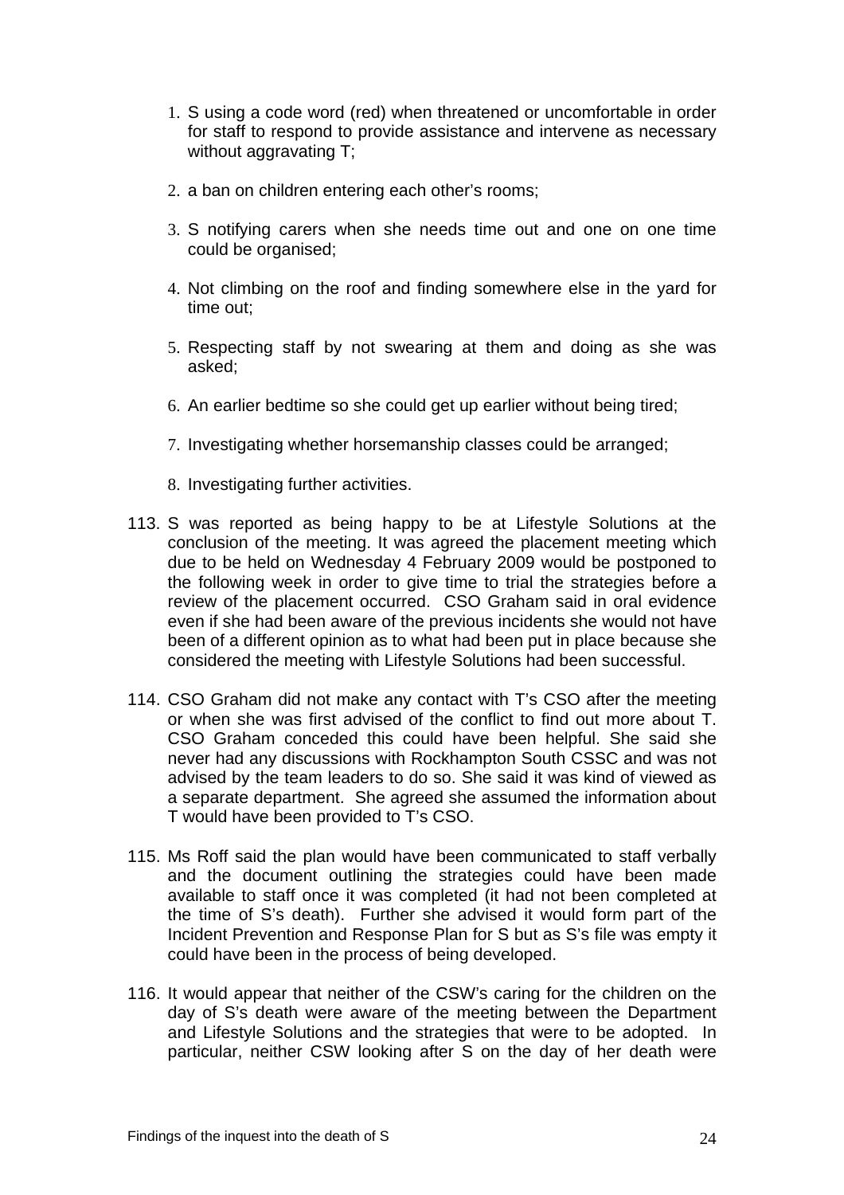1. S using a code word (red) when threatened or uncomfortable in order for staff to respond to provide assistance and intervene as necessary without aggravating T;
2. a ban on children entering each other's rooms;
3. S notifying carers when she needs time out and one on one time could be organised;
4. Not climbing on the roof and finding somewhere else in the yard for time out;
5. Respecting staff by not swearing at them and doing as she was asked;
6. An earlier bedtime so she could get up earlier without being tired;
7. Investigating whether horsemanship classes could be arranged;
8. Investigating further activities.

113. S was reported as being happy to be at Lifestyle Solutions at the conclusion of the meeting. It was agreed the placement meeting which due to be held on Wednesday 4 February 2009 would be postponed to the following week in order to give time to trial the strategies before a review of the placement occurred. CSO Graham said in oral evidence even if she had been aware of the previous incidents she would not have been of a different opinion as to what had been put in place because she considered the meeting with Lifestyle Solutions had been successful.

114. CSO Graham did not make any contact with T's CSO after the meeting or when she was first advised of the conflict to find out more about T. CSO Graham conceded this could have been helpful. She said she never had any discussions with Rockhampton South CSSC and was not advised by the team leaders to do so. She said it was kind of viewed as a separate department. She agreed she assumed the information about T would have been provided to T's CSO.

115. Ms Roff said the plan would have been communicated to staff verbally and the document outlining the strategies could have been made available to staff once it was completed (it had not been completed at the time of S's death). Further she advised it would form part of the Incident Prevention and Response Plan for S but as S's file was empty it could have been in the process of being developed.

116. It would appear that neither of the CSW's caring for the children on the day of S's death were aware of the meeting between the Department and Lifestyle Solutions and the strategies that were to be adopted. In particular, neither CSW looking after S on the day of her death were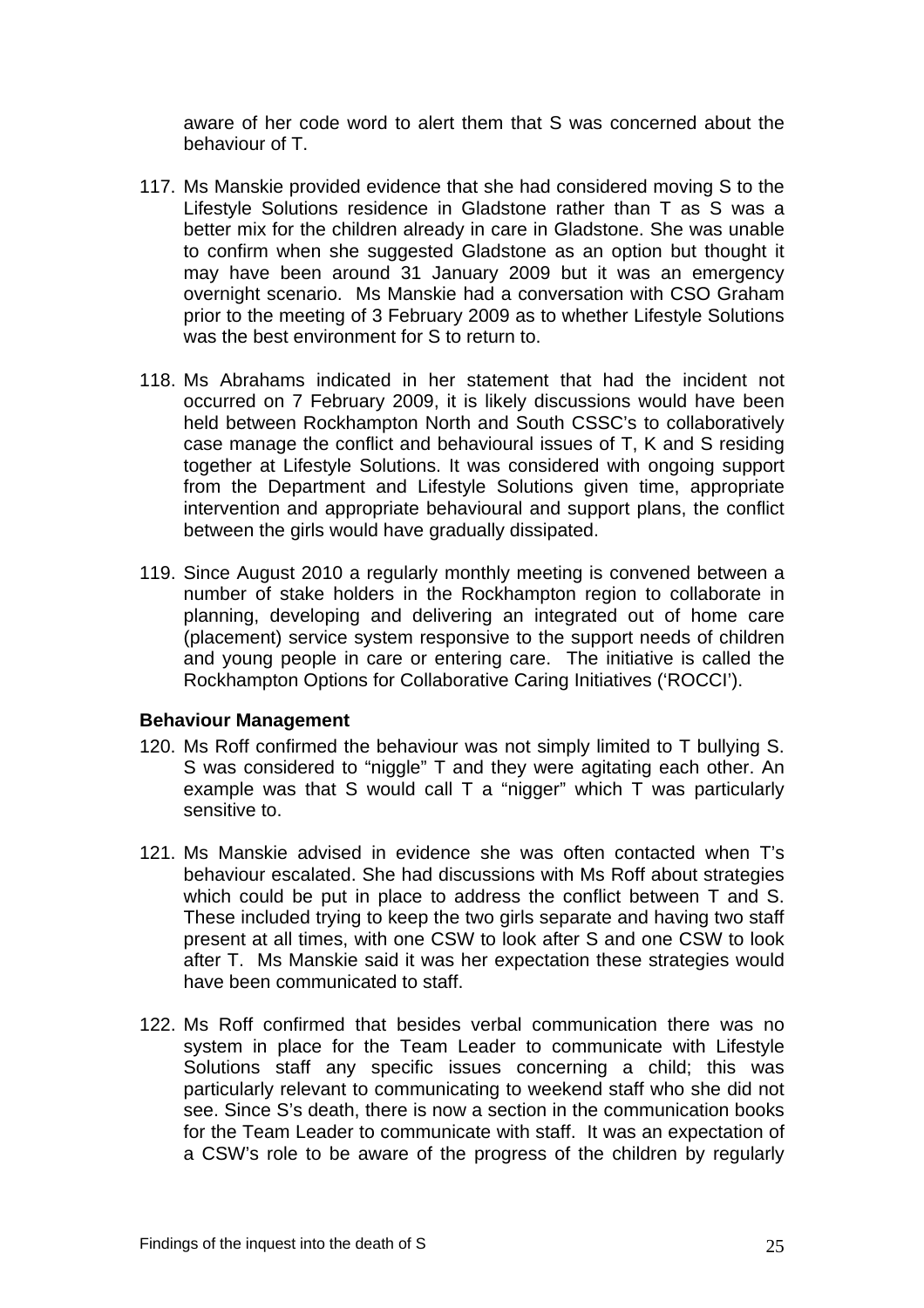aware of her code word to alert them that S was concerned about the behaviour of T.

117. Ms Manskie provided evidence that she had considered moving S to the Lifestyle Solutions residence in Gladstone rather than T as S was a better mix for the children already in care in Gladstone. She was unable to confirm when she suggested Gladstone as an option but thought it may have been around 31 January 2009 but it was an emergency overnight scenario. Ms Manskie had a conversation with CSO Graham prior to the meeting of 3 February 2009 as to whether Lifestyle Solutions was the best environment for S to return to.

118. Ms Abrahams indicated in her statement that had the incident not occurred on 7 February 2009, it is likely discussions would have been held between Rockhampton North and South CSSC's to collaboratively case manage the conflict and behavioural issues of T, K and S residing together at Lifestyle Solutions. It was considered with ongoing support from the Department and Lifestyle Solutions given time, appropriate intervention and appropriate behavioural and support plans, the conflict between the girls would have gradually dissipated.

119. Since August 2010 a regularly monthly meeting is convened between a number of stake holders in the Rockhampton region to collaborate in planning, developing and delivering an integrated out of home care (placement) service system responsive to the support needs of children and young people in care or entering care. The initiative is called the Rockhampton Options for Collaborative Caring Initiatives ('ROCCI').

**Behaviour Management**

120. Ms Roff confirmed the behaviour was not simply limited to T bullying S. S was considered to "niggle" T and they were agitating each other. An example was that S would call T a "nigger" which T was particularly sensitive to.

121. Ms Manskie advised in evidence she was often contacted when T's behaviour escalated. She had discussions with Ms Roff about strategies which could be put in place to address the conflict between T and S. These included trying to keep the two girls separate and having two staff present at all times, with one CSW to look after S and one CSW to look after T. Ms Manskie said it was her expectation these strategies would have been communicated to staff.

122. Ms Roff confirmed that besides verbal communication there was no system in place for the Team Leader to communicate with Lifestyle Solutions staff any specific issues concerning a child; this was particularly relevant to communicating to weekend staff who she did not see. Since S's death, there is now a section in the communication books for the Team Leader to communicate with staff. It was an expectation of a CSW's role to be aware of the progress of the children by regularly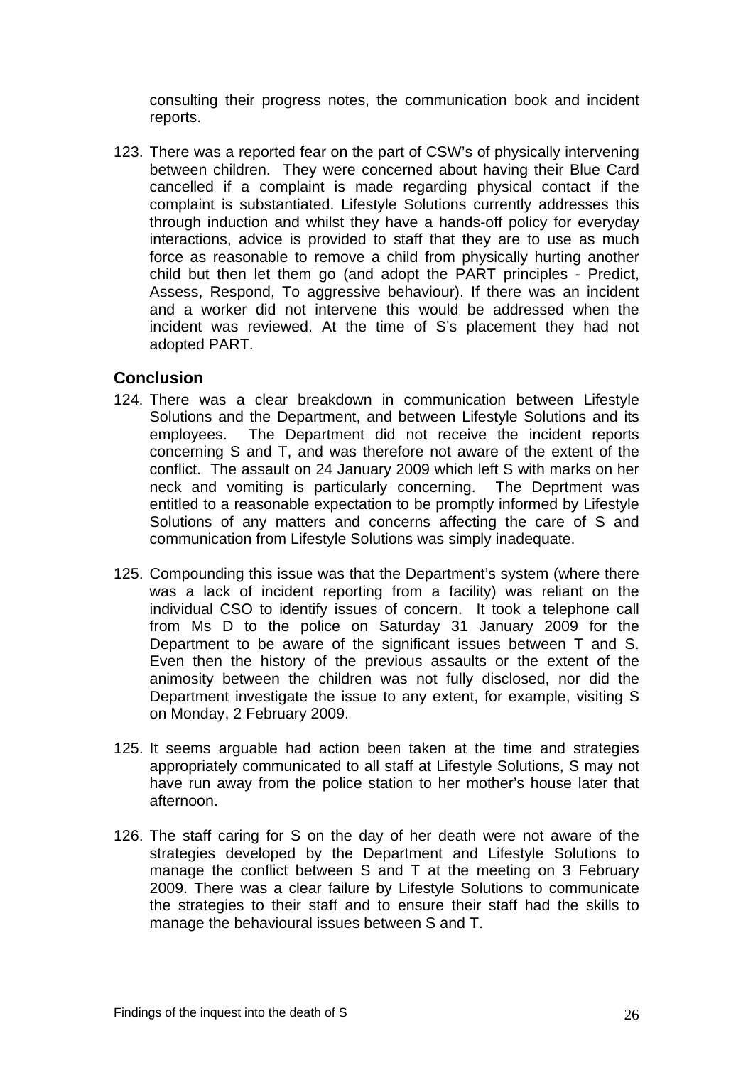consulting their progress notes, the communication book and incident reports.

123. There was a reported fear on the part of CSW's of physically intervening between children. They were concerned about having their Blue Card cancelled if a complaint is made regarding physical contact if the complaint is substantiated. Lifestyle Solutions currently addresses this through induction and whilst they have a hands-off policy for everyday interactions, advice is provided to staff that they are to use as much force as reasonable to remove a child from physically hurting another child but then let them go (and adopt the PART principles - Predict, Assess, Respond, To aggressive behaviour). If there was an incident and a worker did not intervene this would be addressed when the incident was reviewed. At the time of S's placement they had not adopted PART.

### Conclusion

124. There was a clear breakdown in communication between Lifestyle Solutions and the Department, and between Lifestyle Solutions and its employees. The Department did not receive the incident reports concerning S and T, and was therefore not aware of the extent of the conflict. The assault on 24 January 2009 which left S with marks on her neck and vomiting is particularly concerning. The Deprtment was entitled to a reasonable expectation to be promptly informed by Lifestyle Solutions of any matters and concerns affecting the care of S and communication from Lifestyle Solutions was simply inadequate.

125. Compounding this issue was that the Department's system (where there was a lack of incident reporting from a facility) was reliant on the individual CSO to identify issues of concern. It took a telephone call from Ms D to the police on Saturday 31 January 2009 for the Department to be aware of the significant issues between T and S. Even then the history of the previous assaults or the extent of the animosity between the children was not fully disclosed, nor did the Department investigate the issue to any extent, for example, visiting S on Monday, 2 February 2009.

125. It seems arguable had action been taken at the time and strategies appropriately communicated to all staff at Lifestyle Solutions, S may not have run away from the police station to her mother's house later that afternoon.

126. The staff caring for S on the day of her death were not aware of the strategies developed by the Department and Lifestyle Solutions to manage the conflict between S and T at the meeting on 3 February 2009. There was a clear failure by Lifestyle Solutions to communicate the strategies to their staff and to ensure their staff had the skills to manage the behavioural issues between S and T.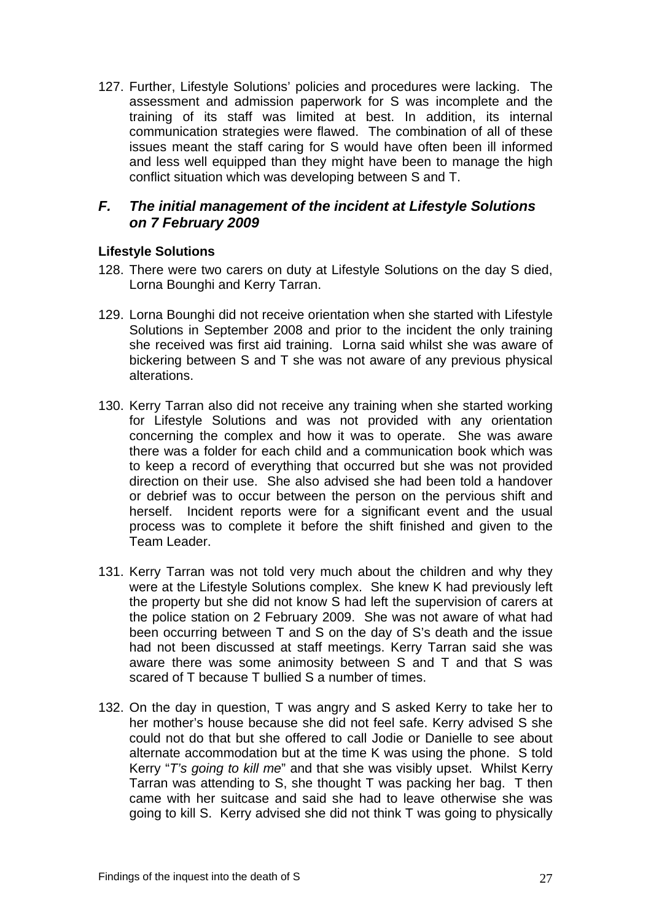127. Further, Lifestyle Solutions' policies and procedures were lacking. The assessment and admission paperwork for S was incomplete and the training of its staff was limited at best. In addition, its internal communication strategies were flawed. The combination of all of these issues meant the staff caring for S would have often been ill informed and less well equipped than they might have been to manage the high conflict situation which was developing between S and T.

## *F. The initial management of the incident at Lifestyle Solutions on 7 February 2009*

### Lifestyle Solutions

128. There were two carers on duty at Lifestyle Solutions on the day S died, Lorna Bounghi and Kerry Tarran.

129. Lorna Bounghi did not receive orientation when she started with Lifestyle Solutions in September 2008 and prior to the incident the only training she received was first aid training. Lorna said whilst she was aware of bickering between S and T she was not aware of any previous physical alterations.

130. Kerry Tarran also did not receive any training when she started working for Lifestyle Solutions and was not provided with any orientation concerning the complex and how it was to operate. She was aware there was a folder for each child and a communication book which was to keep a record of everything that occurred but she was not provided direction on their use. She also advised she had been told a handover or debrief was to occur between the person on the pervious shift and herself. Incident reports were for a significant event and the usual process was to complete it before the shift finished and given to the Team Leader.

131. Kerry Tarran was not told very much about the children and why they were at the Lifestyle Solutions complex. She knew K had previously left the property but she did not know S had left the supervision of carers at the police station on 2 February 2009. She was not aware of what had been occurring between T and S on the day of S's death and the issue had not been discussed at staff meetings. Kerry Tarran said she was aware there was some animosity between S and T and that S was scared of T because T bullied S a number of times.

132. On the day in question, T was angry and S asked Kerry to take her to her mother's house because she did not feel safe. Kerry advised S she could not do that but she offered to call Jodie or Danielle to see about alternate accommodation but at the time K was using the phone. S told Kerry "*T's going to kill me*" and that she was visibly upset. Whilst Kerry Tarran was attending to S, she thought T was packing her bag. T then came with her suitcase and said she had to leave otherwise she was going to kill S. Kerry advised she did not think T was going to physically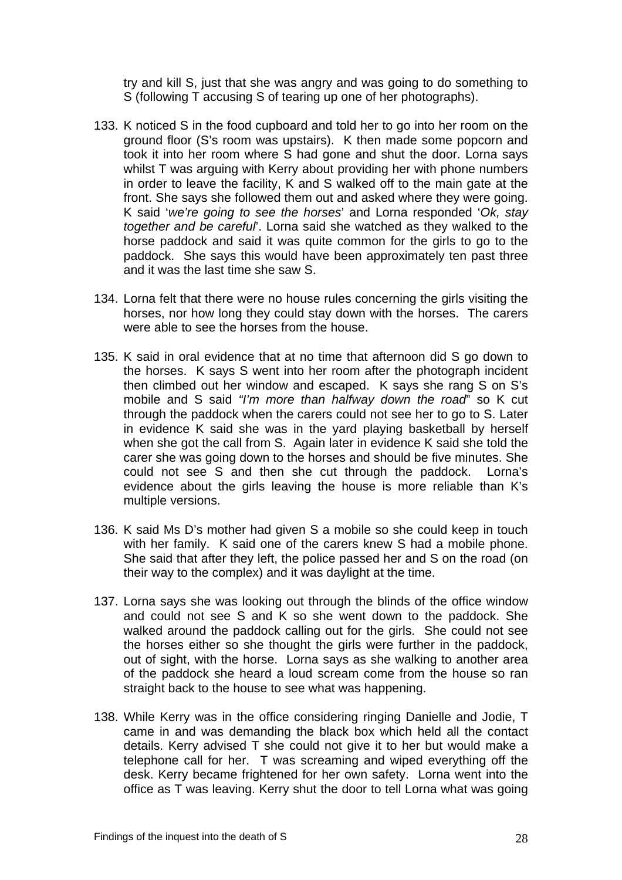try and kill S, just that she was angry and was going to do something to S (following T accusing S of tearing up one of her photographs).

133. K noticed S in the food cupboard and told her to go into her room on the ground floor (S's room was upstairs). K then made some popcorn and took it into her room where S had gone and shut the door. Lorna says whilst T was arguing with Kerry about providing her with phone numbers in order to leave the facility, K and S walked off to the main gate at the front. She says she followed them out and asked where they were going. K said '*we're going to see the horses*' and Lorna responded '*Ok, stay together and be careful*'. Lorna said she watched as they walked to the horse paddock and said it was quite common for the girls to go to the paddock. She says this would have been approximately ten past three and it was the last time she saw S.

134. Lorna felt that there were no house rules concerning the girls visiting the horses, nor how long they could stay down with the horses. The carers were able to see the horses from the house.

135. K said in oral evidence that at no time that afternoon did S go down to the horses. K says S went into her room after the photograph incident then climbed out her window and escaped. K says she rang S on S's mobile and S said *"I'm more than halfway down the road*" so K cut through the paddock when the carers could not see her to go to S. Later in evidence K said she was in the yard playing basketball by herself when she got the call from S. Again later in evidence K said she told the carer she was going down to the horses and should be five minutes. She could not see S and then she cut through the paddock. Lorna's evidence about the girls leaving the house is more reliable than K's multiple versions.

136. K said Ms D's mother had given S a mobile so she could keep in touch with her family. K said one of the carers knew S had a mobile phone. She said that after they left, the police passed her and S on the road (on their way to the complex) and it was daylight at the time.

137. Lorna says she was looking out through the blinds of the office window and could not see S and K so she went down to the paddock. She walked around the paddock calling out for the girls. She could not see the horses either so she thought the girls were further in the paddock, out of sight, with the horse. Lorna says as she walking to another area of the paddock she heard a loud scream come from the house so ran straight back to the house to see what was happening.

138. While Kerry was in the office considering ringing Danielle and Jodie, T came in and was demanding the black box which held all the contact details. Kerry advised T she could not give it to her but would make a telephone call for her. T was screaming and wiped everything off the desk. Kerry became frightened for her own safety. Lorna went into the office as T was leaving. Kerry shut the door to tell Lorna what was going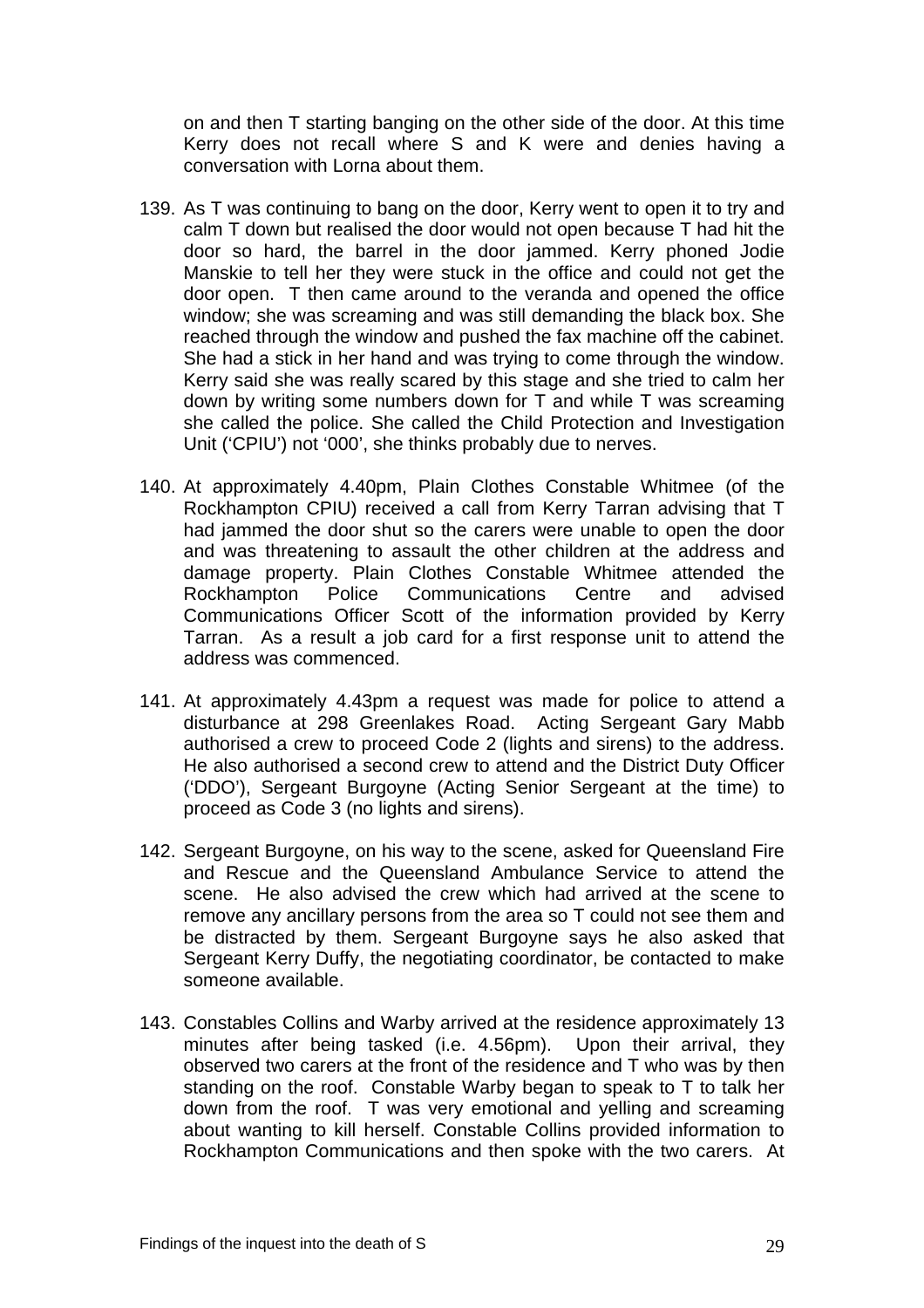on and then T starting banging on the other side of the door. At this time Kerry does not recall where S and K were and denies having a conversation with Lorna about them.

139. As T was continuing to bang on the door, Kerry went to open it to try and calm T down but realised the door would not open because T had hit the door so hard, the barrel in the door jammed. Kerry phoned Jodie Manskie to tell her they were stuck in the office and could not get the door open. T then came around to the veranda and opened the office window; she was screaming and was still demanding the black box. She reached through the window and pushed the fax machine off the cabinet. She had a stick in her hand and was trying to come through the window. Kerry said she was really scared by this stage and she tried to calm her down by writing some numbers down for T and while T was screaming she called the police. She called the Child Protection and Investigation Unit ('CPIU') not '000', she thinks probably due to nerves.

140. At approximately 4.40pm, Plain Clothes Constable Whitmee (of the Rockhampton CPIU) received a call from Kerry Tarran advising that T had jammed the door shut so the carers were unable to open the door and was threatening to assault the other children at the address and damage property. Plain Clothes Constable Whitmee attended the Rockhampton Police Communications Centre and advised Communications Officer Scott of the information provided by Kerry Tarran. As a result a job card for a first response unit to attend the address was commenced.

141. At approximately 4.43pm a request was made for police to attend a disturbance at 298 Greenlakes Road. Acting Sergeant Gary Mabb authorised a crew to proceed Code 2 (lights and sirens) to the address. He also authorised a second crew to attend and the District Duty Officer ('DDO'), Sergeant Burgoyne (Acting Senior Sergeant at the time) to proceed as Code 3 (no lights and sirens).

142. Sergeant Burgoyne, on his way to the scene, asked for Queensland Fire and Rescue and the Queensland Ambulance Service to attend the scene. He also advised the crew which had arrived at the scene to remove any ancillary persons from the area so T could not see them and be distracted by them. Sergeant Burgoyne says he also asked that Sergeant Kerry Duffy, the negotiating coordinator, be contacted to make someone available.

143. Constables Collins and Warby arrived at the residence approximately 13 minutes after being tasked (i.e. 4.56pm). Upon their arrival, they observed two carers at the front of the residence and T who was by then standing on the roof. Constable Warby began to speak to T to talk her down from the roof. T was very emotional and yelling and screaming about wanting to kill herself. Constable Collins provided information to Rockhampton Communications and then spoke with the two carers. At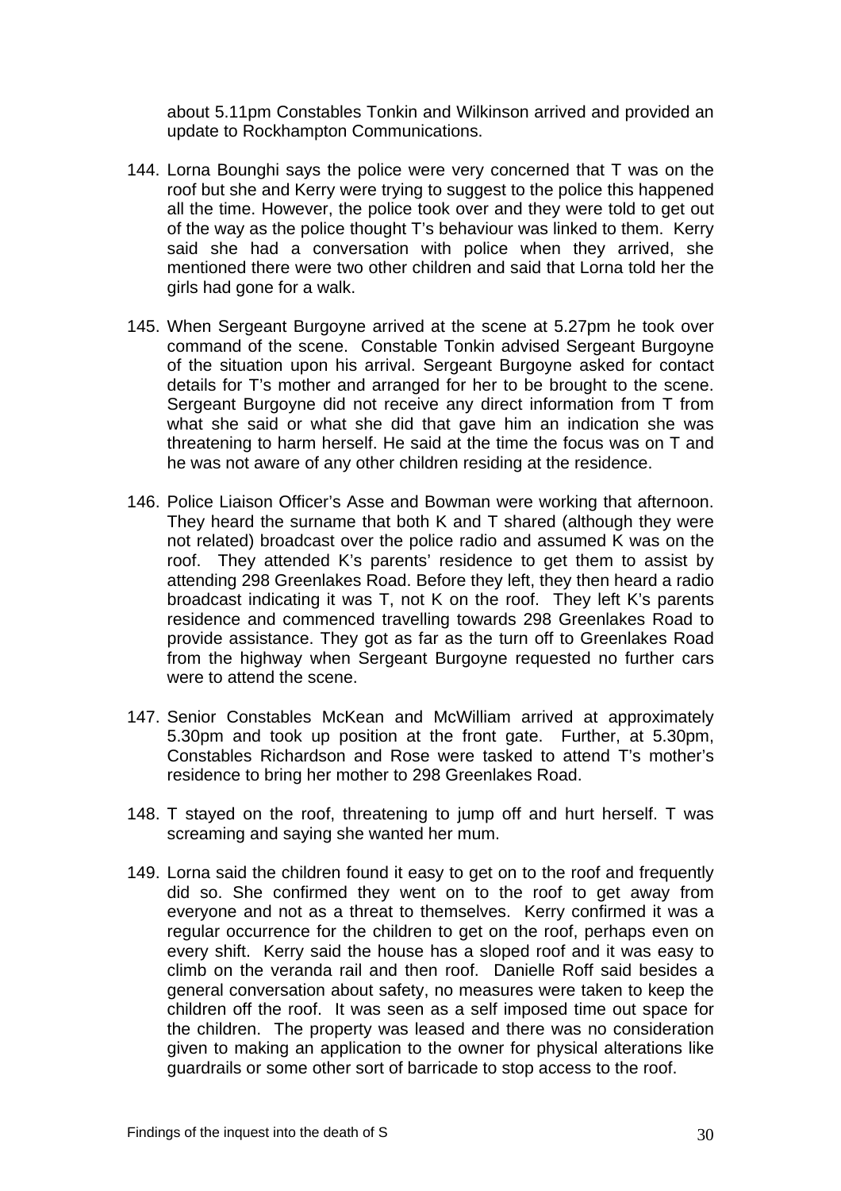about 5.11pm Constables Tonkin and Wilkinson arrived and provided an update to Rockhampton Communications.

144. Lorna Bounghi says the police were very concerned that T was on the roof but she and Kerry were trying to suggest to the police this happened all the time. However, the police took over and they were told to get out of the way as the police thought T's behaviour was linked to them. Kerry said she had a conversation with police when they arrived, she mentioned there were two other children and said that Lorna told her the girls had gone for a walk.

145. When Sergeant Burgoyne arrived at the scene at 5.27pm he took over command of the scene. Constable Tonkin advised Sergeant Burgoyne of the situation upon his arrival. Sergeant Burgoyne asked for contact details for T's mother and arranged for her to be brought to the scene. Sergeant Burgoyne did not receive any direct information from T from what she said or what she did that gave him an indication she was threatening to harm herself. He said at the time the focus was on T and he was not aware of any other children residing at the residence.

146. Police Liaison Officer's Asse and Bowman were working that afternoon. They heard the surname that both K and T shared (although they were not related) broadcast over the police radio and assumed K was on the roof. They attended K's parents' residence to get them to assist by attending 298 Greenlakes Road. Before they left, they then heard a radio broadcast indicating it was T, not K on the roof. They left K's parents residence and commenced travelling towards 298 Greenlakes Road to provide assistance. They got as far as the turn off to Greenlakes Road from the highway when Sergeant Burgoyne requested no further cars were to attend the scene.

147. Senior Constables McKean and McWilliam arrived at approximately 5.30pm and took up position at the front gate. Further, at 5.30pm, Constables Richardson and Rose were tasked to attend T's mother's residence to bring her mother to 298 Greenlakes Road.

148. T stayed on the roof, threatening to jump off and hurt herself. T was screaming and saying she wanted her mum.

149. Lorna said the children found it easy to get on to the roof and frequently did so. She confirmed they went on to the roof to get away from everyone and not as a threat to themselves. Kerry confirmed it was a regular occurrence for the children to get on the roof, perhaps even on every shift. Kerry said the house has a sloped roof and it was easy to climb on the veranda rail and then roof. Danielle Roff said besides a general conversation about safety, no measures were taken to keep the children off the roof. It was seen as a self imposed time out space for the children. The property was leased and there was no consideration given to making an application to the owner for physical alterations like guardrails or some other sort of barricade to stop access to the roof.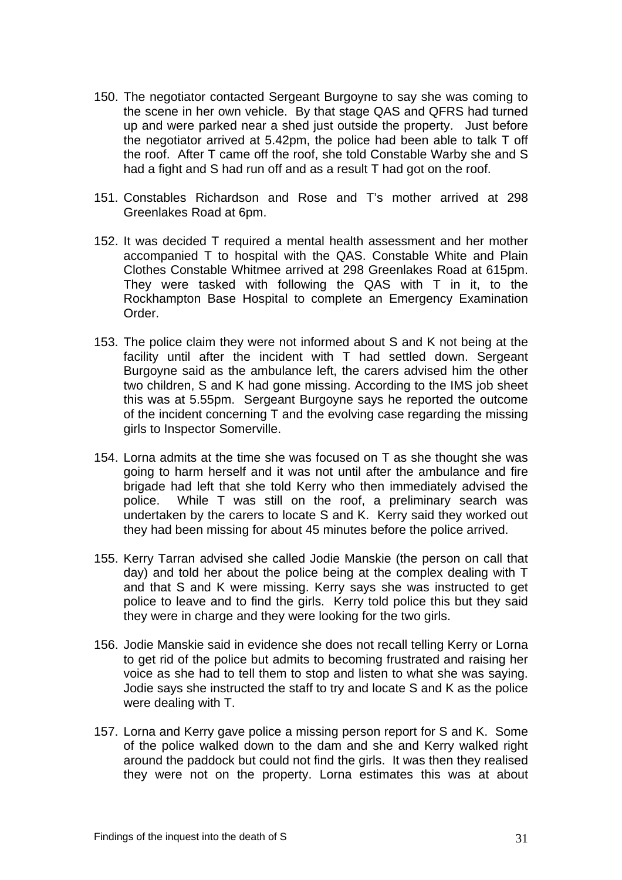150. The negotiator contacted Sergeant Burgoyne to say she was coming to the scene in her own vehicle. By that stage QAS and QFRS had turned up and were parked near a shed just outside the property. Just before the negotiator arrived at 5.42pm, the police had been able to talk T off the roof. After T came off the roof, she told Constable Warby she and S had a fight and S had run off and as a result T had got on the roof.

151. Constables Richardson and Rose and T's mother arrived at 298 Greenlakes Road at 6pm.

152. It was decided T required a mental health assessment and her mother accompanied T to hospital with the QAS. Constable White and Plain Clothes Constable Whitmee arrived at 298 Greenlakes Road at 615pm. They were tasked with following the QAS with T in it, to the Rockhampton Base Hospital to complete an Emergency Examination Order.

153. The police claim they were not informed about S and K not being at the facility until after the incident with T had settled down. Sergeant Burgoyne said as the ambulance left, the carers advised him the other two children, S and K had gone missing. According to the IMS job sheet this was at 5.55pm. Sergeant Burgoyne says he reported the outcome of the incident concerning T and the evolving case regarding the missing girls to Inspector Somerville.

154. Lorna admits at the time she was focused on T as she thought she was going to harm herself and it was not until after the ambulance and fire brigade had left that she told Kerry who then immediately advised the police. While T was still on the roof, a preliminary search was undertaken by the carers to locate S and K. Kerry said they worked out they had been missing for about 45 minutes before the police arrived.

155. Kerry Tarran advised she called Jodie Manskie (the person on call that day) and told her about the police being at the complex dealing with T and that S and K were missing. Kerry says she was instructed to get police to leave and to find the girls. Kerry told police this but they said they were in charge and they were looking for the two girls.

156. Jodie Manskie said in evidence she does not recall telling Kerry or Lorna to get rid of the police but admits to becoming frustrated and raising her voice as she had to tell them to stop and listen to what she was saying. Jodie says she instructed the staff to try and locate S and K as the police were dealing with T.

157. Lorna and Kerry gave police a missing person report for S and K. Some of the police walked down to the dam and she and Kerry walked right around the paddock but could not find the girls. It was then they realised they were not on the property. Lorna estimates this was at about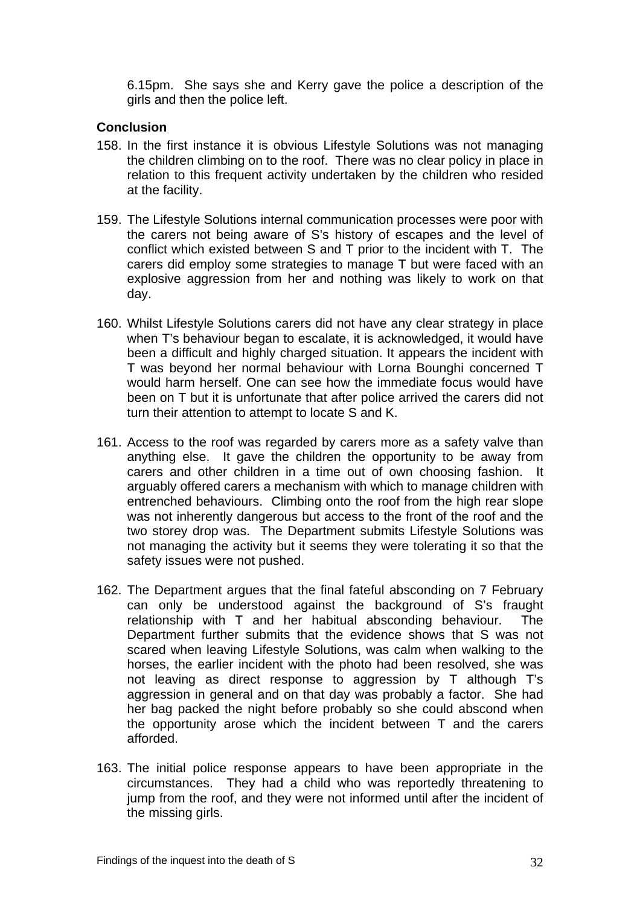6.15pm. She says she and Kerry gave the police a description of the girls and then the police left.

**Conclusion**

158. In the first instance it is obvious Lifestyle Solutions was not managing the children climbing on to the roof. There was no clear policy in place in relation to this frequent activity undertaken by the children who resided at the facility.

159. The Lifestyle Solutions internal communication processes were poor with the carers not being aware of S's history of escapes and the level of conflict which existed between S and T prior to the incident with T. The carers did employ some strategies to manage T but were faced with an explosive aggression from her and nothing was likely to work on that day.

160. Whilst Lifestyle Solutions carers did not have any clear strategy in place when T's behaviour began to escalate, it is acknowledged, it would have been a difficult and highly charged situation. It appears the incident with T was beyond her normal behaviour with Lorna Bounghi concerned T would harm herself. One can see how the immediate focus would have been on T but it is unfortunate that after police arrived the carers did not turn their attention to attempt to locate S and K.

161. Access to the roof was regarded by carers more as a safety valve than anything else. It gave the children the opportunity to be away from carers and other children in a time out of own choosing fashion. It arguably offered carers a mechanism with which to manage children with entrenched behaviours. Climbing onto the roof from the high rear slope was not inherently dangerous but access to the front of the roof and the two storey drop was. The Department submits Lifestyle Solutions was not managing the activity but it seems they were tolerating it so that the safety issues were not pushed.

162. The Department argues that the final fateful absconding on 7 February can only be understood against the background of S's fraught relationship with T and her habitual absconding behaviour. The Department further submits that the evidence shows that S was not scared when leaving Lifestyle Solutions, was calm when walking to the horses, the earlier incident with the photo had been resolved, she was not leaving as direct response to aggression by T although T's aggression in general and on that day was probably a factor. She had her bag packed the night before probably so she could abscond when the opportunity arose which the incident between T and the carers afforded.

163. The initial police response appears to have been appropriate in the circumstances. They had a child who was reportedly threatening to jump from the roof, and they were not informed until after the incident of the missing girls.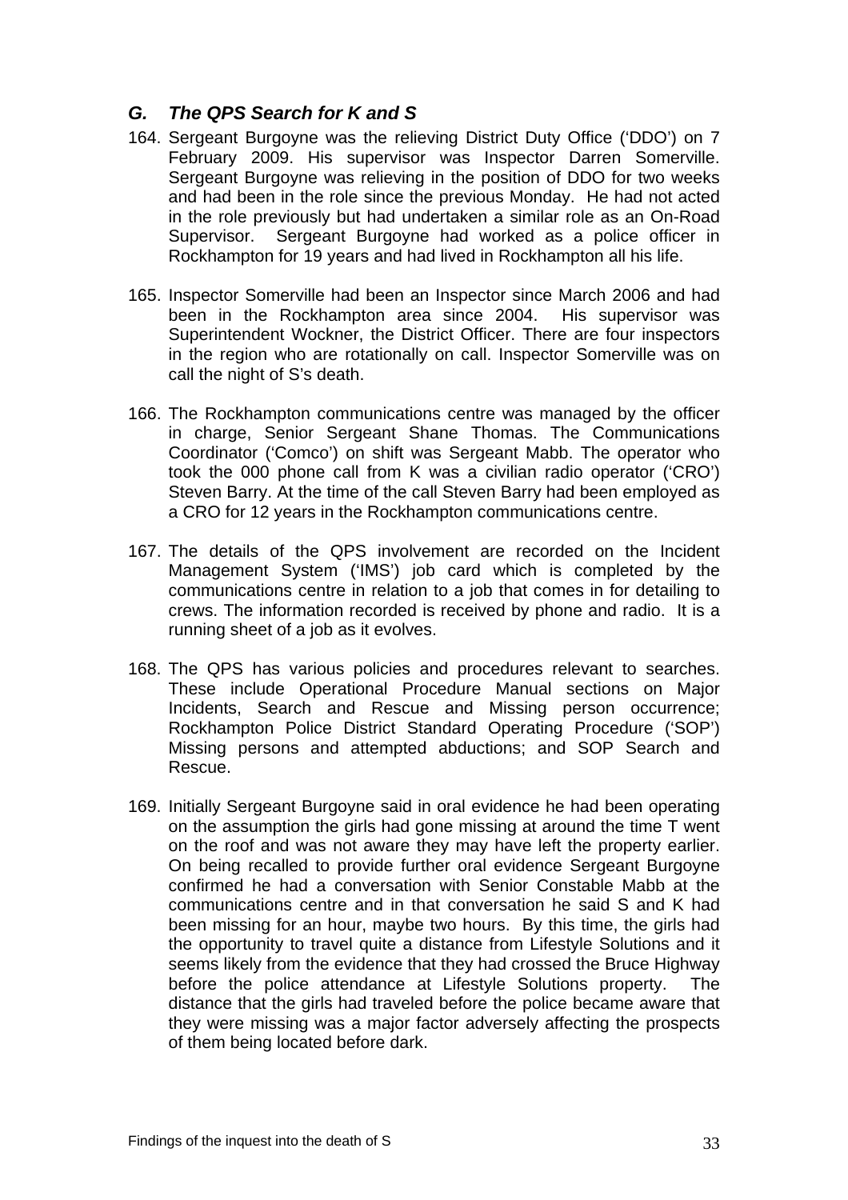## *G. The QPS Search for K and S*

164. Sergeant Burgoyne was the relieving District Duty Office ('DDO') on 7 February 2009. His supervisor was Inspector Darren Somerville. Sergeant Burgoyne was relieving in the position of DDO for two weeks and had been in the role since the previous Monday. He had not acted in the role previously but had undertaken a similar role as an On-Road Supervisor. Sergeant Burgoyne had worked as a police officer in Rockhampton for 19 years and had lived in Rockhampton all his life.

165. Inspector Somerville had been an Inspector since March 2006 and had been in the Rockhampton area since 2004. His supervisor was Superintendent Wockner, the District Officer. There are four inspectors in the region who are rotationally on call. Inspector Somerville was on call the night of S's death.

166. The Rockhampton communications centre was managed by the officer in charge, Senior Sergeant Shane Thomas. The Communications Coordinator ('Comco') on shift was Sergeant Mabb. The operator who took the 000 phone call from K was a civilian radio operator ('CRO') Steven Barry. At the time of the call Steven Barry had been employed as a CRO for 12 years in the Rockhampton communications centre.

167. The details of the QPS involvement are recorded on the Incident Management System ('IMS') job card which is completed by the communications centre in relation to a job that comes in for detailing to crews. The information recorded is received by phone and radio. It is a running sheet of a job as it evolves.

168. The QPS has various policies and procedures relevant to searches. These include Operational Procedure Manual sections on Major Incidents, Search and Rescue and Missing person occurrence; Rockhampton Police District Standard Operating Procedure ('SOP') Missing persons and attempted abductions; and SOP Search and Rescue.

169. Initially Sergeant Burgoyne said in oral evidence he had been operating on the assumption the girls had gone missing at around the time T went on the roof and was not aware they may have left the property earlier. On being recalled to provide further oral evidence Sergeant Burgoyne confirmed he had a conversation with Senior Constable Mabb at the communications centre and in that conversation he said S and K had been missing for an hour, maybe two hours. By this time, the girls had the opportunity to travel quite a distance from Lifestyle Solutions and it seems likely from the evidence that they had crossed the Bruce Highway before the police attendance at Lifestyle Solutions property. The distance that the girls had traveled before the police became aware that they were missing was a major factor adversely affecting the prospects of them being located before dark.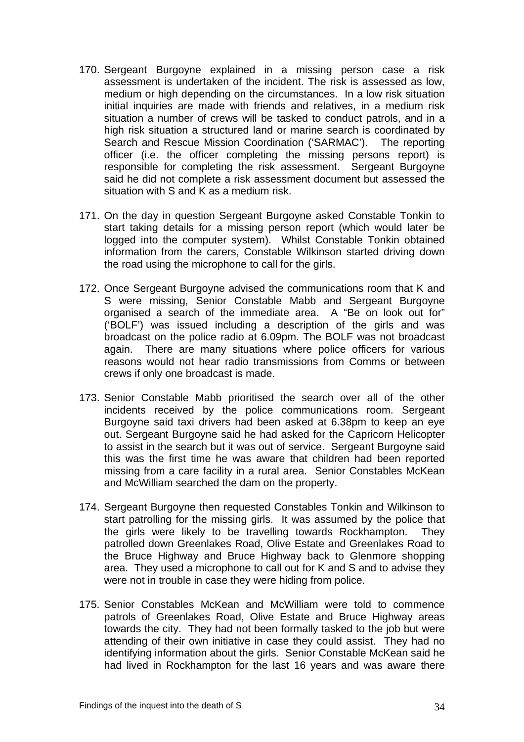170. Sergeant Burgoyne explained in a missing person case a risk assessment is undertaken of the incident. The risk is assessed as low, medium or high depending on the circumstances. In a low risk situation initial inquiries are made with friends and relatives, in a medium risk situation a number of crews will be tasked to conduct patrols, and in a high risk situation a structured land or marine search is coordinated by Search and Rescue Mission Coordination ('SARMAC'). The reporting officer (i.e. the officer completing the missing persons report) is responsible for completing the risk assessment. Sergeant Burgoyne said he did not complete a risk assessment document but assessed the situation with S and K as a medium risk.

171. On the day in question Sergeant Burgoyne asked Constable Tonkin to start taking details for a missing person report (which would later be logged into the computer system). Whilst Constable Tonkin obtained information from the carers, Constable Wilkinson started driving down the road using the microphone to call for the girls.

172. Once Sergeant Burgoyne advised the communications room that K and S were missing, Senior Constable Mabb and Sergeant Burgoyne organised a search of the immediate area. A "Be on look out for" ('BOLF') was issued including a description of the girls and was broadcast on the police radio at 6.09pm. The BOLF was not broadcast again. There are many situations where police officers for various reasons would not hear radio transmissions from Comms or between crews if only one broadcast is made.

173. Senior Constable Mabb prioritised the search over all of the other incidents received by the police communications room. Sergeant Burgoyne said taxi drivers had been asked at 6.38pm to keep an eye out. Sergeant Burgoyne said he had asked for the Capricorn Helicopter to assist in the search but it was out of service. Sergeant Burgoyne said this was the first time he was aware that children had been reported missing from a care facility in a rural area. Senior Constables McKean and McWilliam searched the dam on the property.

174. Sergeant Burgoyne then requested Constables Tonkin and Wilkinson to start patrolling for the missing girls. It was assumed by the police that the girls were likely to be travelling towards Rockhampton. They patrolled down Greenlakes Road, Olive Estate and Greenlakes Road to the Bruce Highway and Bruce Highway back to Glenmore shopping area. They used a microphone to call out for K and S and to advise they were not in trouble in case they were hiding from police.

175. Senior Constables McKean and McWilliam were told to commence patrols of Greenlakes Road, Olive Estate and Bruce Highway areas towards the city. They had not been formally tasked to the job but were attending of their own initiative in case they could assist. They had no identifying information about the girls. Senior Constable McKean said he had lived in Rockhampton for the last 16 years and was aware there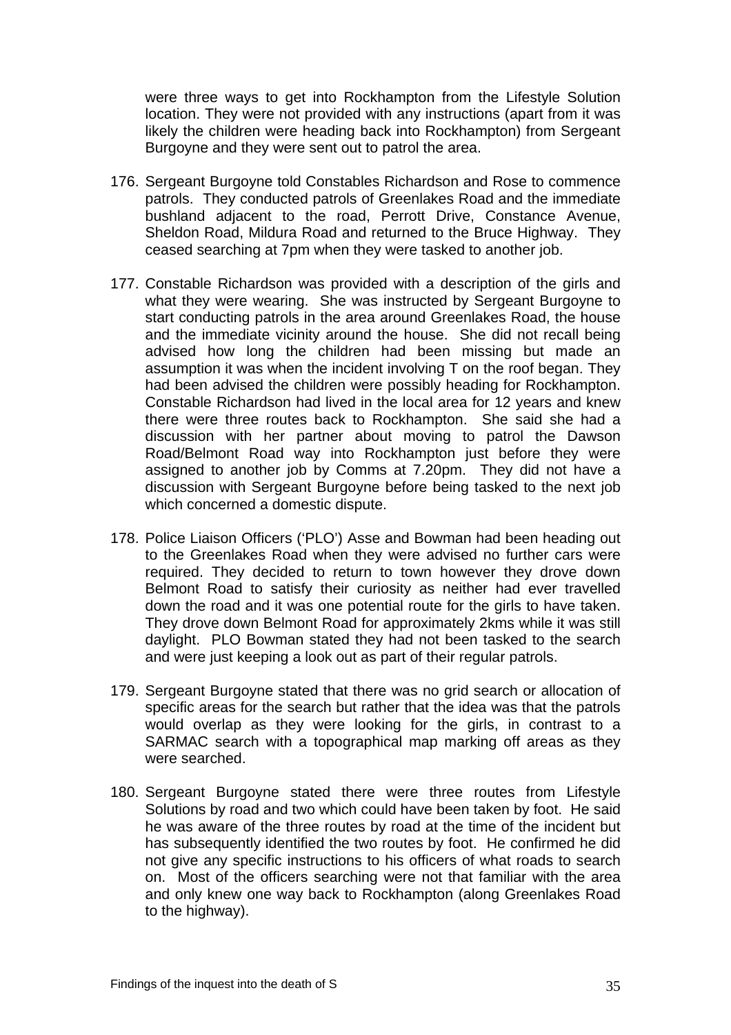were three ways to get into Rockhampton from the Lifestyle Solution location. They were not provided with any instructions (apart from it was likely the children were heading back into Rockhampton) from Sergeant Burgoyne and they were sent out to patrol the area.

176. Sergeant Burgoyne told Constables Richardson and Rose to commence patrols. They conducted patrols of Greenlakes Road and the immediate bushland adjacent to the road, Perrott Drive, Constance Avenue, Sheldon Road, Mildura Road and returned to the Bruce Highway. They ceased searching at 7pm when they were tasked to another job.

177. Constable Richardson was provided with a description of the girls and what they were wearing. She was instructed by Sergeant Burgoyne to start conducting patrols in the area around Greenlakes Road, the house and the immediate vicinity around the house. She did not recall being advised how long the children had been missing but made an assumption it was when the incident involving T on the roof began. They had been advised the children were possibly heading for Rockhampton. Constable Richardson had lived in the local area for 12 years and knew there were three routes back to Rockhampton. She said she had a discussion with her partner about moving to patrol the Dawson Road/Belmont Road way into Rockhampton just before they were assigned to another job by Comms at 7.20pm. They did not have a discussion with Sergeant Burgoyne before being tasked to the next job which concerned a domestic dispute.

178. Police Liaison Officers ('PLO') Asse and Bowman had been heading out to the Greenlakes Road when they were advised no further cars were required. They decided to return to town however they drove down Belmont Road to satisfy their curiosity as neither had ever travelled down the road and it was one potential route for the girls to have taken. They drove down Belmont Road for approximately 2kms while it was still daylight. PLO Bowman stated they had not been tasked to the search and were just keeping a look out as part of their regular patrols.

179. Sergeant Burgoyne stated that there was no grid search or allocation of specific areas for the search but rather that the idea was that the patrols would overlap as they were looking for the girls, in contrast to a SARMAC search with a topographical map marking off areas as they were searched.

180. Sergeant Burgoyne stated there were three routes from Lifestyle Solutions by road and two which could have been taken by foot. He said he was aware of the three routes by road at the time of the incident but has subsequently identified the two routes by foot. He confirmed he did not give any specific instructions to his officers of what roads to search on. Most of the officers searching were not that familiar with the area and only knew one way back to Rockhampton (along Greenlakes Road to the highway).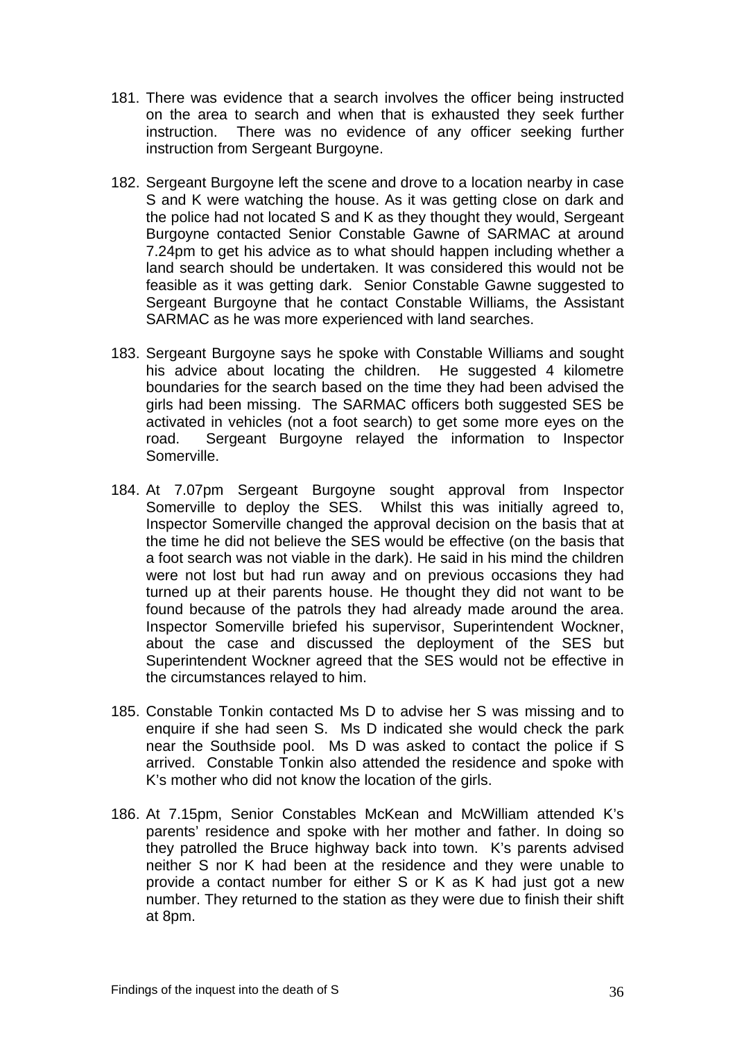181. There was evidence that a search involves the officer being instructed on the area to search and when that is exhausted they seek further instruction. There was no evidence of any officer seeking further instruction from Sergeant Burgoyne.

182. Sergeant Burgoyne left the scene and drove to a location nearby in case S and K were watching the house. As it was getting close on dark and the police had not located S and K as they thought they would, Sergeant Burgoyne contacted Senior Constable Gawne of SARMAC at around 7.24pm to get his advice as to what should happen including whether a land search should be undertaken. It was considered this would not be feasible as it was getting dark. Senior Constable Gawne suggested to Sergeant Burgoyne that he contact Constable Williams, the Assistant SARMAC as he was more experienced with land searches.

183. Sergeant Burgoyne says he spoke with Constable Williams and sought his advice about locating the children. He suggested 4 kilometre boundaries for the search based on the time they had been advised the girls had been missing. The SARMAC officers both suggested SES be activated in vehicles (not a foot search) to get some more eyes on the road. Sergeant Burgoyne relayed the information to Inspector Somerville.

184. At 7.07pm Sergeant Burgoyne sought approval from Inspector Somerville to deploy the SES. Whilst this was initially agreed to, Inspector Somerville changed the approval decision on the basis that at the time he did not believe the SES would be effective (on the basis that a foot search was not viable in the dark). He said in his mind the children were not lost but had run away and on previous occasions they had turned up at their parents house. He thought they did not want to be found because of the patrols they had already made around the area. Inspector Somerville briefed his supervisor, Superintendent Wockner, about the case and discussed the deployment of the SES but Superintendent Wockner agreed that the SES would not be effective in the circumstances relayed to him.

185. Constable Tonkin contacted Ms D to advise her S was missing and to enquire if she had seen S. Ms D indicated she would check the park near the Southside pool. Ms D was asked to contact the police if S arrived. Constable Tonkin also attended the residence and spoke with K's mother who did not know the location of the girls.

186. At 7.15pm, Senior Constables McKean and McWilliam attended K's parents' residence and spoke with her mother and father. In doing so they patrolled the Bruce highway back into town. K's parents advised neither S nor K had been at the residence and they were unable to provide a contact number for either S or K as K had just got a new number. They returned to the station as they were due to finish their shift at 8pm.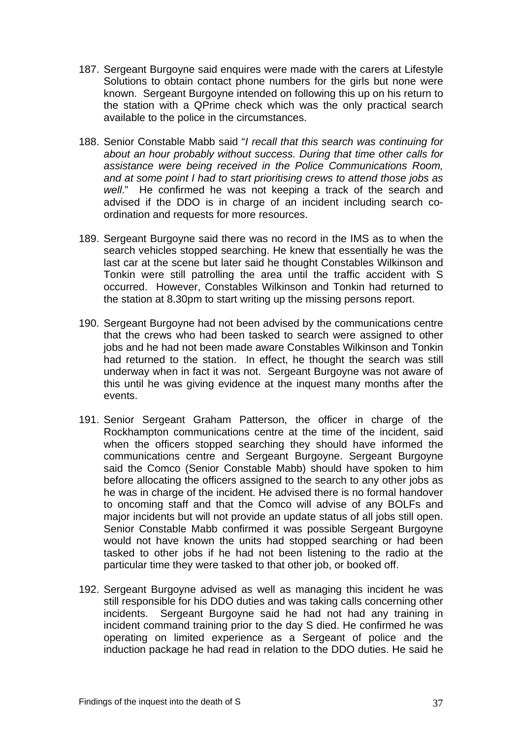187. Sergeant Burgoyne said enquires were made with the carers at Lifestyle Solutions to obtain contact phone numbers for the girls but none were known. Sergeant Burgoyne intended on following this up on his return to the station with a QPrime check which was the only practical search available to the police in the circumstances.

188. Senior Constable Mabb said "*I recall that this search was continuing for about an hour probably without success. During that time other calls for assistance were being received in the Police Communications Room, and at some point I had to start prioritising crews to attend those jobs as well*." He confirmed he was not keeping a track of the search and advised if the DDO is in charge of an incident including search co-ordination and requests for more resources.

189. Sergeant Burgoyne said there was no record in the IMS as to when the search vehicles stopped searching. He knew that essentially he was the last car at the scene but later said he thought Constables Wilkinson and Tonkin were still patrolling the area until the traffic accident with S occurred. However, Constables Wilkinson and Tonkin had returned to the station at 8.30pm to start writing up the missing persons report.

190. Sergeant Burgoyne had not been advised by the communications centre that the crews who had been tasked to search were assigned to other jobs and he had not been made aware Constables Wilkinson and Tonkin had returned to the station. In effect, he thought the search was still underway when in fact it was not. Sergeant Burgoyne was not aware of this until he was giving evidence at the inquest many months after the events.

191. Senior Sergeant Graham Patterson, the officer in charge of the Rockhampton communications centre at the time of the incident, said when the officers stopped searching they should have informed the communications centre and Sergeant Burgoyne. Sergeant Burgoyne said the Comco (Senior Constable Mabb) should have spoken to him before allocating the officers assigned to the search to any other jobs as he was in charge of the incident. He advised there is no formal handover to oncoming staff and that the Comco will advise of any BOLFs and major incidents but will not provide an update status of all jobs still open. Senior Constable Mabb confirmed it was possible Sergeant Burgoyne would not have known the units had stopped searching or had been tasked to other jobs if he had not been listening to the radio at the particular time they were tasked to that other job, or booked off.

192. Sergeant Burgoyne advised as well as managing this incident he was still responsible for his DDO duties and was taking calls concerning other incidents. Sergeant Burgoyne said he had not had any training in incident command training prior to the day S died. He confirmed he was operating on limited experience as a Sergeant of police and the induction package he had read in relation to the DDO duties. He said he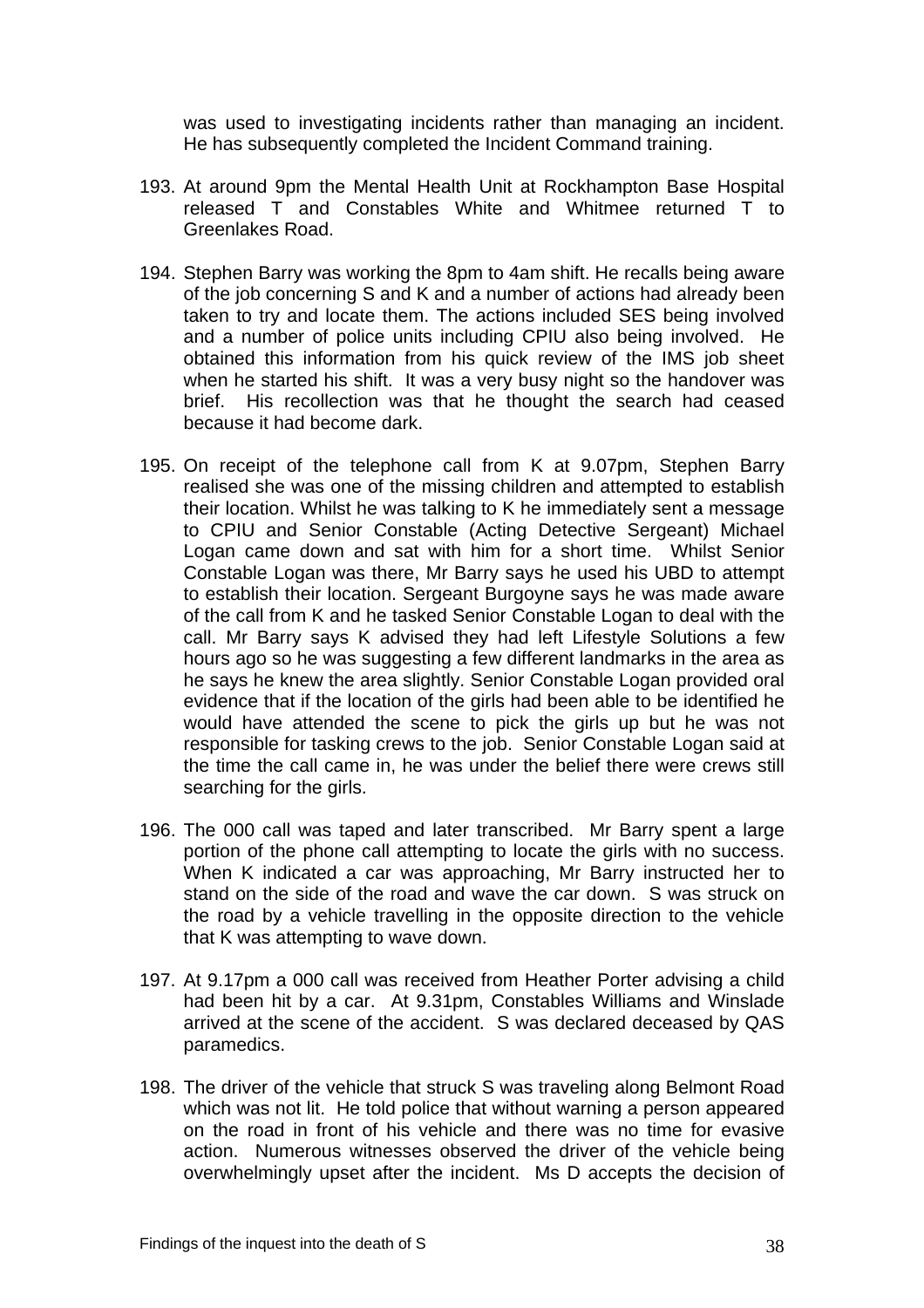was used to investigating incidents rather than managing an incident. He has subsequently completed the Incident Command training.

193. At around 9pm the Mental Health Unit at Rockhampton Base Hospital released T and Constables White and Whitmee returned T to Greenlakes Road.

194. Stephen Barry was working the 8pm to 4am shift. He recalls being aware of the job concerning S and K and a number of actions had already been taken to try and locate them. The actions included SES being involved and a number of police units including CPIU also being involved. He obtained this information from his quick review of the IMS job sheet when he started his shift. It was a very busy night so the handover was brief. His recollection was that he thought the search had ceased because it had become dark.

195. On receipt of the telephone call from K at 9.07pm, Stephen Barry realised she was one of the missing children and attempted to establish their location. Whilst he was talking to K he immediately sent a message to CPIU and Senior Constable (Acting Detective Sergeant) Michael Logan came down and sat with him for a short time. Whilst Senior Constable Logan was there, Mr Barry says he used his UBD to attempt to establish their location. Sergeant Burgoyne says he was made aware of the call from K and he tasked Senior Constable Logan to deal with the call. Mr Barry says K advised they had left Lifestyle Solutions a few hours ago so he was suggesting a few different landmarks in the area as he says he knew the area slightly. Senior Constable Logan provided oral evidence that if the location of the girls had been able to be identified he would have attended the scene to pick the girls up but he was not responsible for tasking crews to the job. Senior Constable Logan said at the time the call came in, he was under the belief there were crews still searching for the girls.

196. The 000 call was taped and later transcribed. Mr Barry spent a large portion of the phone call attempting to locate the girls with no success. When K indicated a car was approaching, Mr Barry instructed her to stand on the side of the road and wave the car down. S was struck on the road by a vehicle travelling in the opposite direction to the vehicle that K was attempting to wave down.

197. At 9.17pm a 000 call was received from Heather Porter advising a child had been hit by a car. At 9.31pm, Constables Williams and Winslade arrived at the scene of the accident. S was declared deceased by QAS paramedics.

198. The driver of the vehicle that struck S was traveling along Belmont Road which was not lit. He told police that without warning a person appeared on the road in front of his vehicle and there was no time for evasive action. Numerous witnesses observed the driver of the vehicle being overwhelmingly upset after the incident. Ms D accepts the decision of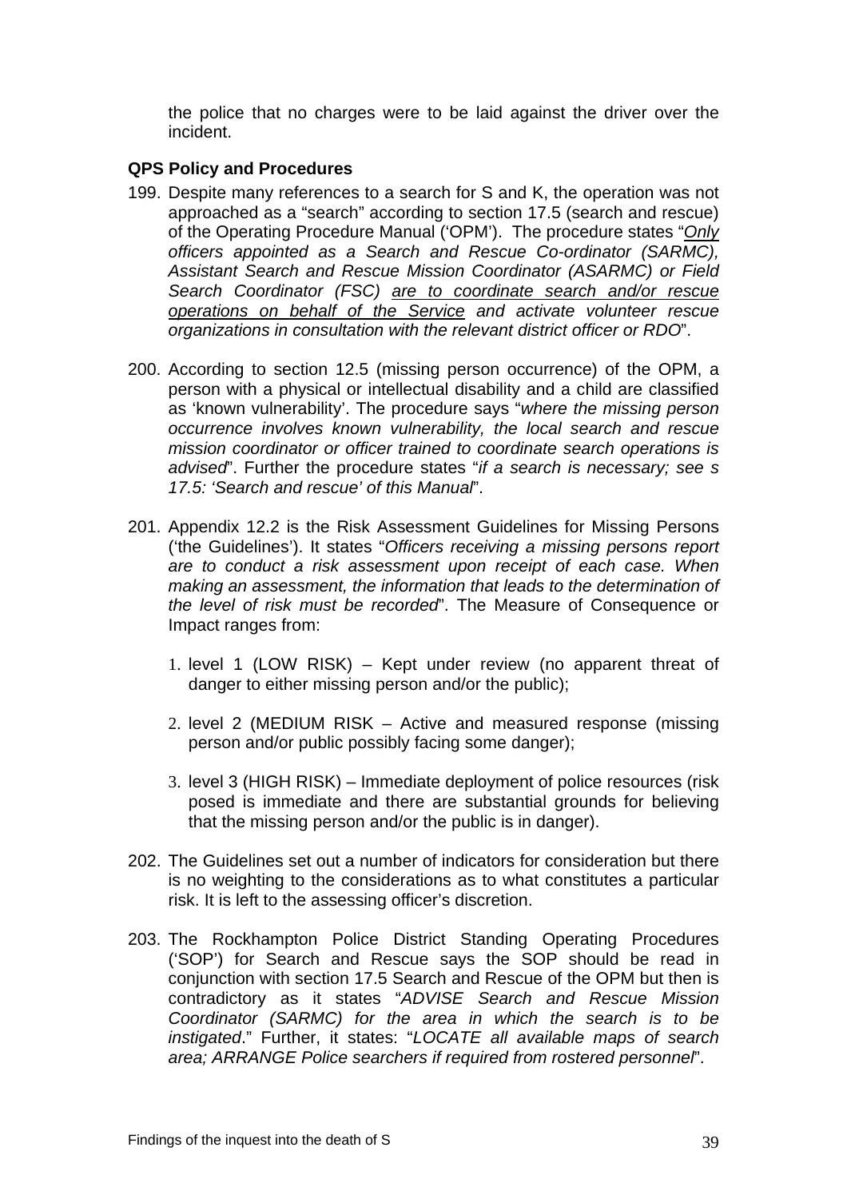the police that no charges were to be laid against the driver over the incident.

**QPS Policy and Procedures**

199. Despite many references to a search for S and K, the operation was not approached as a "search" according to section 17.5 (search and rescue) of the Operating Procedure Manual ('OPM'). The procedure states "*<u>Only</u> officers appointed as a Search and Rescue Co-ordinator (SARMC), Assistant Search and Rescue Mission Coordinator (ASARMC) or Field Search Coordinator (FSC) <u>are to coordinate search and/or rescue operations on behalf of the Service</u> and activate volunteer rescue organizations in consultation with the relevant district officer or RDO*".

200. According to section 12.5 (missing person occurrence) of the OPM, a person with a physical or intellectual disability and a child are classified as 'known vulnerability'. The procedure says "*where the missing person occurrence involves known vulnerability, the local search and rescue mission coordinator or officer trained to coordinate search operations is advised*". Further the procedure states "*if a search is necessary; see s 17.5: 'Search and rescue' of this Manual*".

201. Appendix 12.2 is the Risk Assessment Guidelines for Missing Persons ('the Guidelines'). It states "*Officers receiving a missing persons report are to conduct a risk assessment upon receipt of each case. When making an assessment, the information that leads to the determination of the level of risk must be recorded*". The Measure of Consequence or Impact ranges from:

    1. level 1 (LOW RISK) – Kept under review (no apparent threat of danger to either missing person and/or the public);

    2. level 2 (MEDIUM RISK – Active and measured response (missing person and/or public possibly facing some danger);

    3. level 3 (HIGH RISK) – Immediate deployment of police resources (risk posed is immediate and there are substantial grounds for believing that the missing person and/or the public is in danger).

202. The Guidelines set out a number of indicators for consideration but there is no weighting to the considerations as to what constitutes a particular risk. It is left to the assessing officer's discretion.

203. The Rockhampton Police District Standing Operating Procedures ('SOP') for Search and Rescue says the SOP should be read in conjunction with section 17.5 Search and Rescue of the OPM but then is contradictory as it states "*ADVISE Search and Rescue Mission Coordinator (SARMC) for the area in which the search is to be instigated*." Further, it states: "*LOCATE all available maps of search area; ARRANGE Police searchers if required from rostered personnel*".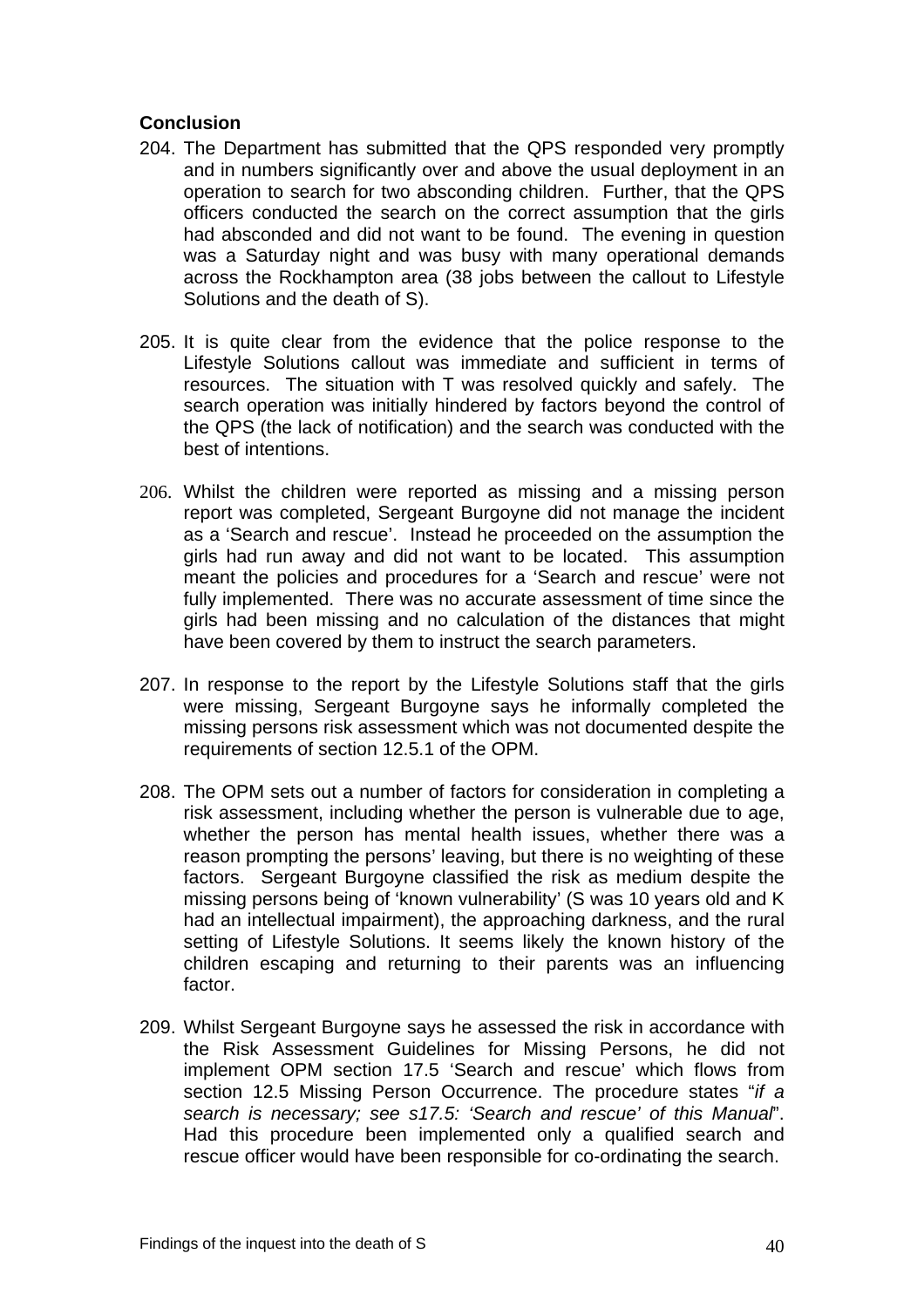**Conclusion**

204. The Department has submitted that the QPS responded very promptly and in numbers significantly over and above the usual deployment in an operation to search for two absconding children. Further, that the QPS officers conducted the search on the correct assumption that the girls had absconded and did not want to be found. The evening in question was a Saturday night and was busy with many operational demands across the Rockhampton area (38 jobs between the callout to Lifestyle Solutions and the death of S).

205. It is quite clear from the evidence that the police response to the Lifestyle Solutions callout was immediate and sufficient in terms of resources. The situation with T was resolved quickly and safely. The search operation was initially hindered by factors beyond the control of the QPS (the lack of notification) and the search was conducted with the best of intentions.

206. Whilst the children were reported as missing and a missing person report was completed, Sergeant Burgoyne did not manage the incident as a 'Search and rescue'. Instead he proceeded on the assumption the girls had run away and did not want to be located. This assumption meant the policies and procedures for a 'Search and rescue' were not fully implemented. There was no accurate assessment of time since the girls had been missing and no calculation of the distances that might have been covered by them to instruct the search parameters.

207. In response to the report by the Lifestyle Solutions staff that the girls were missing, Sergeant Burgoyne says he informally completed the missing persons risk assessment which was not documented despite the requirements of section 12.5.1 of the OPM.

208. The OPM sets out a number of factors for consideration in completing a risk assessment, including whether the person is vulnerable due to age, whether the person has mental health issues, whether there was a reason prompting the persons' leaving, but there is no weighting of these factors. Sergeant Burgoyne classified the risk as medium despite the missing persons being of 'known vulnerability' (S was 10 years old and K had an intellectual impairment), the approaching darkness, and the rural setting of Lifestyle Solutions. It seems likely the known history of the children escaping and returning to their parents was an influencing factor.

209. Whilst Sergeant Burgoyne says he assessed the risk in accordance with the Risk Assessment Guidelines for Missing Persons, he did not implement OPM section 17.5 'Search and rescue' which flows from section 12.5 Missing Person Occurrence. The procedure states "*if a search is necessary; see s17.5: 'Search and rescue' of this Manual*". Had this procedure been implemented only a qualified search and rescue officer would have been responsible for co-ordinating the search.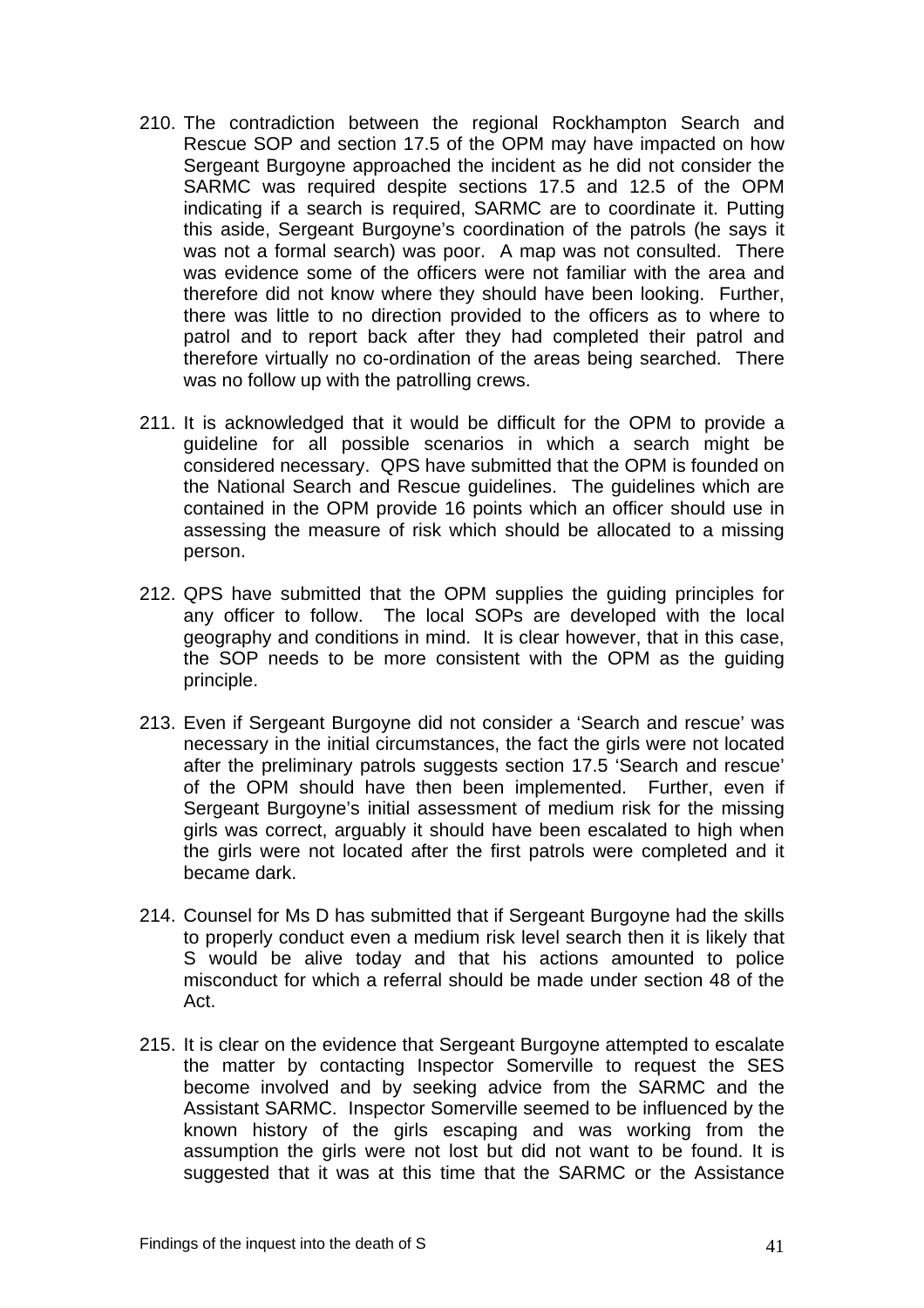210. The contradiction between the regional Rockhampton Search and Rescue SOP and section 17.5 of the OPM may have impacted on how Sergeant Burgoyne approached the incident as he did not consider the SARMC was required despite sections 17.5 and 12.5 of the OPM indicating if a search is required, SARMC are to coordinate it. Putting this aside, Sergeant Burgoyne's coordination of the patrols (he says it was not a formal search) was poor. A map was not consulted. There was evidence some of the officers were not familiar with the area and therefore did not know where they should have been looking. Further, there was little to no direction provided to the officers as to where to patrol and to report back after they had completed their patrol and therefore virtually no co-ordination of the areas being searched. There was no follow up with the patrolling crews.

211. It is acknowledged that it would be difficult for the OPM to provide a guideline for all possible scenarios in which a search might be considered necessary. QPS have submitted that the OPM is founded on the National Search and Rescue guidelines. The guidelines which are contained in the OPM provide 16 points which an officer should use in assessing the measure of risk which should be allocated to a missing person.

212. QPS have submitted that the OPM supplies the guiding principles for any officer to follow. The local SOPs are developed with the local geography and conditions in mind. It is clear however, that in this case, the SOP needs to be more consistent with the OPM as the guiding principle.

213. Even if Sergeant Burgoyne did not consider a 'Search and rescue' was necessary in the initial circumstances, the fact the girls were not located after the preliminary patrols suggests section 17.5 'Search and rescue' of the OPM should have then been implemented. Further, even if Sergeant Burgoyne's initial assessment of medium risk for the missing girls was correct, arguably it should have been escalated to high when the girls were not located after the first patrols were completed and it became dark.

214. Counsel for Ms D has submitted that if Sergeant Burgoyne had the skills to properly conduct even a medium risk level search then it is likely that S would be alive today and that his actions amounted to police misconduct for which a referral should be made under section 48 of the Act.

215. It is clear on the evidence that Sergeant Burgoyne attempted to escalate the matter by contacting Inspector Somerville to request the SES become involved and by seeking advice from the SARMC and the Assistant SARMC. Inspector Somerville seemed to be influenced by the known history of the girls escaping and was working from the assumption the girls were not lost but did not want to be found. It is suggested that it was at this time that the SARMC or the Assistance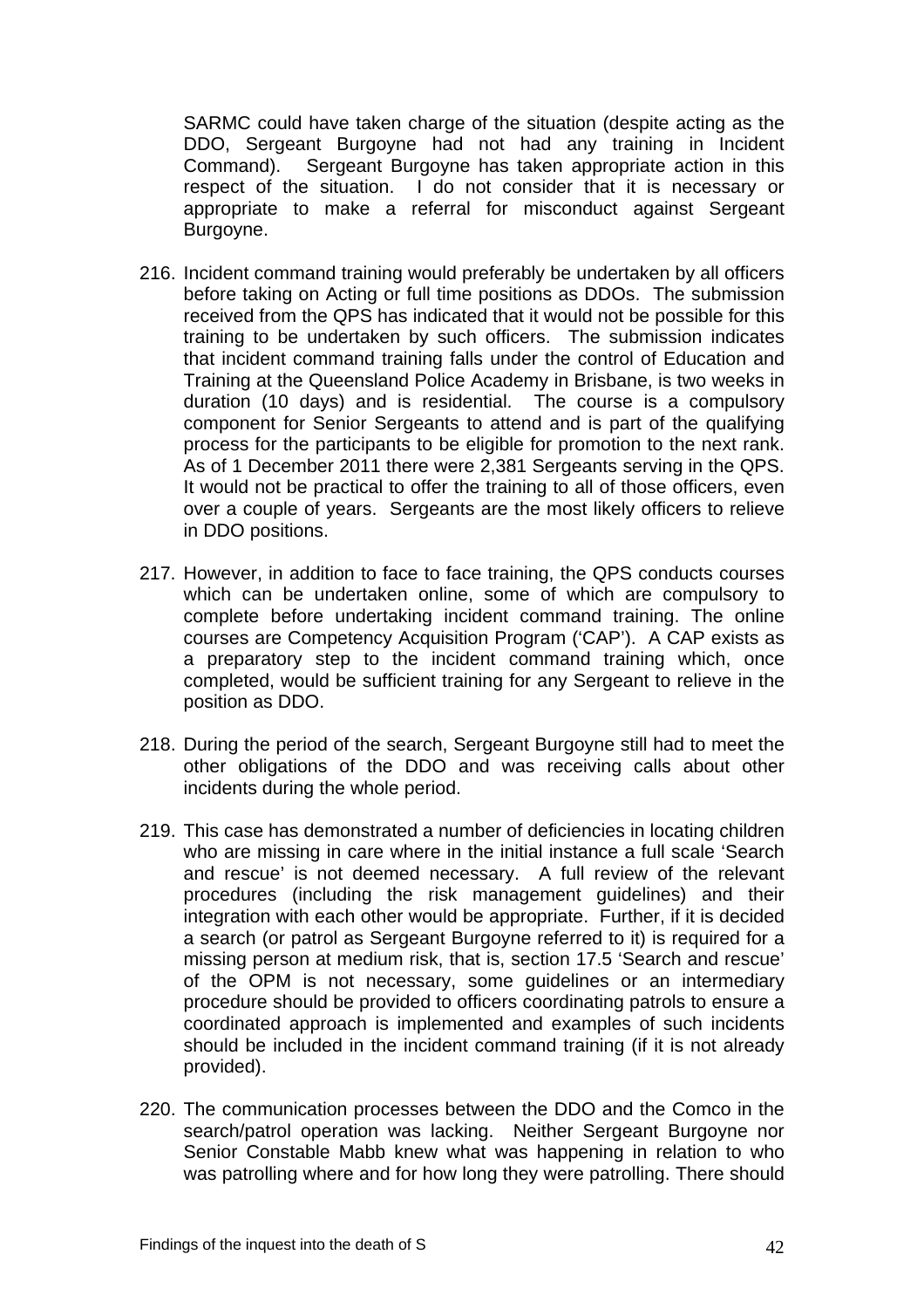SARMC could have taken charge of the situation (despite acting as the DDO, Sergeant Burgoyne had not had any training in Incident Command). Sergeant Burgoyne has taken appropriate action in this respect of the situation. I do not consider that it is necessary or appropriate to make a referral for misconduct against Sergeant Burgoyne.

216. Incident command training would preferably be undertaken by all officers before taking on Acting or full time positions as DDOs. The submission received from the QPS has indicated that it would not be possible for this training to be undertaken by such officers. The submission indicates that incident command training falls under the control of Education and Training at the Queensland Police Academy in Brisbane, is two weeks in duration (10 days) and is residential. The course is a compulsory component for Senior Sergeants to attend and is part of the qualifying process for the participants to be eligible for promotion to the next rank. As of 1 December 2011 there were 2,381 Sergeants serving in the QPS. It would not be practical to offer the training to all of those officers, even over a couple of years. Sergeants are the most likely officers to relieve in DDO positions.

217. However, in addition to face to face training, the QPS conducts courses which can be undertaken online, some of which are compulsory to complete before undertaking incident command training. The online courses are Competency Acquisition Program ('CAP'). A CAP exists as a preparatory step to the incident command training which, once completed, would be sufficient training for any Sergeant to relieve in the position as DDO.

218. During the period of the search, Sergeant Burgoyne still had to meet the other obligations of the DDO and was receiving calls about other incidents during the whole period.

219. This case has demonstrated a number of deficiencies in locating children who are missing in care where in the initial instance a full scale 'Search and rescue' is not deemed necessary. A full review of the relevant procedures (including the risk management guidelines) and their integration with each other would be appropriate. Further, if it is decided a search (or patrol as Sergeant Burgoyne referred to it) is required for a missing person at medium risk, that is, section 17.5 'Search and rescue' of the OPM is not necessary, some guidelines or an intermediary procedure should be provided to officers coordinating patrols to ensure a coordinated approach is implemented and examples of such incidents should be included in the incident command training (if it is not already provided).

220. The communication processes between the DDO and the Comco in the search/patrol operation was lacking. Neither Sergeant Burgoyne nor Senior Constable Mabb knew what was happening in relation to who was patrolling where and for how long they were patrolling. There should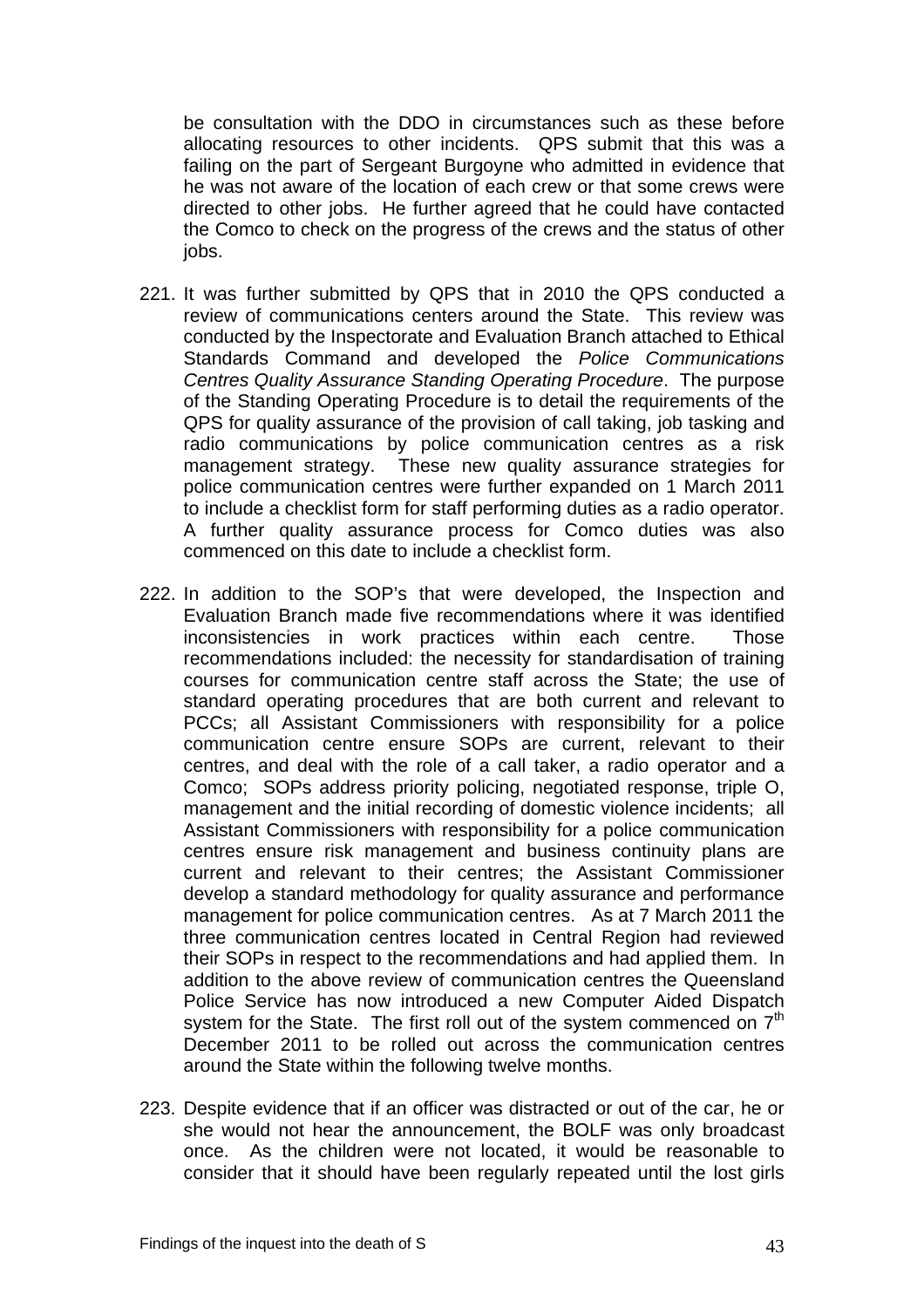be consultation with the DDO in circumstances such as these before allocating resources to other incidents. QPS submit that this was a failing on the part of Sergeant Burgoyne who admitted in evidence that he was not aware of the location of each crew or that some crews were directed to other jobs. He further agreed that he could have contacted the Comco to check on the progress of the crews and the status of other jobs.

221. It was further submitted by QPS that in 2010 the QPS conducted a review of communications centers around the State. This review was conducted by the Inspectorate and Evaluation Branch attached to Ethical Standards Command and developed the *Police Communications Centres Quality Assurance Standing Operating Procedure*. The purpose of the Standing Operating Procedure is to detail the requirements of the QPS for quality assurance of the provision of call taking, job tasking and radio communications by police communication centres as a risk management strategy. These new quality assurance strategies for police communication centres were further expanded on 1 March 2011 to include a checklist form for staff performing duties as a radio operator. A further quality assurance process for Comco duties was also commenced on this date to include a checklist form.

222. In addition to the SOP's that were developed, the Inspection and Evaluation Branch made five recommendations where it was identified inconsistencies in work practices within each centre. Those recommendations included: the necessity for standardisation of training courses for communication centre staff across the State; the use of standard operating procedures that are both current and relevant to PCCs; all Assistant Commissioners with responsibility for a police communication centre ensure SOPs are current, relevant to their centres, and deal with the role of a call taker, a radio operator and a Comco; SOPs address priority policing, negotiated response, triple O, management and the initial recording of domestic violence incidents; all Assistant Commissioners with responsibility for a police communication centres ensure risk management and business continuity plans are current and relevant to their centres; the Assistant Commissioner develop a standard methodology for quality assurance and performance management for police communication centres. As at 7 March 2011 the three communication centres located in Central Region had reviewed their SOPs in respect to the recommendations and had applied them. In addition to the above review of communication centres the Queensland Police Service has now introduced a new Computer Aided Dispatch system for the State. The first roll out of the system commenced on 7th December 2011 to be rolled out across the communication centres around the State within the following twelve months.

223. Despite evidence that if an officer was distracted or out of the car, he or she would not hear the announcement, the BOLF was only broadcast once. As the children were not located, it would be reasonable to consider that it should have been regularly repeated until the lost girls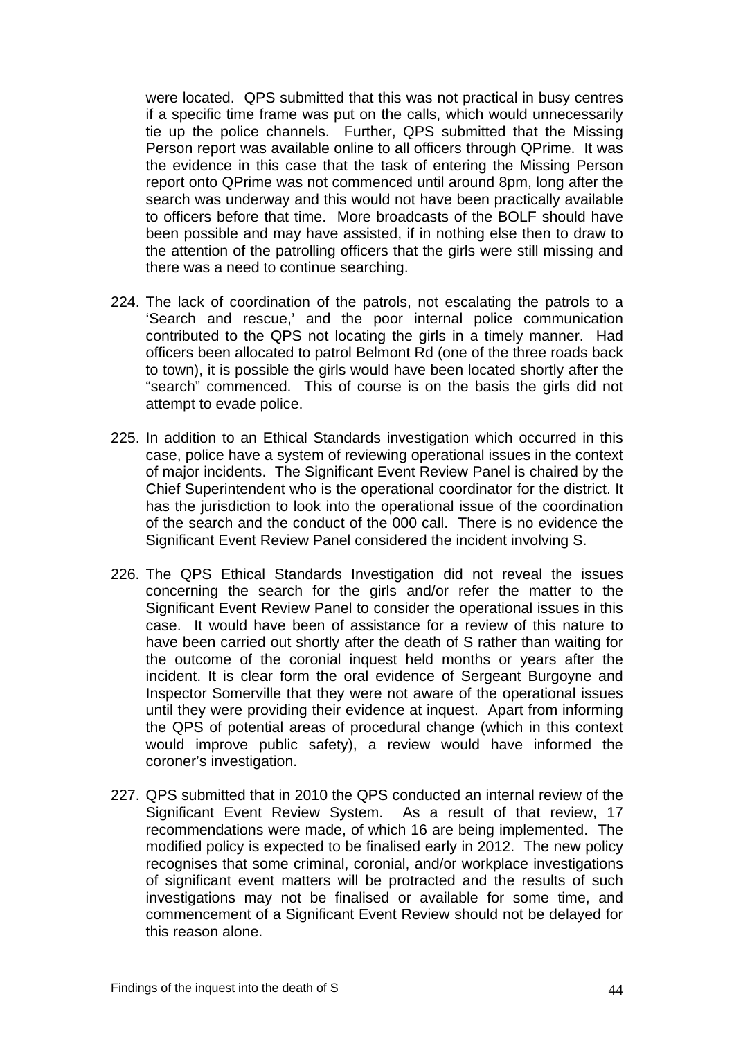were located. QPS submitted that this was not practical in busy centres if a specific time frame was put on the calls, which would unnecessarily tie up the police channels. Further, QPS submitted that the Missing Person report was available online to all officers through QPrime. It was the evidence in this case that the task of entering the Missing Person report onto QPrime was not commenced until around 8pm, long after the search was underway and this would not have been practically available to officers before that time. More broadcasts of the BOLF should have been possible and may have assisted, if in nothing else then to draw to the attention of the patrolling officers that the girls were still missing and there was a need to continue searching.

224. The lack of coordination of the patrols, not escalating the patrols to a 'Search and rescue,' and the poor internal police communication contributed to the QPS not locating the girls in a timely manner. Had officers been allocated to patrol Belmont Rd (one of the three roads back to town), it is possible the girls would have been located shortly after the "search" commenced. This of course is on the basis the girls did not attempt to evade police.

225. In addition to an Ethical Standards investigation which occurred in this case, police have a system of reviewing operational issues in the context of major incidents. The Significant Event Review Panel is chaired by the Chief Superintendent who is the operational coordinator for the district. It has the jurisdiction to look into the operational issue of the coordination of the search and the conduct of the 000 call. There is no evidence the Significant Event Review Panel considered the incident involving S.

226. The QPS Ethical Standards Investigation did not reveal the issues concerning the search for the girls and/or refer the matter to the Significant Event Review Panel to consider the operational issues in this case. It would have been of assistance for a review of this nature to have been carried out shortly after the death of S rather than waiting for the outcome of the coronial inquest held months or years after the incident. It is clear form the oral evidence of Sergeant Burgoyne and Inspector Somerville that they were not aware of the operational issues until they were providing their evidence at inquest. Apart from informing the QPS of potential areas of procedural change (which in this context would improve public safety), a review would have informed the coroner's investigation.

227. QPS submitted that in 2010 the QPS conducted an internal review of the Significant Event Review System. As a result of that review, 17 recommendations were made, of which 16 are being implemented. The modified policy is expected to be finalised early in 2012. The new policy recognises that some criminal, coronial, and/or workplace investigations of significant event matters will be protracted and the results of such investigations may not be finalised or available for some time, and commencement of a Significant Event Review should not be delayed for this reason alone.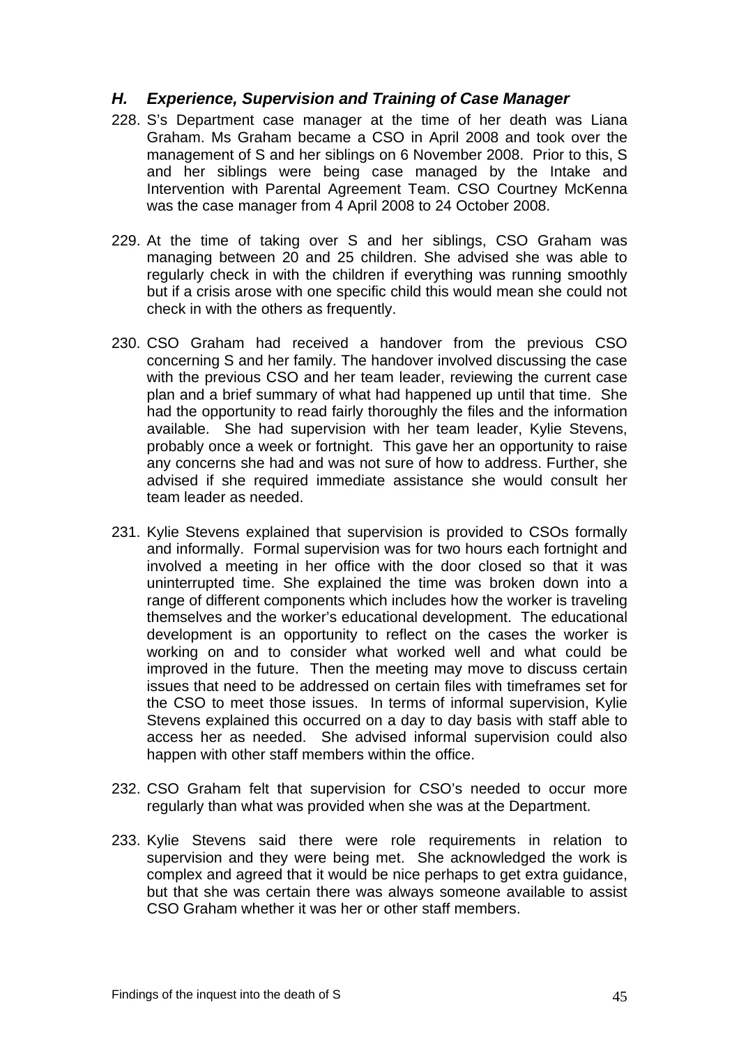## *H. Experience, Supervision and Training of Case Manager*

228. S's Department case manager at the time of her death was Liana Graham. Ms Graham became a CSO in April 2008 and took over the management of S and her siblings on 6 November 2008. Prior to this, S and her siblings were being case managed by the Intake and Intervention with Parental Agreement Team. CSO Courtney McKenna was the case manager from 4 April 2008 to 24 October 2008.

229. At the time of taking over S and her siblings, CSO Graham was managing between 20 and 25 children. She advised she was able to regularly check in with the children if everything was running smoothly but if a crisis arose with one specific child this would mean she could not check in with the others as frequently.

230. CSO Graham had received a handover from the previous CSO concerning S and her family. The handover involved discussing the case with the previous CSO and her team leader, reviewing the current case plan and a brief summary of what had happened up until that time. She had the opportunity to read fairly thoroughly the files and the information available. She had supervision with her team leader, Kylie Stevens, probably once a week or fortnight. This gave her an opportunity to raise any concerns she had and was not sure of how to address. Further, she advised if she required immediate assistance she would consult her team leader as needed.

231. Kylie Stevens explained that supervision is provided to CSOs formally and informally. Formal supervision was for two hours each fortnight and involved a meeting in her office with the door closed so that it was uninterrupted time. She explained the time was broken down into a range of different components which includes how the worker is traveling themselves and the worker's educational development. The educational development is an opportunity to reflect on the cases the worker is working on and to consider what worked well and what could be improved in the future. Then the meeting may move to discuss certain issues that need to be addressed on certain files with timeframes set for the CSO to meet those issues. In terms of informal supervision, Kylie Stevens explained this occurred on a day to day basis with staff able to access her as needed. She advised informal supervision could also happen with other staff members within the office.

232. CSO Graham felt that supervision for CSO's needed to occur more regularly than what was provided when she was at the Department.

233. Kylie Stevens said there were role requirements in relation to supervision and they were being met. She acknowledged the work is complex and agreed that it would be nice perhaps to get extra guidance, but that she was certain there was always someone available to assist CSO Graham whether it was her or other staff members.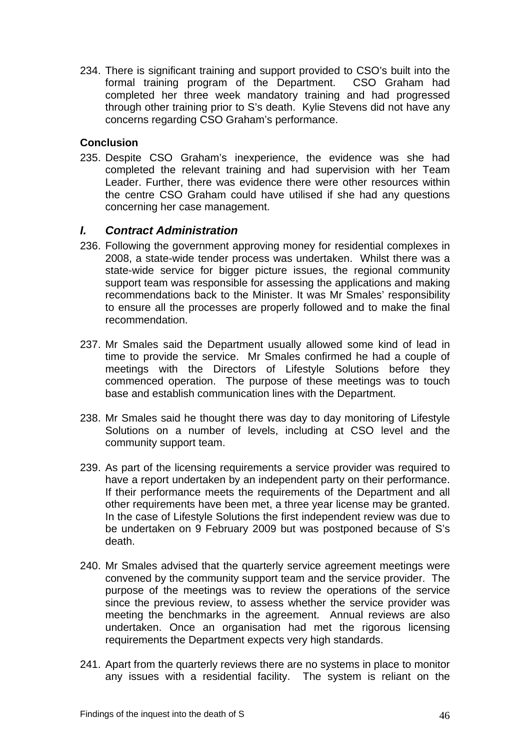234. There is significant training and support provided to CSO's built into the formal training program of the Department. CSO Graham had completed her three week mandatory training and had progressed through other training prior to S's death. Kylie Stevens did not have any concerns regarding CSO Graham's performance.

**Conclusion**

235. Despite CSO Graham's inexperience, the evidence was she had completed the relevant training and had supervision with her Team Leader. Further, there was evidence there were other resources within the centre CSO Graham could have utilised if she had any questions concerning her case management.

## *I. Contract Administration*

236. Following the government approving money for residential complexes in 2008, a state-wide tender process was undertaken. Whilst there was a state-wide service for bigger picture issues, the regional community support team was responsible for assessing the applications and making recommendations back to the Minister. It was Mr Smales' responsibility to ensure all the processes are properly followed and to make the final recommendation.

237. Mr Smales said the Department usually allowed some kind of lead in time to provide the service. Mr Smales confirmed he had a couple of meetings with the Directors of Lifestyle Solutions before they commenced operation. The purpose of these meetings was to touch base and establish communication lines with the Department.

238. Mr Smales said he thought there was day to day monitoring of Lifestyle Solutions on a number of levels, including at CSO level and the community support team.

239. As part of the licensing requirements a service provider was required to have a report undertaken by an independent party on their performance. If their performance meets the requirements of the Department and all other requirements have been met, a three year license may be granted. In the case of Lifestyle Solutions the first independent review was due to be undertaken on 9 February 2009 but was postponed because of S's death.

240. Mr Smales advised that the quarterly service agreement meetings were convened by the community support team and the service provider. The purpose of the meetings was to review the operations of the service since the previous review, to assess whether the service provider was meeting the benchmarks in the agreement. Annual reviews are also undertaken. Once an organisation had met the rigorous licensing requirements the Department expects very high standards.

241. Apart from the quarterly reviews there are no systems in place to monitor any issues with a residential facility. The system is reliant on the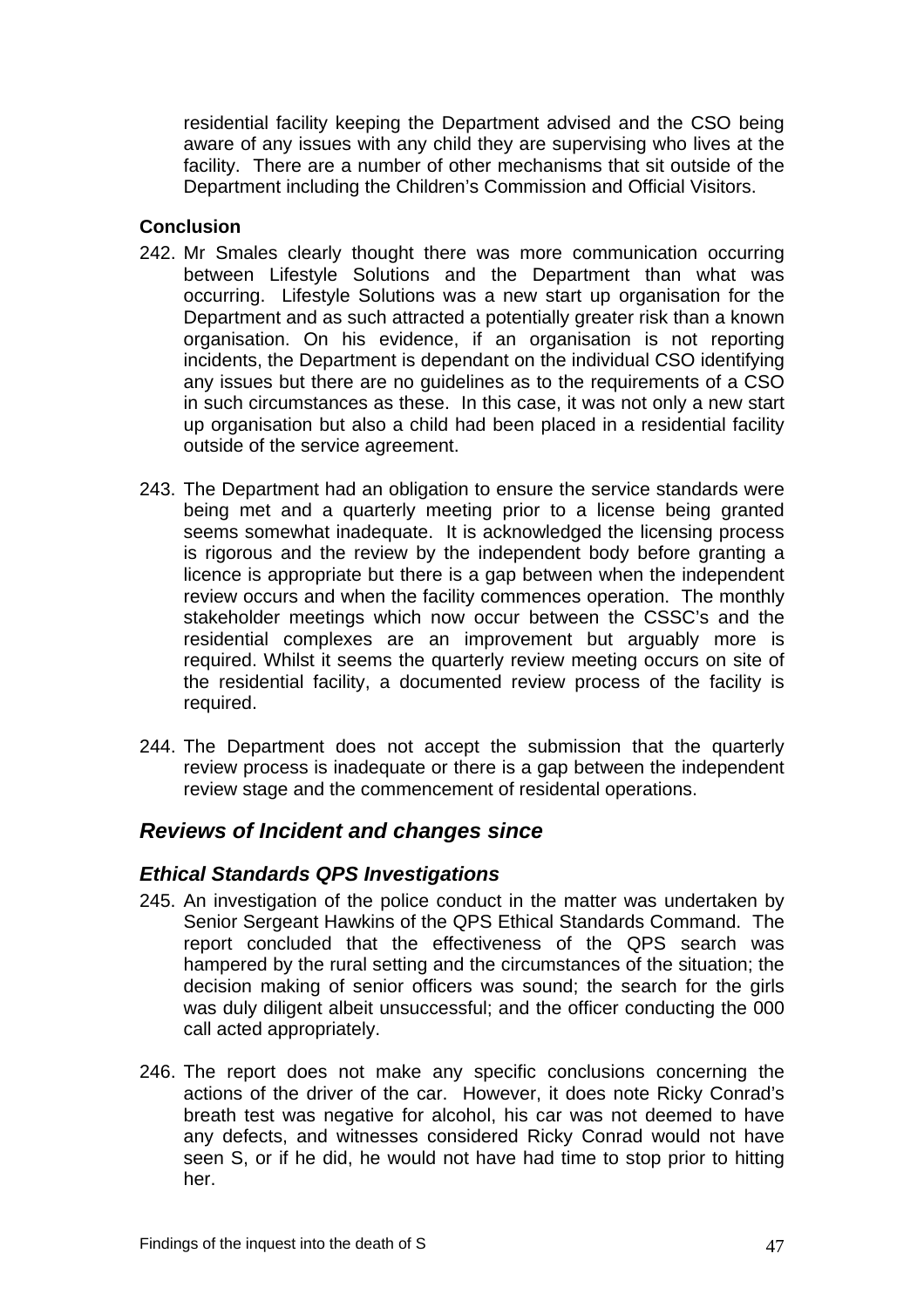residential facility keeping the Department advised and the CSO being aware of any issues with any child they are supervising who lives at the facility. There are a number of other mechanisms that sit outside of the Department including the Children's Commission and Official Visitors.

**Conclusion**

242. Mr Smales clearly thought there was more communication occurring between Lifestyle Solutions and the Department than what was occurring. Lifestyle Solutions was a new start up organisation for the Department and as such attracted a potentially greater risk than a known organisation. On his evidence, if an organisation is not reporting incidents, the Department is dependant on the individual CSO identifying any issues but there are no guidelines as to the requirements of a CSO in such circumstances as these. In this case, it was not only a new start up organisation but also a child had been placed in a residential facility outside of the service agreement.

243. The Department had an obligation to ensure the service standards were being met and a quarterly meeting prior to a license being granted seems somewhat inadequate. It is acknowledged the licensing process is rigorous and the review by the independent body before granting a licence is appropriate but there is a gap between when the independent review occurs and when the facility commences operation. The monthly stakeholder meetings which now occur between the CSSC's and the residential complexes are an improvement but arguably more is required. Whilst it seems the quarterly review meeting occurs on site of the residential facility, a documented review process of the facility is required.

244. The Department does not accept the submission that the quarterly review process is inadequate or there is a gap between the independent review stage and the commencement of residental operations.

## *Reviews of Incident and changes since*

### *Ethical Standards QPS Investigations*

245. An investigation of the police conduct in the matter was undertaken by Senior Sergeant Hawkins of the QPS Ethical Standards Command. The report concluded that the effectiveness of the QPS search was hampered by the rural setting and the circumstances of the situation; the decision making of senior officers was sound; the search for the girls was duly diligent albeit unsuccessful; and the officer conducting the 000 call acted appropriately.

246. The report does not make any specific conclusions concerning the actions of the driver of the car. However, it does note Ricky Conrad's breath test was negative for alcohol, his car was not deemed to have any defects, and witnesses considered Ricky Conrad would not have seen S, or if he did, he would not have had time to stop prior to hitting her.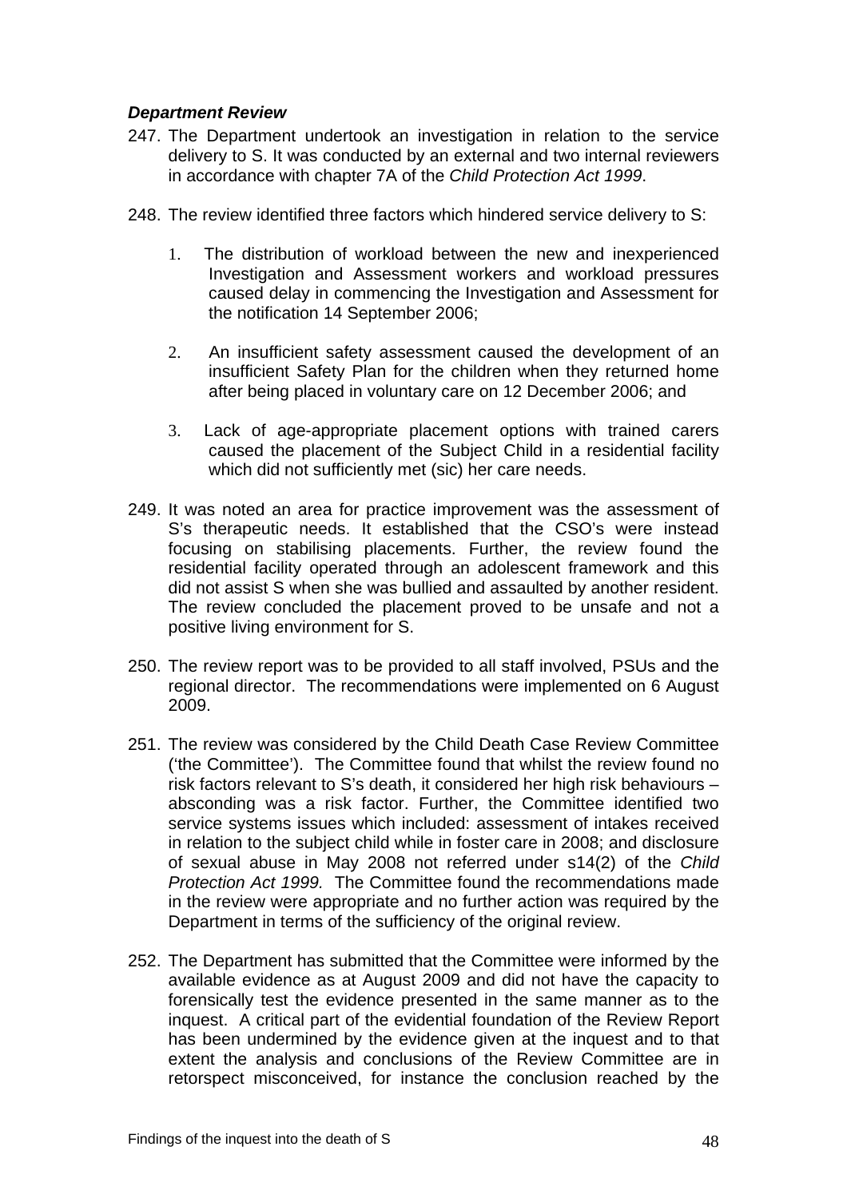### *Department Review*

247. The Department undertook an investigation in relation to the service delivery to S. It was conducted by an external and two internal reviewers in accordance with chapter 7A of the *Child Protection Act 1999*.

248. The review identified three factors which hindered service delivery to S:

    1. The distribution of workload between the new and inexperienced Investigation and Assessment workers and workload pressures caused delay in commencing the Investigation and Assessment for the notification 14 September 2006;

    2. An insufficient safety assessment caused the development of an insufficient Safety Plan for the children when they returned home after being placed in voluntary care on 12 December 2006; and

    3. Lack of age-appropriate placement options with trained carers caused the placement of the Subject Child in a residential facility which did not sufficiently met (sic) her care needs.

249. It was noted an area for practice improvement was the assessment of S's therapeutic needs. It established that the CSO's were instead focusing on stabilising placements. Further, the review found the residential facility operated through an adolescent framework and this did not assist S when she was bullied and assaulted by another resident. The review concluded the placement proved to be unsafe and not a positive living environment for S.

250. The review report was to be provided to all staff involved, PSUs and the regional director. The recommendations were implemented on 6 August 2009.

251. The review was considered by the Child Death Case Review Committee ('the Committee'). The Committee found that whilst the review found no risk factors relevant to S's death, it considered her high risk behaviours – absconding was a risk factor. Further, the Committee identified two service systems issues which included: assessment of intakes received in relation to the subject child while in foster care in 2008; and disclosure of sexual abuse in May 2008 not referred under s14(2) of the *Child Protection Act 1999.* The Committee found the recommendations made in the review were appropriate and no further action was required by the Department in terms of the sufficiency of the original review.

252. The Department has submitted that the Committee were informed by the available evidence as at August 2009 and did not have the capacity to forensically test the evidence presented in the same manner as to the inquest. A critical part of the evidential foundation of the Review Report has been undermined by the evidence given at the inquest and to that extent the analysis and conclusions of the Review Committee are in retorspect misconceived, for instance the conclusion reached by the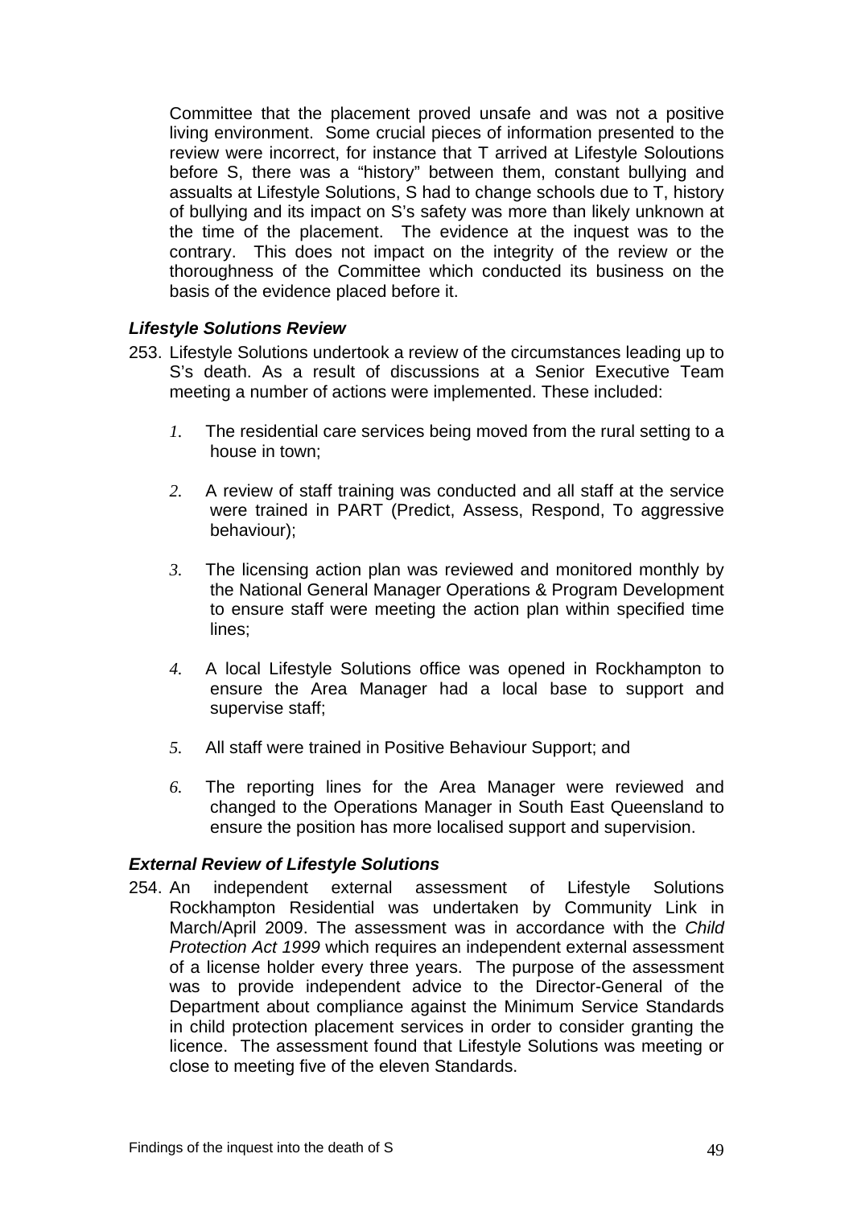Committee that the placement proved unsafe and was not a positive living environment. Some crucial pieces of information presented to the review were incorrect, for instance that T arrived at Lifestyle Soloutions before S, there was a "history" between them, constant bullying and assualts at Lifestyle Solutions, S had to change schools due to T, history of bullying and its impact on S's safety was more than likely unknown at the time of the placement. The evidence at the inquest was to the contrary. This does not impact on the integrity of the review or the thoroughness of the Committee which conducted its business on the basis of the evidence placed before it.

### *Lifestyle Solutions Review*

253. Lifestyle Solutions undertook a review of the circumstances leading up to S's death. As a result of discussions at a Senior Executive Team meeting a number of actions were implemented. These included:

   1. The residential care services being moved from the rural setting to a house in town;

   2. A review of staff training was conducted and all staff at the service were trained in PART (Predict, Assess, Respond, To aggressive behaviour);

   3. The licensing action plan was reviewed and monitored monthly by the National General Manager Operations & Program Development to ensure staff were meeting the action plan within specified time lines;

   4. A local Lifestyle Solutions office was opened in Rockhampton to ensure the Area Manager had a local base to support and supervise staff;

   5. All staff were trained in Positive Behaviour Support; and

   6. The reporting lines for the Area Manager were reviewed and changed to the Operations Manager in South East Queensland to ensure the position has more localised support and supervision.

### *External Review of Lifestyle Solutions*

254. An independent external assessment of Lifestyle Solutions Rockhampton Residential was undertaken by Community Link in March/April 2009. The assessment was in accordance with the *Child Protection Act 1999* which requires an independent external assessment of a license holder every three years. The purpose of the assessment was to provide independent advice to the Director-General of the Department about compliance against the Minimum Service Standards in child protection placement services in order to consider granting the licence. The assessment found that Lifestyle Solutions was meeting or close to meeting five of the eleven Standards.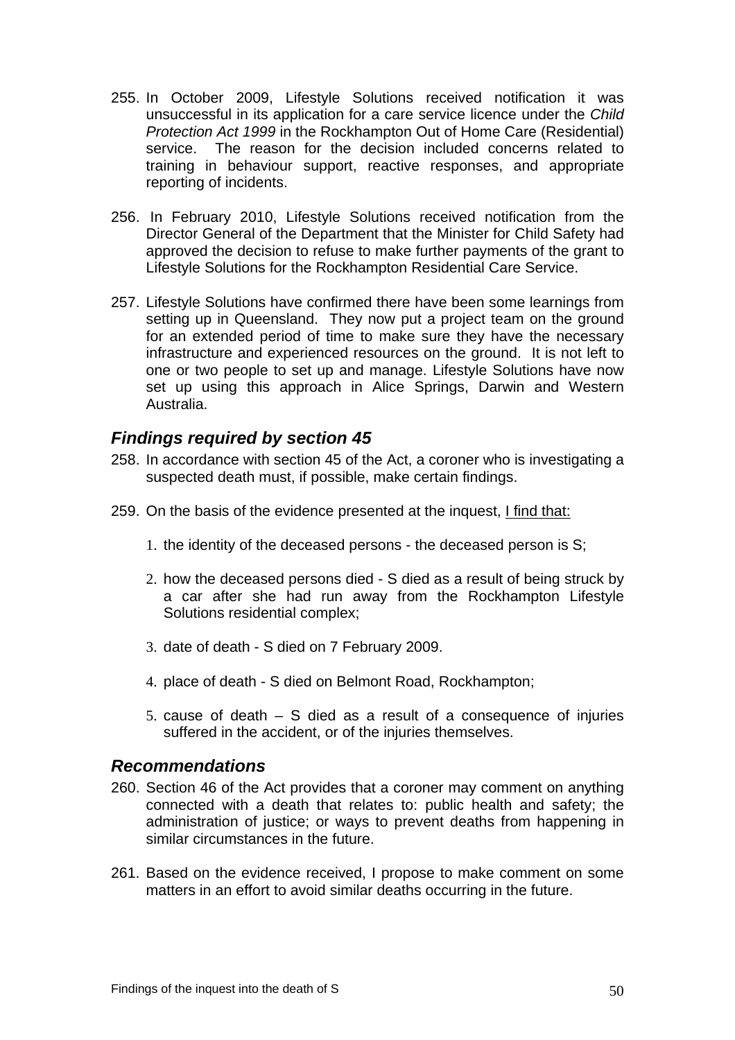255. In October 2009, Lifestyle Solutions received notification it was unsuccessful in its application for a care service licence under the *Child Protection Act 1999* in the Rockhampton Out of Home Care (Residential) service. The reason for the decision included concerns related to training in behaviour support, reactive responses, and appropriate reporting of incidents.

256. In February 2010, Lifestyle Solutions received notification from the Director General of the Department that the Minister for Child Safety had approved the decision to refuse to make further payments of the grant to Lifestyle Solutions for the Rockhampton Residential Care Service.

257. Lifestyle Solutions have confirmed there have been some learnings from setting up in Queensland. They now put a project team on the ground for an extended period of time to make sure they have the necessary infrastructure and experienced resources on the ground. It is not left to one or two people to set up and manage. Lifestyle Solutions have now set up using this approach in Alice Springs, Darwin and Western Australia.

## *Findings required by section 45*

258. In accordance with section 45 of the Act, a coroner who is investigating a suspected death must, if possible, make certain findings.

259. On the basis of the evidence presented at the inquest, <u>I find that:</u>

   1. the identity of the deceased persons - the deceased person is S;

   2. how the deceased persons died - S died as a result of being struck by a car after she had run away from the Rockhampton Lifestyle Solutions residential complex;

   3. date of death - S died on 7 February 2009.

   4. place of death - S died on Belmont Road, Rockhampton;

   5. cause of death – S died as a result of a consequence of injuries suffered in the accident, or of the injuries themselves.

## *Recommendations*

260. Section 46 of the Act provides that a coroner may comment on anything connected with a death that relates to: public health and safety; the administration of justice; or ways to prevent deaths from happening in similar circumstances in the future.

261. Based on the evidence received, I propose to make comment on some matters in an effort to avoid similar deaths occurring in the future.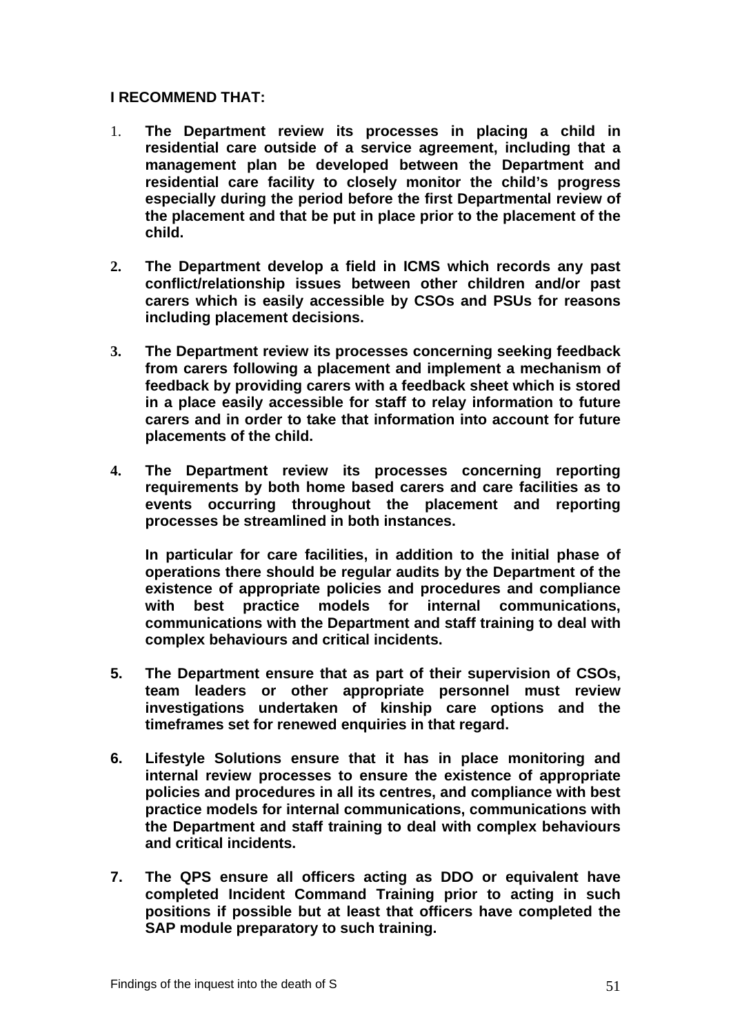**I RECOMMEND THAT:**

1. **The Department review its processes in placing a child in residential care outside of a service agreement, including that a management plan be developed between the Department and residential care facility to closely monitor the child's progress especially during the period before the first Departmental review of the placement and that be put in place prior to the placement of the child.**

2. **The Department develop a field in ICMS which records any past conflict/relationship issues between other children and/or past carers which is easily accessible by CSOs and PSUs for reasons including placement decisions.**

3. **The Department review its processes concerning seeking feedback from carers following a placement and implement a mechanism of feedback by providing carers with a feedback sheet which is stored in a place easily accessible for staff to relay information to future carers and in order to take that information into account for future placements of the child.**

4. **The Department review its processes concerning reporting requirements by both home based carers and care facilities as to events occurring throughout the placement and reporting processes be streamlined in both instances.**

   **In particular for care facilities, in addition to the initial phase of operations there should be regular audits by the Department of the existence of appropriate policies and procedures and compliance with best practice models for internal communications, communications with the Department and staff training to deal with complex behaviours and critical incidents.**

5. **The Department ensure that as part of their supervision of CSOs, team leaders or other appropriate personnel must review investigations undertaken of kinship care options and the timeframes set for renewed enquiries in that regard.**

6. **Lifestyle Solutions ensure that it has in place monitoring and internal review processes to ensure the existence of appropriate policies and procedures in all its centres, and compliance with best practice models for internal communications, communications with the Department and staff training to deal with complex behaviours and critical incidents.**

7. **The QPS ensure all officers acting as DDO or equivalent have completed Incident Command Training prior to acting in such positions if possible but at least that officers have completed the SAP module preparatory to such training.**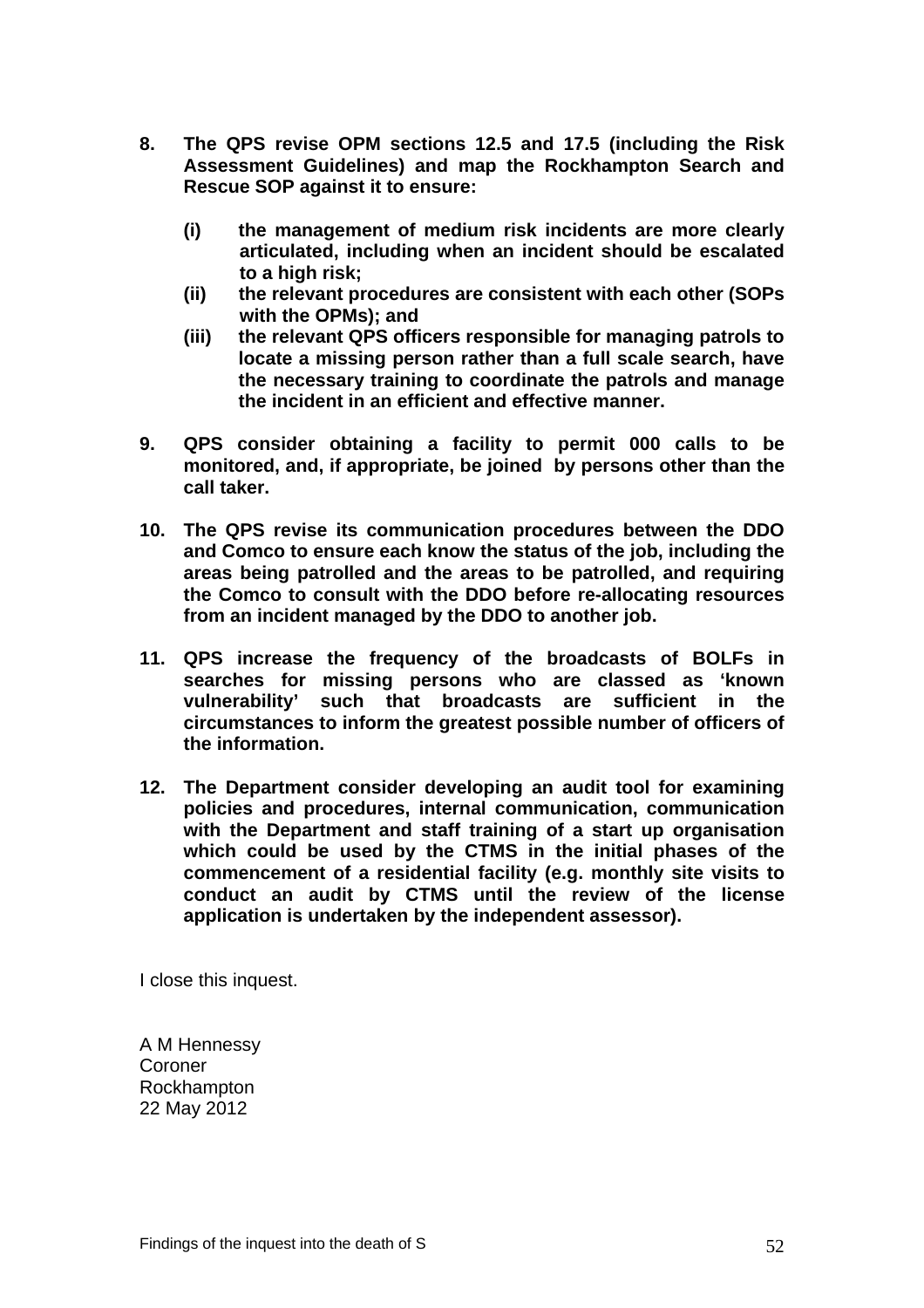**8. The QPS revise OPM sections 12.5 and 17.5 (including the Risk Assessment Guidelines) and map the Rockhampton Search and Rescue SOP against it to ensure:**

   **(i) the management of medium risk incidents are more clearly articulated, including when an incident should be escalated to a high risk;**
   **(ii) the relevant procedures are consistent with each other (SOPs with the OPMs); and**
   **(iii) the relevant QPS officers responsible for managing patrols to locate a missing person rather than a full scale search, have the necessary training to coordinate the patrols and manage the incident in an efficient and effective manner.**

**9. QPS consider obtaining a facility to permit 000 calls to be monitored, and, if appropriate, be joined by persons other than the call taker.**

**10. The QPS revise its communication procedures between the DDO and Comco to ensure each know the status of the job, including the areas being patrolled and the areas to be patrolled, and requiring the Comco to consult with the DDO before re-allocating resources from an incident managed by the DDO to another job.**

**11. QPS increase the frequency of the broadcasts of BOLFs in searches for missing persons who are classed as 'known vulnerability' such that broadcasts are sufficient in the circumstances to inform the greatest possible number of officers of the information.**

**12. The Department consider developing an audit tool for examining policies and procedures, internal communication, communication with the Department and staff training of a start up organisation which could be used by the CTMS in the initial phases of the commencement of a residential facility (e.g. monthly site visits to conduct an audit by CTMS until the review of the license application is undertaken by the independent assessor).**

I close this inquest.

A M Hennessy
Coroner
Rockhampton
22 May 2012